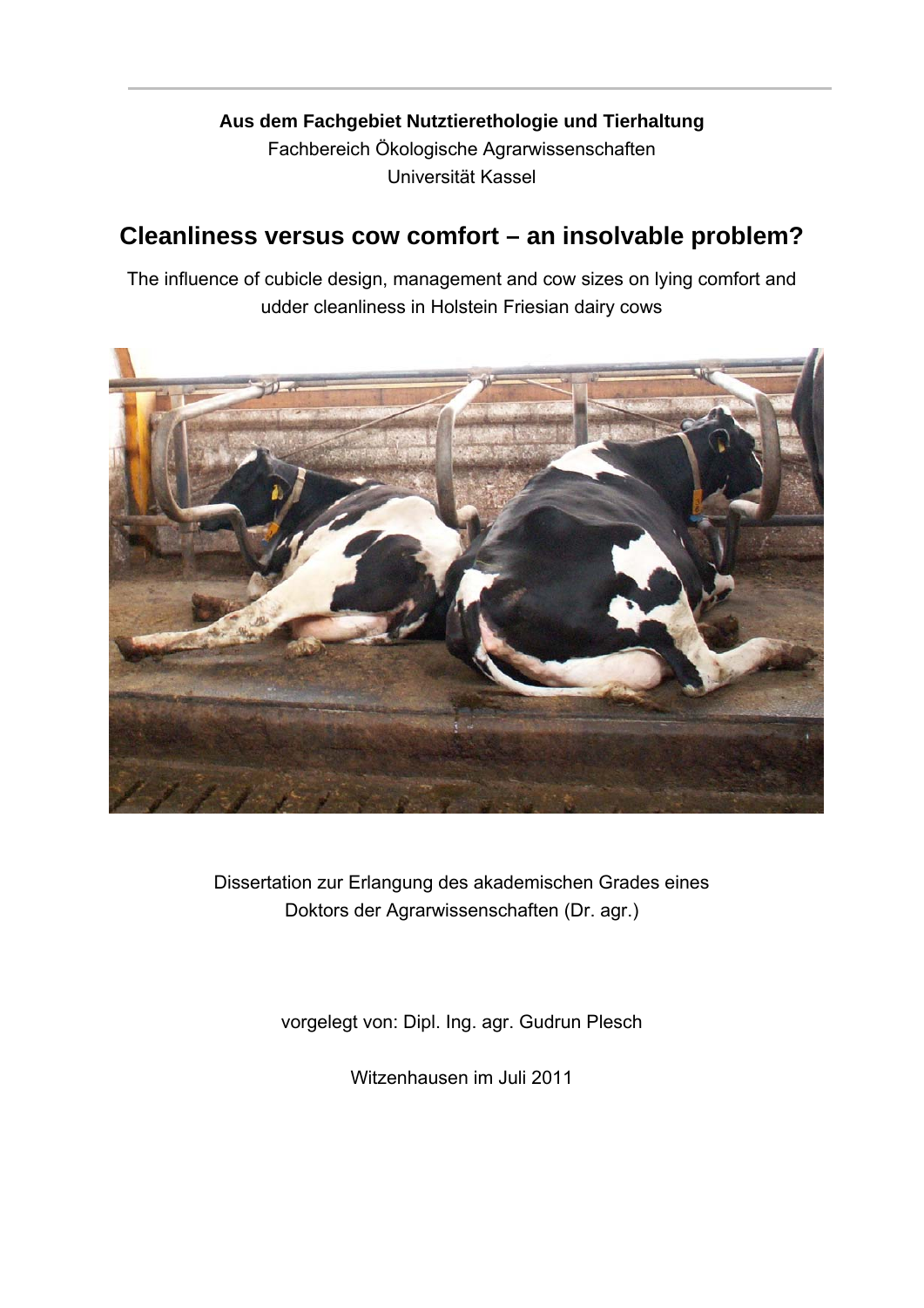**Aus dem Fachgebiet Nutztierethologie und Tierhaltung**

Fachbereich Ökologische Agrarwissenschaften

Universität Kassel

# Cleanliness versus cow comfort – an insolvable problem?

The influence of cubicle design, management and cow sizes on lying comfort and udder cleanliness in Holstein Friesian dairy cows

Dissertation zur Erlangung des akademischen Grades eines Doktors der Agrarwissenschaften (Dr. agr.)

vorgelegt von: Dipl. Ing. agr. Gudrun Plesch

Witzenhausen im Juli 2011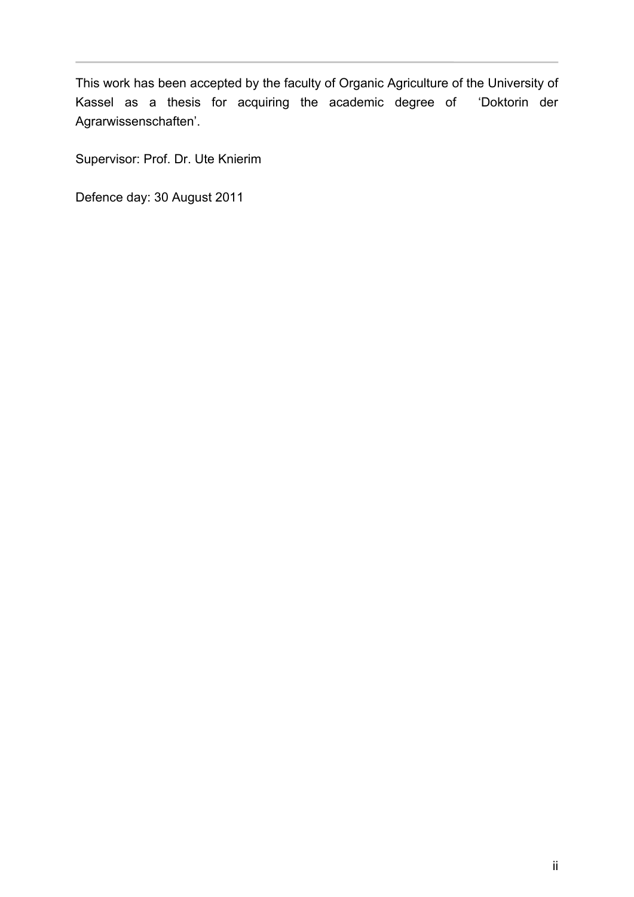This work has been accepted by the faculty of Organic Agriculture of the University of Kassel as a thesis for acquiring the academic degree of 'Doktorin der Agrarwissenschaften'.

Supervisor: Prof. Dr. Ute Knierim

Defence day: 30 August 2011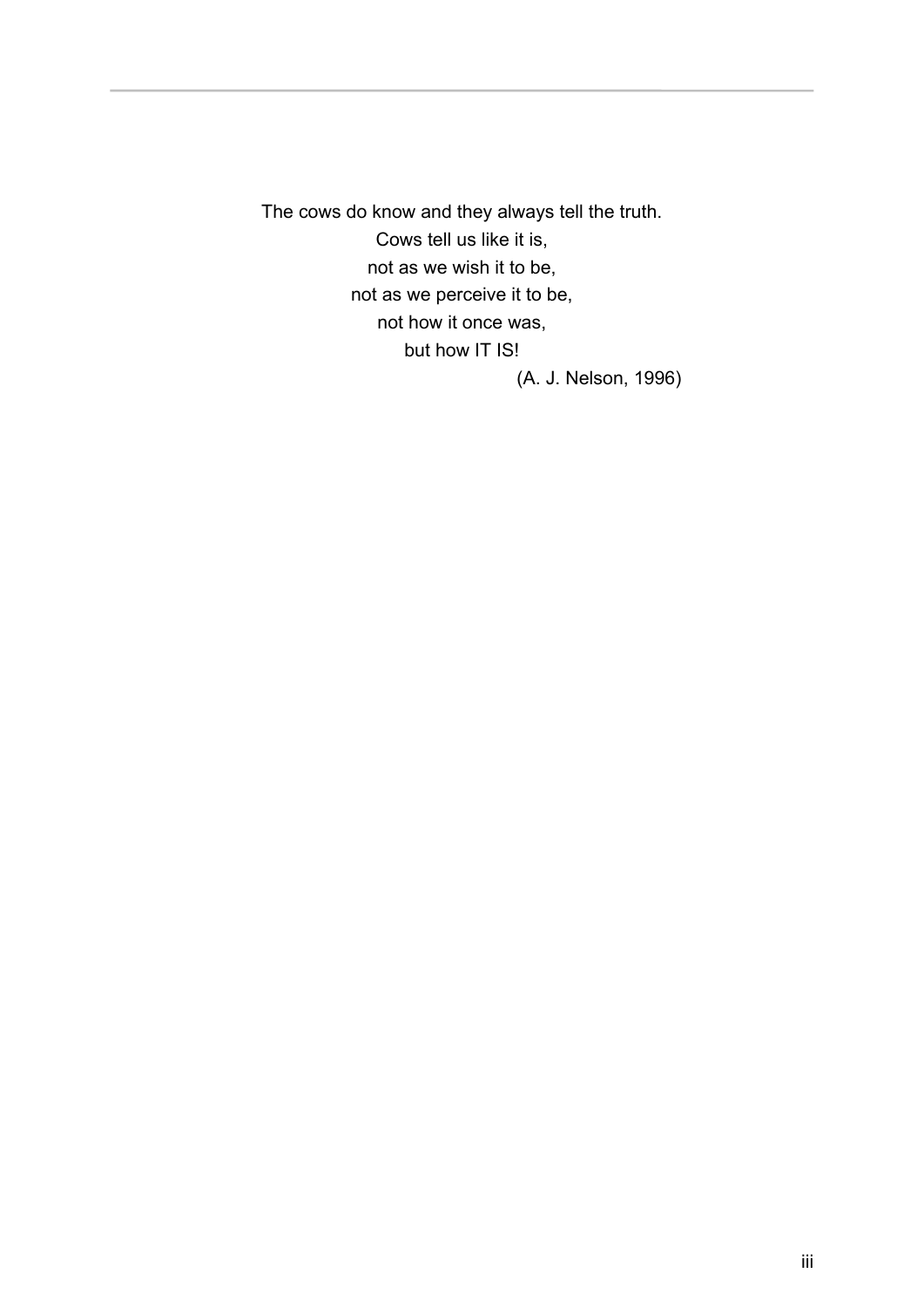The cows do know and they always tell the truth.
Cows tell us like it is,
not as we wish it to be,
not as we perceive it to be,
not how it once was,
but how IT IS!

(A. J. Nelson, 1996)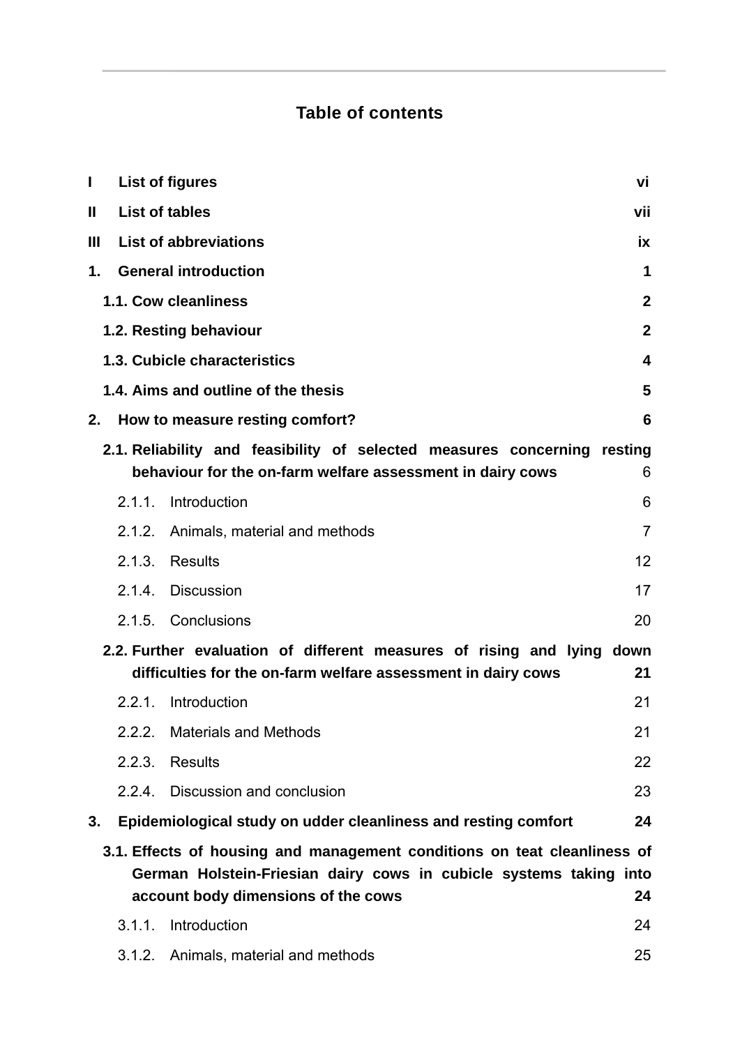# Table of contents

| | | |
|---|---|---|
| **I** | **List of figures** | **vi** |
| **II** | **List of tables** | **vii** |
| **III** | **List of abbreviations** | **ix** |
| **1.** | **General introduction** | **1** |
| | **1.1. Cow cleanliness** | **2** |
| | **1.2. Resting behaviour** | **2** |
| | **1.3. Cubicle characteristics** | **4** |
| | **1.4. Aims and outline of the thesis** | **5** |
| **2.** | **How to measure resting comfort?** | **6** |
| | **2.1. Reliability and feasibility of selected measures concerning resting behaviour for the on-farm welfare assessment in dairy cows** | 6 |
| | 2.1.1. Introduction | 6 |
| | 2.1.2. Animals, material and methods | 7 |
| | 2.1.3. Results | 12 |
| | 2.1.4. Discussion | 17 |
| | 2.1.5. Conclusions | 20 |
| | **2.2. Further evaluation of different measures of rising and lying down difficulties for the on-farm welfare assessment in dairy cows** | **21** |
| | 2.2.1. Introduction | 21 |
| | 2.2.2. Materials and Methods | 21 |
| | 2.2.3. Results | 22 |
| | 2.2.4. Discussion and conclusion | 23 |
| **3.** | **Epidemiological study on udder cleanliness and resting comfort** | **24** |
| | **3.1. Effects of housing and management conditions on teat cleanliness of German Holstein-Friesian dairy cows in cubicle systems taking into account body dimensions of the cows** | **24** |
| | 3.1.1. Introduction | 24 |
| | 3.1.2. Animals, material and methods | 25 |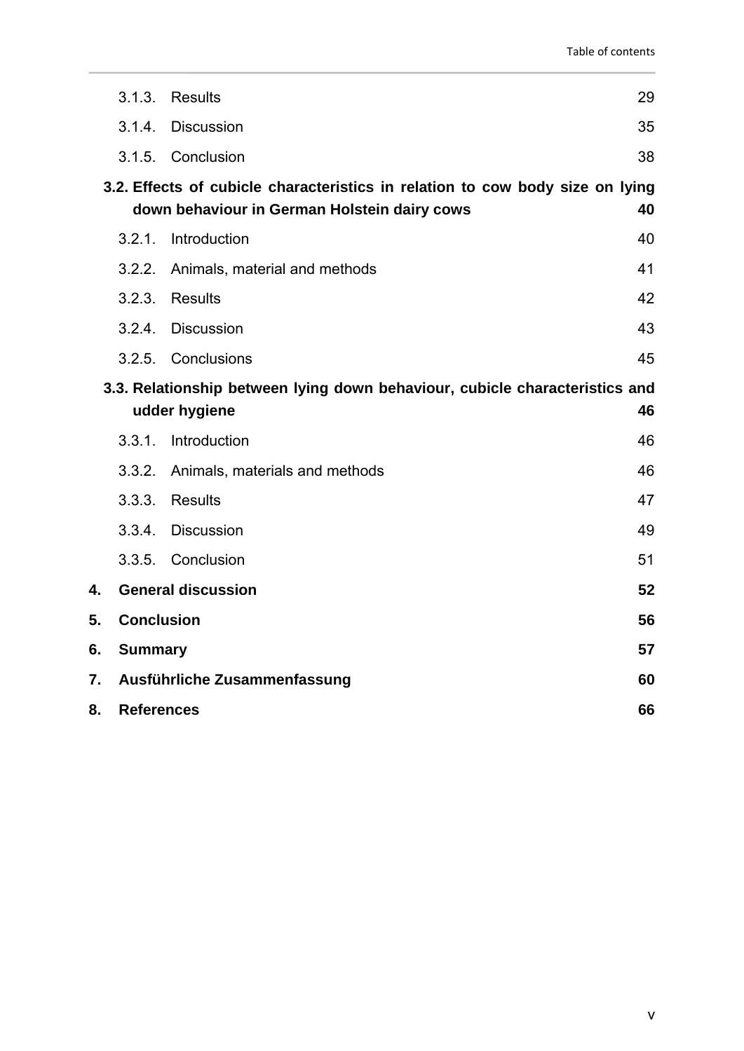3.1.3. Results 29

3.1.4. Discussion 35

3.1.5. Conclusion 38

**3.2. Effects of cubicle characteristics in relation to cow body size on lying down behaviour in German Holstein dairy cows 40**

3.2.1. Introduction 40

3.2.2. Animals, material and methods 41

3.2.3. Results 42

3.2.4. Discussion 43

3.2.5. Conclusions 45

**3.3. Relationship between lying down behaviour, cubicle characteristics and udder hygiene 46**

3.3.1. Introduction 46

3.3.2. Animals, materials and methods 46

3.3.3. Results 47

3.3.4. Discussion 49

3.3.5. Conclusion 51

**4. General discussion 52**

**5. Conclusion 56**

**6. Summary 57**

**7. Ausführliche Zusammenfassung 60**

**8. References 66**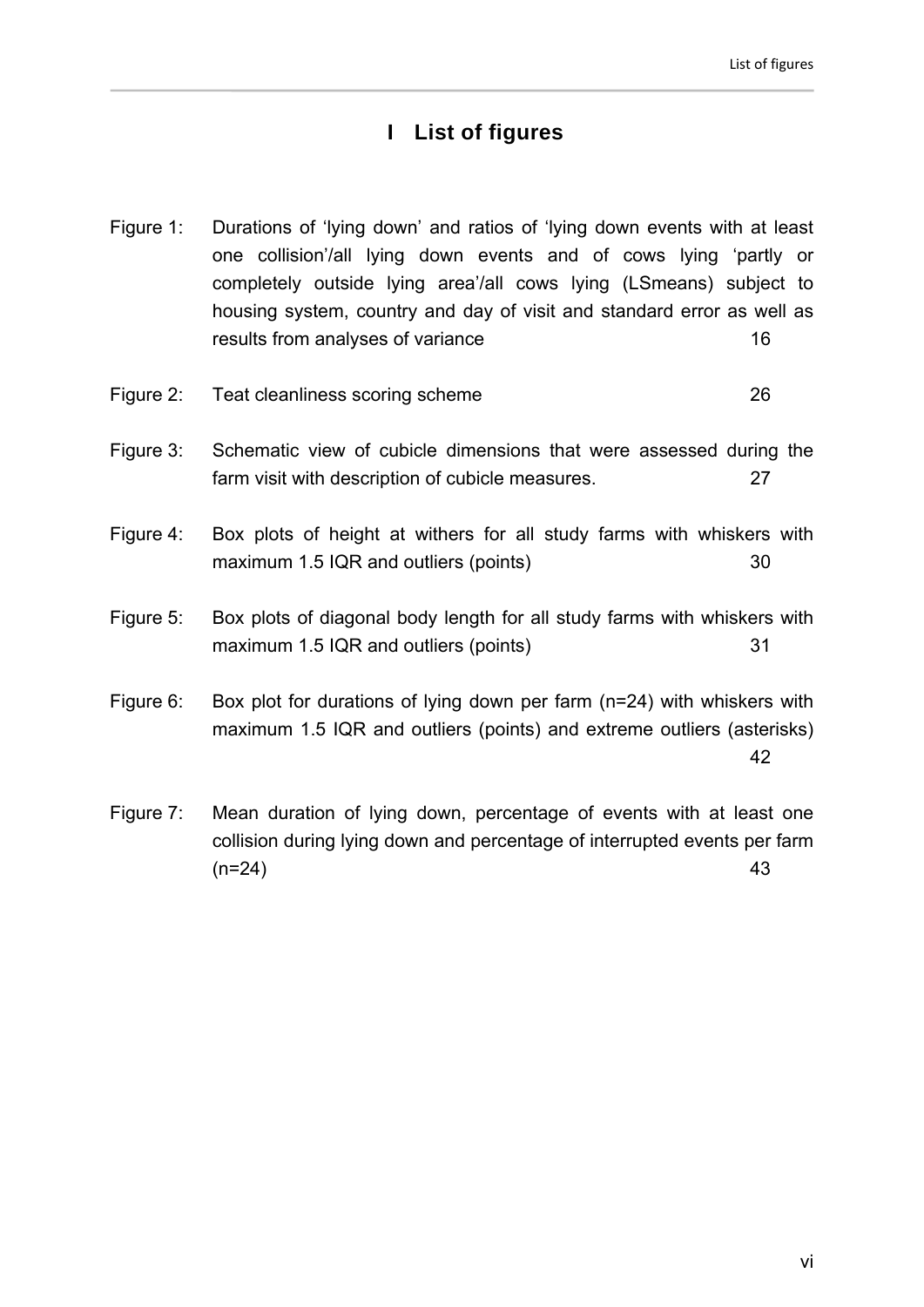# I List of figures

Figure 1: Durations of 'lying down' and ratios of 'lying down events with at least one collision'/all lying down events and of cows lying 'partly or completely outside lying area'/all cows lying (LSmeans) subject to housing system, country and day of visit and standard error as well as results from analyses of variance 16

Figure 2: Teat cleanliness scoring scheme 26

Figure 3: Schematic view of cubicle dimensions that were assessed during the farm visit with description of cubicle measures. 27

Figure 4: Box plots of height at withers for all study farms with whiskers with maximum 1.5 IQR and outliers (points) 30

Figure 5: Box plots of diagonal body length for all study farms with whiskers with maximum 1.5 IQR and outliers (points) 31

Figure 6: Box plot for durations of lying down per farm (n=24) with whiskers with maximum 1.5 IQR and outliers (points) and extreme outliers (asterisks) 42

Figure 7: Mean duration of lying down, percentage of events with at least one collision during lying down and percentage of interrupted events per farm (n=24) 43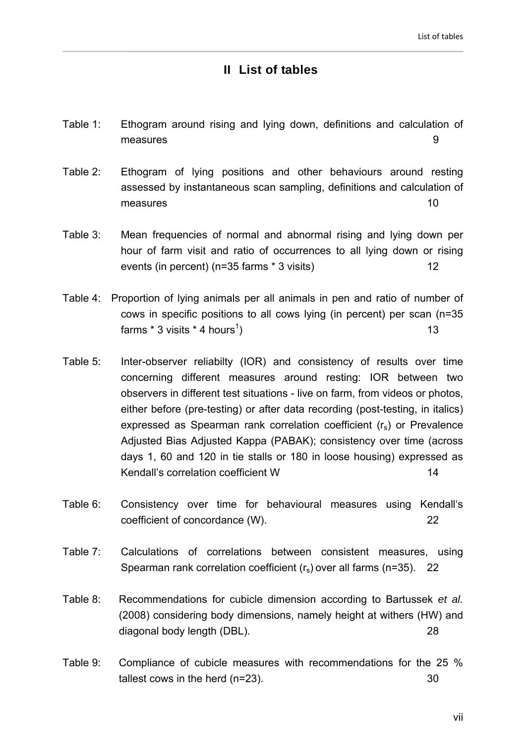## II List of tables

Table 1: Ethogram around rising and lying down, definitions and calculation of measures 9

Table 2: Ethogram of lying positions and other behaviours around resting assessed by instantaneous scan sampling, definitions and calculation of measures 10

Table 3: Mean frequencies of normal and abnormal rising and lying down per hour of farm visit and ratio of occurrences to all lying down or rising events (in percent) (n=35 farms * 3 visits) 12

Table 4: Proportion of lying animals per all animals in pen and ratio of number of cows in specific positions to all cows lying (in percent) per scan (n=35 farms * 3 visits * 4 hours[1]) 13

Table 5: Inter-observer reliabilty (IOR) and consistency of results over time concerning different measures around resting: IOR between two observers in different test situations - live on farm, from videos or photos, either before (pre-testing) or after data recording (post-testing, in italics) expressed as Spearman rank correlation coefficient ($r_s$) or Prevalence Adjusted Bias Adjusted Kappa (PABAK); consistency over time (across days 1, 60 and 120 in tie stalls or 180 in loose housing) expressed as Kendall's correlation coefficient W 14

Table 6: Consistency over time for behavioural measures using Kendall's coefficient of concordance (W). 22

Table 7: Calculations of correlations between consistent measures, using Spearman rank correlation coefficient ($r_s$) over all farms (n=35). 22

Table 8: Recommendations for cubicle dimension according to Bartussek *et al.* (2008) considering body dimensions, namely height at withers (HW) and diagonal body length (DBL). 28

Table 9: Compliance of cubicle measures with recommendations for the 25 % tallest cows in the herd (n=23). 30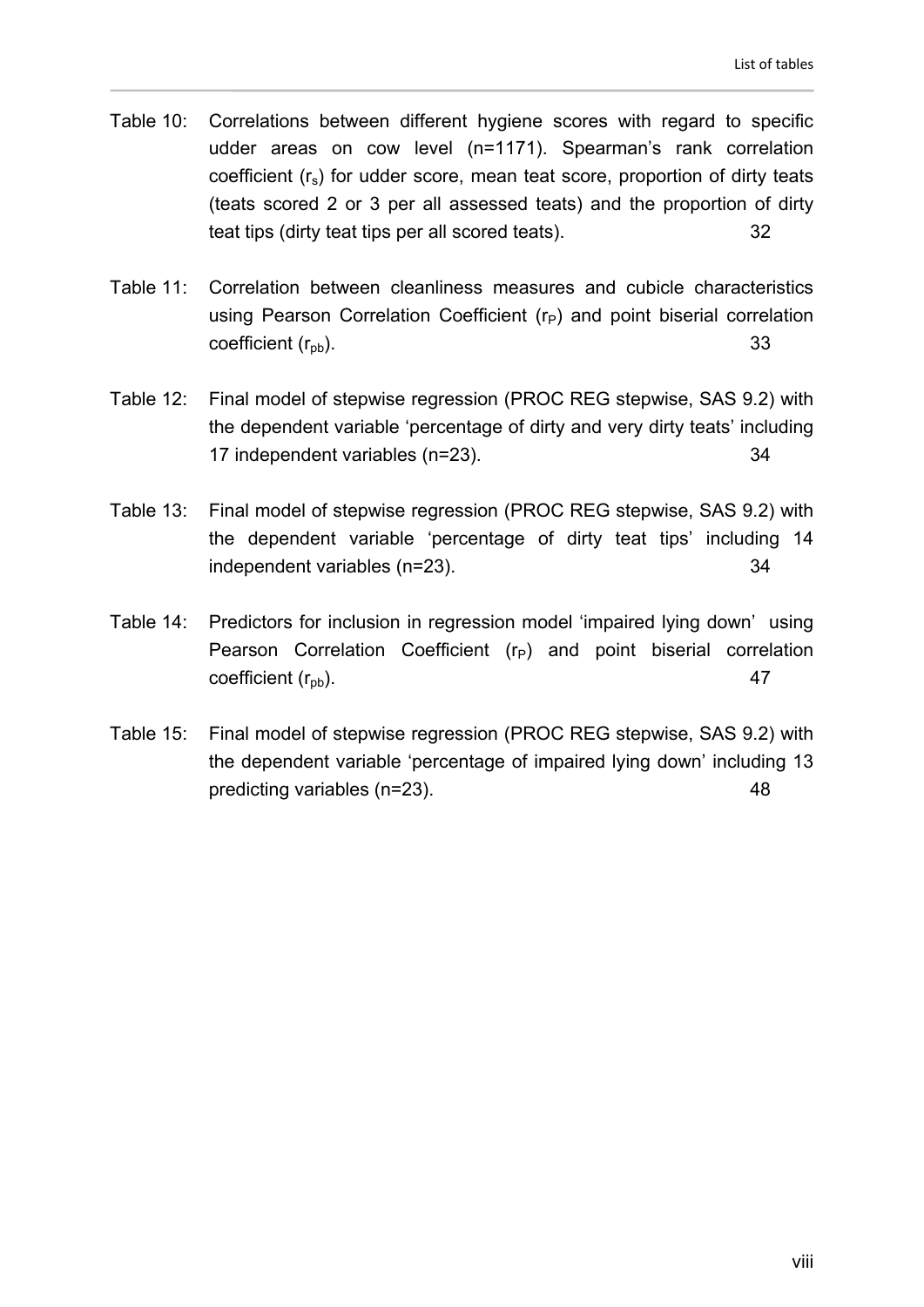Table 10: Correlations between different hygiene scores with regard to specific udder areas on cow level (n=1171). Spearman's rank correlation coefficient ($r_s$) for udder score, mean teat score, proportion of dirty teats (teats scored 2 or 3 per all assessed teats) and the proportion of dirty teat tips (dirty teat tips per all scored teats). 32

Table 11: Correlation between cleanliness measures and cubicle characteristics using Pearson Correlation Coefficient ($r_P$) and point biserial correlation coefficient ($r_{pb}$). 33

Table 12: Final model of stepwise regression (PROC REG stepwise, SAS 9.2) with the dependent variable 'percentage of dirty and very dirty teats' including 17 independent variables (n=23). 34

Table 13: Final model of stepwise regression (PROC REG stepwise, SAS 9.2) with the dependent variable 'percentage of dirty teat tips' including 14 independent variables (n=23). 34

Table 14: Predictors for inclusion in regression model 'impaired lying down' using Pearson Correlation Coefficient ($r_P$) and point biserial correlation coefficient ($r_{pb}$). 47

Table 15: Final model of stepwise regression (PROC REG stepwise, SAS 9.2) with the dependent variable 'percentage of impaired lying down' including 13 predicting variables (n=23). 48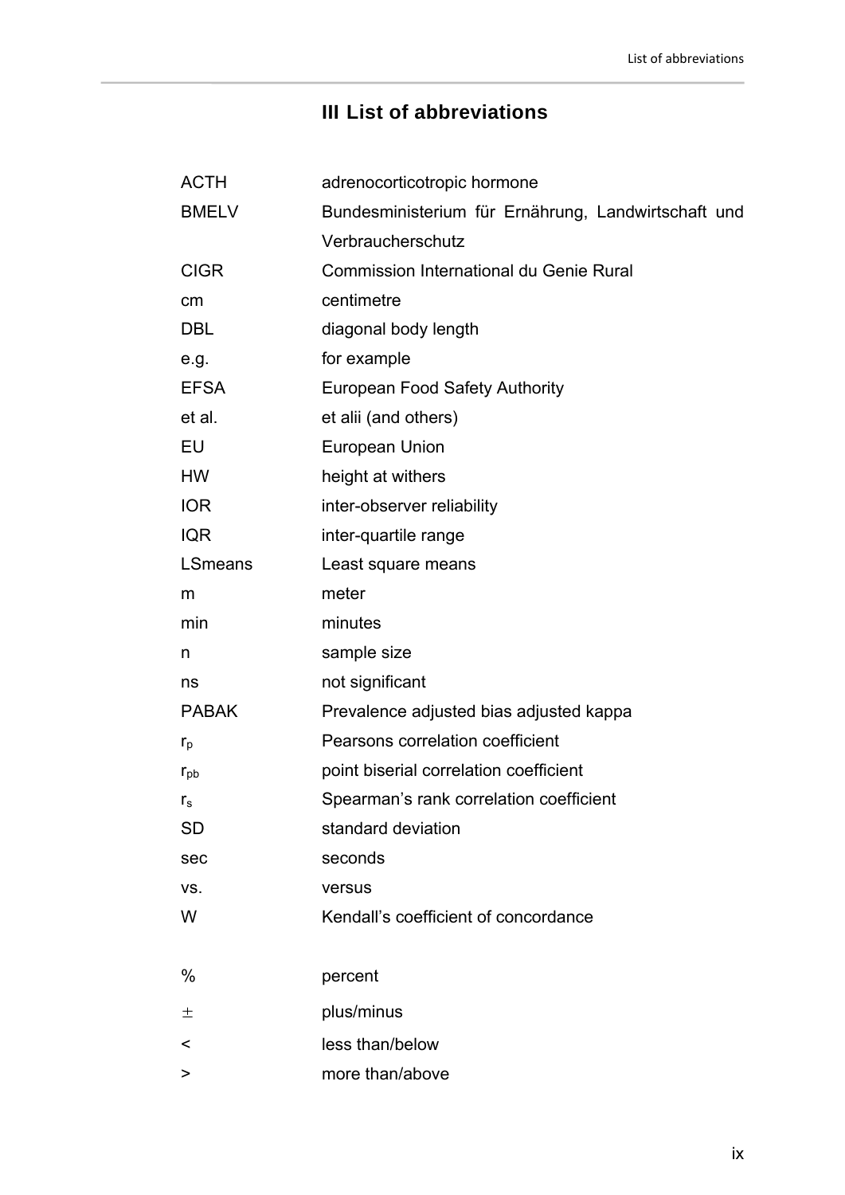# III List of abbreviations

| | |
|---|---|
| ACTH | adrenocorticotropic hormone |
| BMELV | Bundesministerium für Ernährung, Landwirtschaft und Verbraucherschutz |
| CIGR | Commission International du Genie Rural |
| cm | centimetre |
| DBL | diagonal body length |
| e.g. | for example |
| EFSA | European Food Safety Authority |
| et al. | et alii (and others) |
| EU | European Union |
| HW | height at withers |
| IOR | inter-observer reliability |
| IQR | inter-quartile range |
| LSmeans | Least square means |
| m | meter |
| min | minutes |
| n | sample size |
| ns | not significant |
| PABAK | Prevalence adjusted bias adjusted kappa |
| $r_p$ | Pearsons correlation coefficient |
| $r_{pb}$ | point biserial correlation coefficient |
| $r_s$ | Spearman's rank correlation coefficient |
| SD | standard deviation |
| sec | seconds |
| vs. | versus |
| W | Kendall's coefficient of concordance |
| | |
| % | percent |
| ± | plus/minus |
| < | less than/below |
| > | more than/above |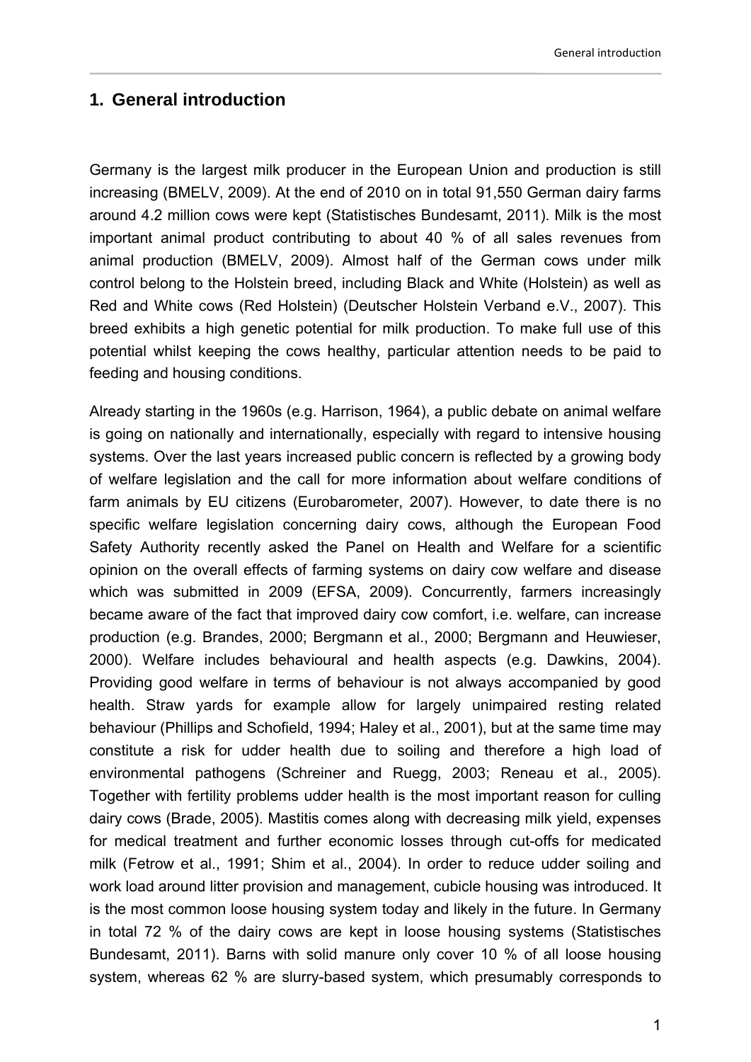# 1. General introduction

Germany is the largest milk producer in the European Union and production is still increasing (BMELV, 2009). At the end of 2010 on in total 91,550 German dairy farms around 4.2 million cows were kept (Statistisches Bundesamt, 2011). Milk is the most important animal product contributing to about 40 % of all sales revenues from animal production (BMELV, 2009). Almost half of the German cows under milk control belong to the Holstein breed, including Black and White (Holstein) as well as Red and White cows (Red Holstein) (Deutscher Holstein Verband e.V., 2007). This breed exhibits a high genetic potential for milk production. To make full use of this potential whilst keeping the cows healthy, particular attention needs to be paid to feeding and housing conditions.

Already starting in the 1960s (e.g. Harrison, 1964), a public debate on animal welfare is going on nationally and internationally, especially with regard to intensive housing systems. Over the last years increased public concern is reflected by a growing body of welfare legislation and the call for more information about welfare conditions of farm animals by EU citizens (Eurobarometer, 2007). However, to date there is no specific welfare legislation concerning dairy cows, although the European Food Safety Authority recently asked the Panel on Health and Welfare for a scientific opinion on the overall effects of farming systems on dairy cow welfare and disease which was submitted in 2009 (EFSA, 2009). Concurrently, farmers increasingly became aware of the fact that improved dairy cow comfort, i.e. welfare, can increase production (e.g. Brandes, 2000; Bergmann et al., 2000; Bergmann and Heuwieser, 2000). Welfare includes behavioural and health aspects (e.g. Dawkins, 2004). Providing good welfare in terms of behaviour is not always accompanied by good health. Straw yards for example allow for largely unimpaired resting related behaviour (Phillips and Schofield, 1994; Haley et al., 2001), but at the same time may constitute a risk for udder health due to soiling and therefore a high load of environmental pathogens (Schreiner and Ruegg, 2003; Reneau et al., 2005). Together with fertility problems udder health is the most important reason for culling dairy cows (Brade, 2005). Mastitis comes along with decreasing milk yield, expenses for medical treatment and further economic losses through cut-offs for medicated milk (Fetrow et al., 1991; Shim et al., 2004). In order to reduce udder soiling and work load around litter provision and management, cubicle housing was introduced. It is the most common loose housing system today and likely in the future. In Germany in total 72 % of the dairy cows are kept in loose housing systems (Statistisches Bundesamt, 2011). Barns with solid manure only cover 10 % of all loose housing system, whereas 62 % are slurry-based system, which presumably corresponds to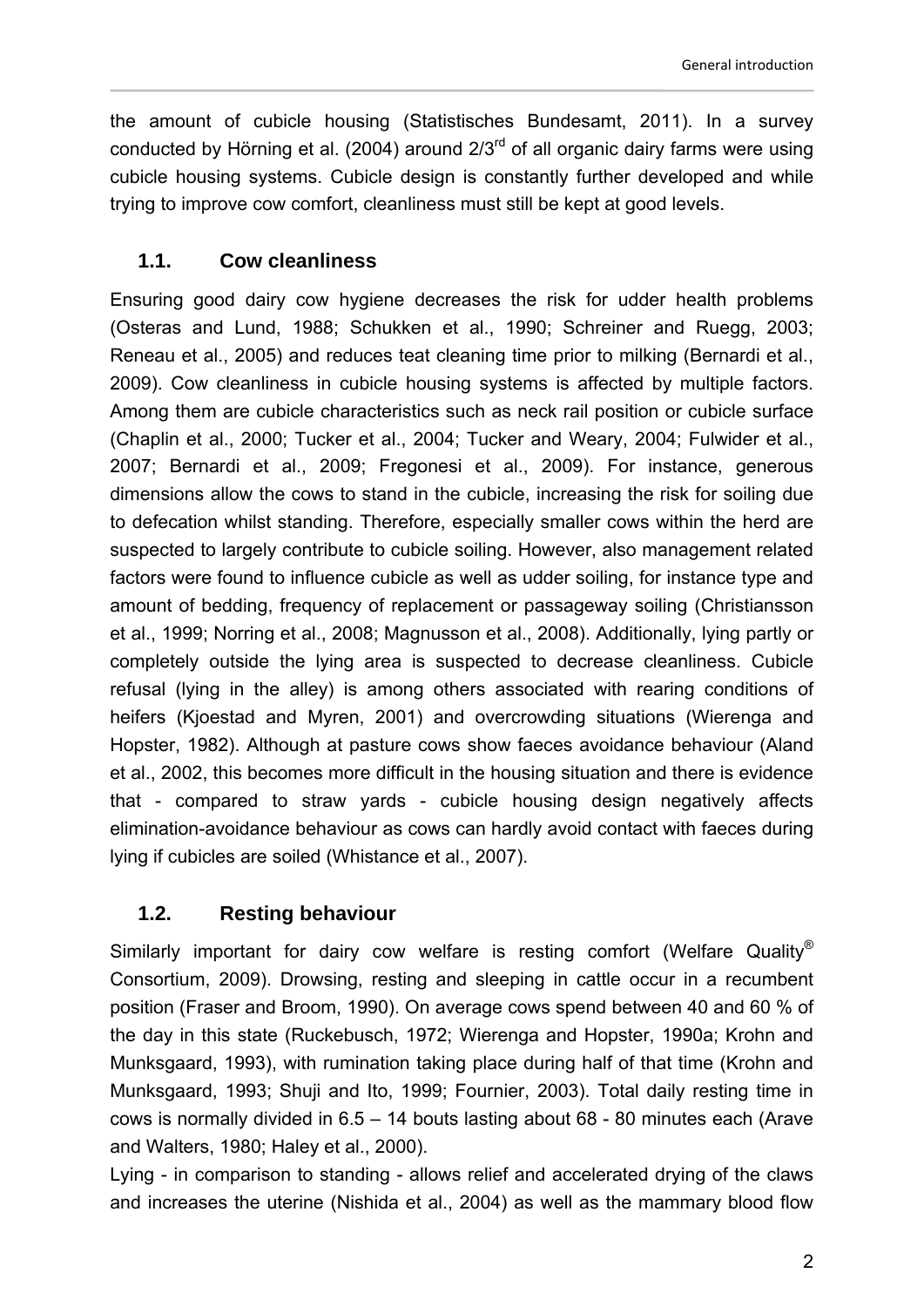the amount of cubicle housing (Statistisches Bundesamt, 2011). In a survey conducted by Hörning et al. (2004) around 2/3$^{rd}$ of all organic dairy farms were using cubicle housing systems. Cubicle design is constantly further developed and while trying to improve cow comfort, cleanliness must still be kept at good levels.

## 1.1. Cow cleanliness

Ensuring good dairy cow hygiene decreases the risk for udder health problems (Osteras and Lund, 1988; Schukken et al., 1990; Schreiner and Ruegg, 2003; Reneau et al., 2005) and reduces teat cleaning time prior to milking (Bernardi et al., 2009). Cow cleanliness in cubicle housing systems is affected by multiple factors. Among them are cubicle characteristics such as neck rail position or cubicle surface (Chaplin et al., 2000; Tucker et al., 2004; Tucker and Weary, 2004; Fulwider et al., 2007; Bernardi et al., 2009; Fregonesi et al., 2009). For instance, generous dimensions allow the cows to stand in the cubicle, increasing the risk for soiling due to defecation whilst standing. Therefore, especially smaller cows within the herd are suspected to largely contribute to cubicle soiling. However, also management related factors were found to influence cubicle as well as udder soiling, for instance type and amount of bedding, frequency of replacement or passageway soiling (Christiansson et al., 1999; Norring et al., 2008; Magnusson et al., 2008). Additionally, lying partly or completely outside the lying area is suspected to decrease cleanliness. Cubicle refusal (lying in the alley) is among others associated with rearing conditions of heifers (Kjoestad and Myren, 2001) and overcrowding situations (Wierenga and Hopster, 1982). Although at pasture cows show faeces avoidance behaviour (Aland et al., 2002, this becomes more difficult in the housing situation and there is evidence that - compared to straw yards - cubicle housing design negatively affects elimination-avoidance behaviour as cows can hardly avoid contact with faeces during lying if cubicles are soiled (Whistance et al., 2007).

## 1.2. Resting behaviour

Similarly important for dairy cow welfare is resting comfort (Welfare Quality® Consortium, 2009). Drowsing, resting and sleeping in cattle occur in a recumbent position (Fraser and Broom, 1990). On average cows spend between 40 and 60 % of the day in this state (Ruckebusch, 1972; Wierenga and Hopster, 1990a; Krohn and Munksgaard, 1993), with rumination taking place during half of that time (Krohn and Munksgaard, 1993; Shuji and Ito, 1999; Fournier, 2003). Total daily resting time in cows is normally divided in 6.5 – 14 bouts lasting about 68 - 80 minutes each (Arave and Walters, 1980; Haley et al., 2000).

Lying - in comparison to standing - allows relief and accelerated drying of the claws and increases the uterine (Nishida et al., 2004) as well as the mammary blood flow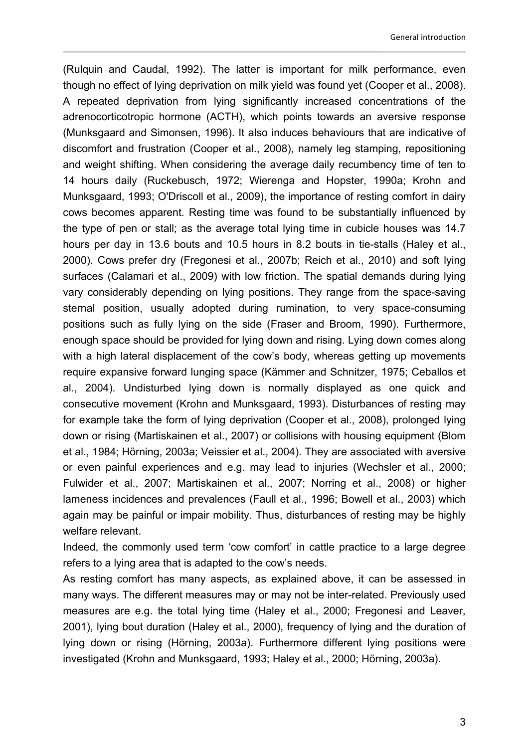(Rulquin and Caudal, 1992). The latter is important for milk performance, even though no effect of lying deprivation on milk yield was found yet (Cooper et al., 2008). A repeated deprivation from lying significantly increased concentrations of the adrenocorticotropic hormone (ACTH), which points towards an aversive response (Munksgaard and Simonsen, 1996). It also induces behaviours that are indicative of discomfort and frustration (Cooper et al., 2008), namely leg stamping, repositioning and weight shifting. When considering the average daily recumbency time of ten to 14 hours daily (Ruckebusch, 1972; Wierenga and Hopster, 1990a; Krohn and Munksgaard, 1993; O'Driscoll et al., 2009), the importance of resting comfort in dairy cows becomes apparent. Resting time was found to be substantially influenced by the type of pen or stall; as the average total lying time in cubicle houses was 14.7 hours per day in 13.6 bouts and 10.5 hours in 8.2 bouts in tie-stalls (Haley et al., 2000). Cows prefer dry (Fregonesi et al., 2007b; Reich et al., 2010) and soft lying surfaces (Calamari et al., 2009) with low friction. The spatial demands during lying vary considerably depending on lying positions. They range from the space-saving sternal position, usually adopted during rumination, to very space-consuming positions such as fully lying on the side (Fraser and Broom, 1990). Furthermore, enough space should be provided for lying down and rising. Lying down comes along with a high lateral displacement of the cow's body, whereas getting up movements require expansive forward lunging space (Kämmer and Schnitzer, 1975; Ceballos et al., 2004). Undisturbed lying down is normally displayed as one quick and consecutive movement (Krohn and Munksgaard, 1993). Disturbances of resting may for example take the form of lying deprivation (Cooper et al., 2008), prolonged lying down or rising (Martiskainen et al., 2007) or collisions with housing equipment (Blom et al., 1984; Hörning, 2003a; Veissier et al., 2004). They are associated with aversive or even painful experiences and e.g. may lead to injuries (Wechsler et al., 2000; Fulwider et al., 2007; Martiskainen et al., 2007; Norring et al., 2008) or higher lameness incidences and prevalences (Faull et al., 1996; Bowell et al., 2003) which again may be painful or impair mobility. Thus, disturbances of resting may be highly welfare relevant.

Indeed, the commonly used term 'cow comfort' in cattle practice to a large degree refers to a lying area that is adapted to the cow's needs.

As resting comfort has many aspects, as explained above, it can be assessed in many ways. The different measures may or may not be inter-related. Previously used measures are e.g. the total lying time (Haley et al., 2000; Fregonesi and Leaver, 2001), lying bout duration (Haley et al., 2000), frequency of lying and the duration of lying down or rising (Hörning, 2003a). Furthermore different lying positions were investigated (Krohn and Munksgaard, 1993; Haley et al., 2000; Hörning, 2003a).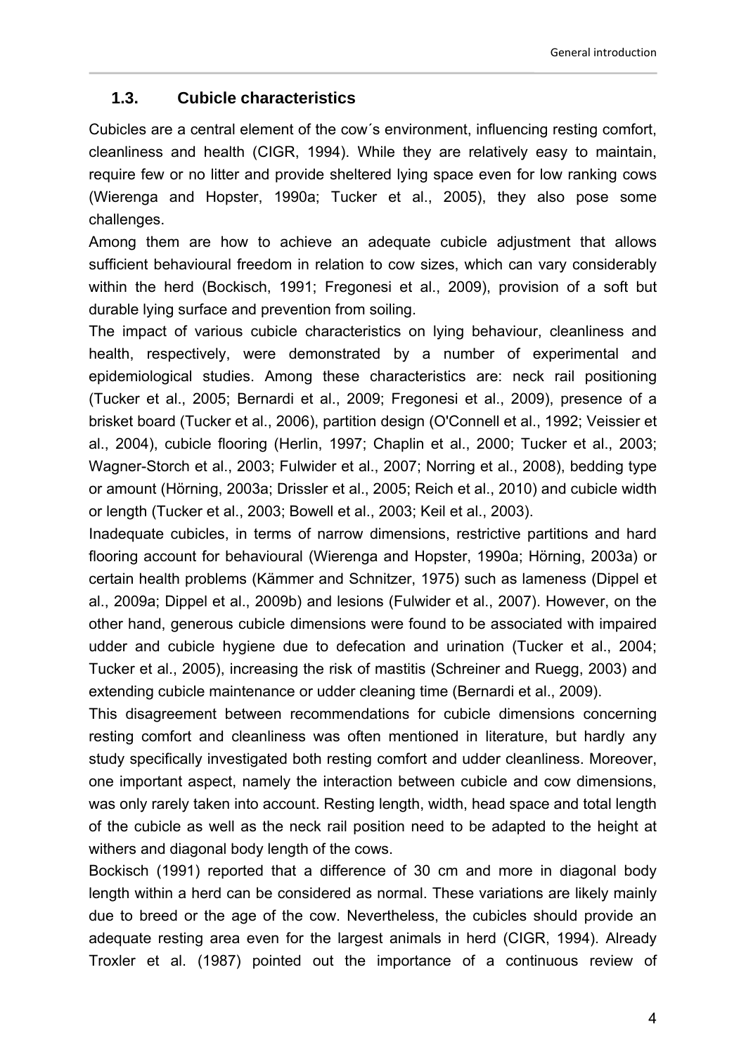## 1.3. Cubicle characteristics

Cubicles are a central element of the cow´s environment, influencing resting comfort, cleanliness and health (CIGR, 1994). While they are relatively easy to maintain, require few or no litter and provide sheltered lying space even for low ranking cows (Wierenga and Hopster, 1990a; Tucker et al., 2005), they also pose some challenges.

Among them are how to achieve an adequate cubicle adjustment that allows sufficient behavioural freedom in relation to cow sizes, which can vary considerably within the herd (Bockisch, 1991; Fregonesi et al., 2009), provision of a soft but durable lying surface and prevention from soiling.

The impact of various cubicle characteristics on lying behaviour, cleanliness and health, respectively, were demonstrated by a number of experimental and epidemiological studies. Among these characteristics are: neck rail positioning (Tucker et al., 2005; Bernardi et al., 2009; Fregonesi et al., 2009), presence of a brisket board (Tucker et al., 2006), partition design (O'Connell et al., 1992; Veissier et al., 2004), cubicle flooring (Herlin, 1997; Chaplin et al., 2000; Tucker et al., 2003; Wagner-Storch et al., 2003; Fulwider et al., 2007; Norring et al., 2008), bedding type or amount (Hörning, 2003a; Drissler et al., 2005; Reich et al., 2010) and cubicle width or length (Tucker et al., 2003; Bowell et al., 2003; Keil et al., 2003).

Inadequate cubicles, in terms of narrow dimensions, restrictive partitions and hard flooring account for behavioural (Wierenga and Hopster, 1990a; Hörning, 2003a) or certain health problems (Kämmer and Schnitzer, 1975) such as lameness (Dippel et al., 2009a; Dippel et al., 2009b) and lesions (Fulwider et al., 2007). However, on the other hand, generous cubicle dimensions were found to be associated with impaired udder and cubicle hygiene due to defecation and urination (Tucker et al., 2004; Tucker et al., 2005), increasing the risk of mastitis (Schreiner and Ruegg, 2003) and extending cubicle maintenance or udder cleaning time (Bernardi et al., 2009).

This disagreement between recommendations for cubicle dimensions concerning resting comfort and cleanliness was often mentioned in literature, but hardly any study specifically investigated both resting comfort and udder cleanliness. Moreover, one important aspect, namely the interaction between cubicle and cow dimensions, was only rarely taken into account. Resting length, width, head space and total length of the cubicle as well as the neck rail position need to be adapted to the height at withers and diagonal body length of the cows.

Bockisch (1991) reported that a difference of 30 cm and more in diagonal body length within a herd can be considered as normal. These variations are likely mainly due to breed or the age of the cow. Nevertheless, the cubicles should provide an adequate resting area even for the largest animals in herd (CIGR, 1994). Already Troxler et al. (1987) pointed out the importance of a continuous review of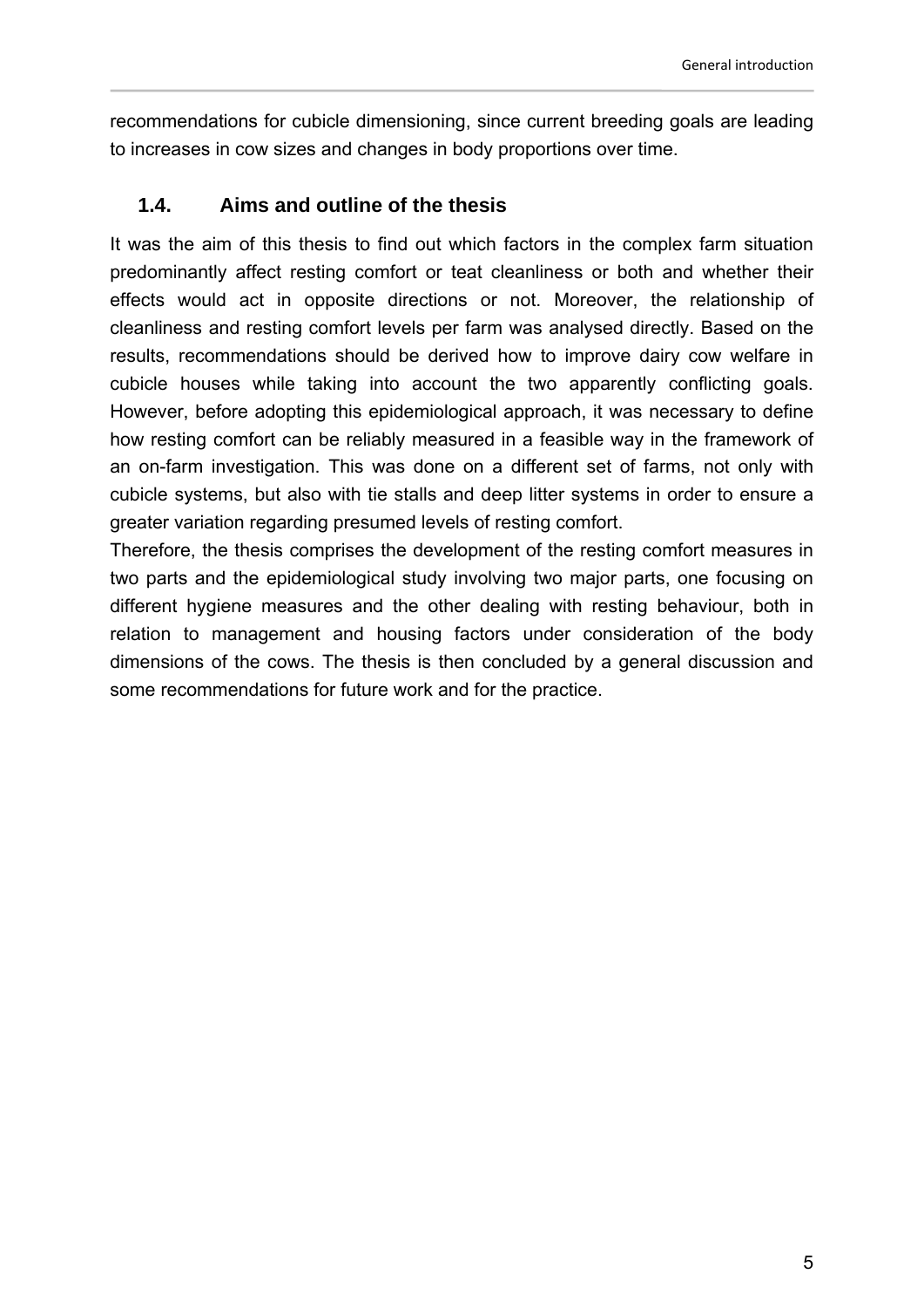recommendations for cubicle dimensioning, since current breeding goals are leading to increases in cow sizes and changes in body proportions over time.

## 1.4. Aims and outline of the thesis

It was the aim of this thesis to find out which factors in the complex farm situation predominantly affect resting comfort or teat cleanliness or both and whether their effects would act in opposite directions or not. Moreover, the relationship of cleanliness and resting comfort levels per farm was analysed directly. Based on the results, recommendations should be derived how to improve dairy cow welfare in cubicle houses while taking into account the two apparently conflicting goals. However, before adopting this epidemiological approach, it was necessary to define how resting comfort can be reliably measured in a feasible way in the framework of an on-farm investigation. This was done on a different set of farms, not only with cubicle systems, but also with tie stalls and deep litter systems in order to ensure a greater variation regarding presumed levels of resting comfort.

Therefore, the thesis comprises the development of the resting comfort measures in two parts and the epidemiological study involving two major parts, one focusing on different hygiene measures and the other dealing with resting behaviour, both in relation to management and housing factors under consideration of the body dimensions of the cows. The thesis is then concluded by a general discussion and some recommendations for future work and for the practice.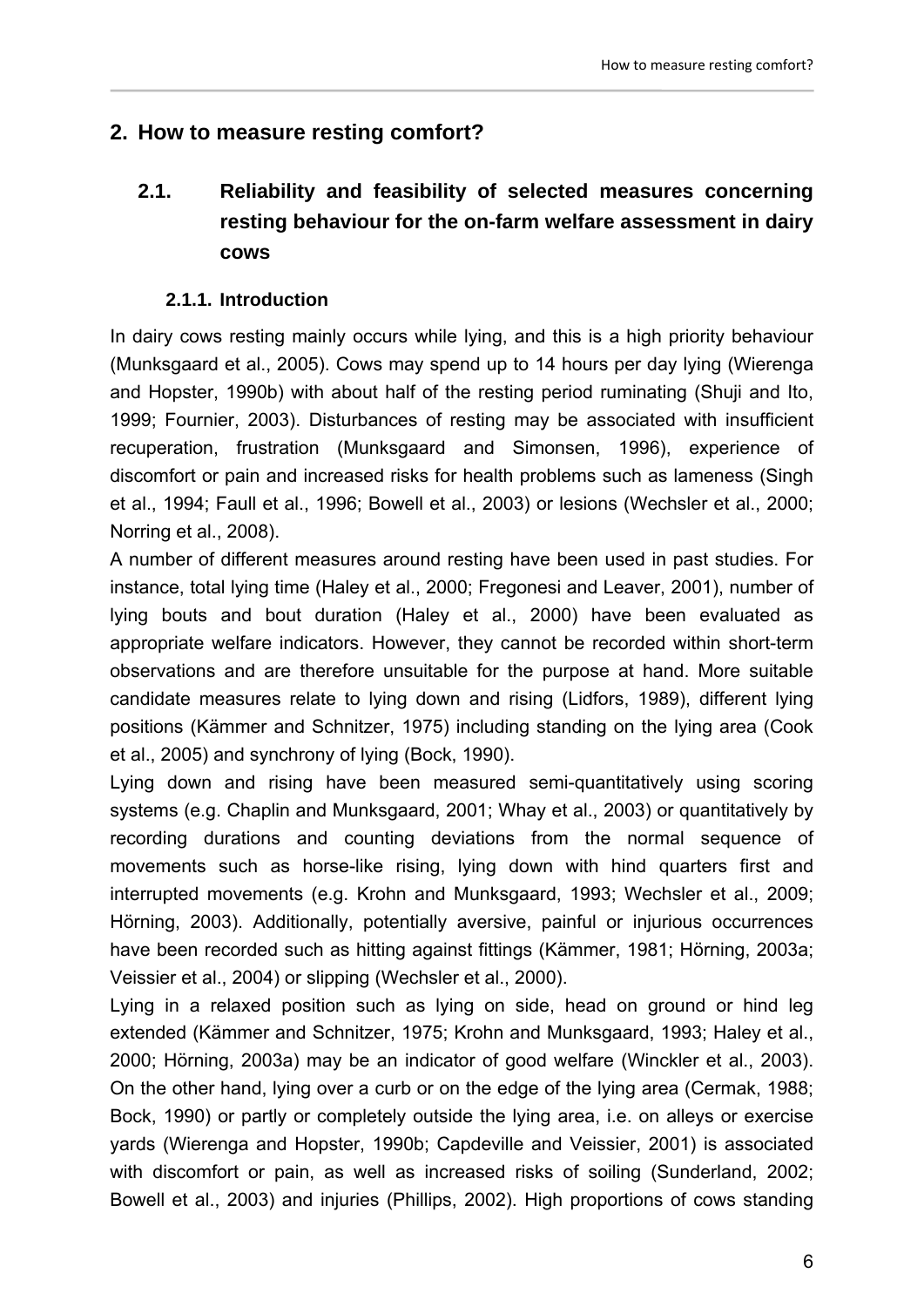## 2. How to measure resting comfort?

### 2.1. Reliability and feasibility of selected measures concerning resting behaviour for the on-farm welfare assessment in dairy cows

#### 2.1.1. Introduction

In dairy cows resting mainly occurs while lying, and this is a high priority behaviour (Munksgaard et al., 2005). Cows may spend up to 14 hours per day lying (Wierenga and Hopster, 1990b) with about half of the resting period ruminating (Shuji and Ito, 1999; Fournier, 2003). Disturbances of resting may be associated with insufficient recuperation, frustration (Munksgaard and Simonsen, 1996), experience of discomfort or pain and increased risks for health problems such as lameness (Singh et al., 1994; Faull et al., 1996; Bowell et al., 2003) or lesions (Wechsler et al., 2000; Norring et al., 2008).

A number of different measures around resting have been used in past studies. For instance, total lying time (Haley et al., 2000; Fregonesi and Leaver, 2001), number of lying bouts and bout duration (Haley et al., 2000) have been evaluated as appropriate welfare indicators. However, they cannot be recorded within short-term observations and are therefore unsuitable for the purpose at hand. More suitable candidate measures relate to lying down and rising (Lidfors, 1989), different lying positions (Kämmer and Schnitzer, 1975) including standing on the lying area (Cook et al., 2005) and synchrony of lying (Bock, 1990).

Lying down and rising have been measured semi-quantitatively using scoring systems (e.g. Chaplin and Munksgaard, 2001; Whay et al., 2003) or quantitatively by recording durations and counting deviations from the normal sequence of movements such as horse-like rising, lying down with hind quarters first and interrupted movements (e.g. Krohn and Munksgaard, 1993; Wechsler et al., 2009; Hörning, 2003). Additionally, potentially aversive, painful or injurious occurrences have been recorded such as hitting against fittings (Kämmer, 1981; Hörning, 2003a; Veissier et al., 2004) or slipping (Wechsler et al., 2000).

Lying in a relaxed position such as lying on side, head on ground or hind leg extended (Kämmer and Schnitzer, 1975; Krohn and Munksgaard, 1993; Haley et al., 2000; Hörning, 2003a) may be an indicator of good welfare (Winckler et al., 2003). On the other hand, lying over a curb or on the edge of the lying area (Cermak, 1988; Bock, 1990) or partly or completely outside the lying area, i.e. on alleys or exercise yards (Wierenga and Hopster, 1990b; Capdeville and Veissier, 2001) is associated with discomfort or pain, as well as increased risks of soiling (Sunderland, 2002; Bowell et al., 2003) and injuries (Phillips, 2002). High proportions of cows standing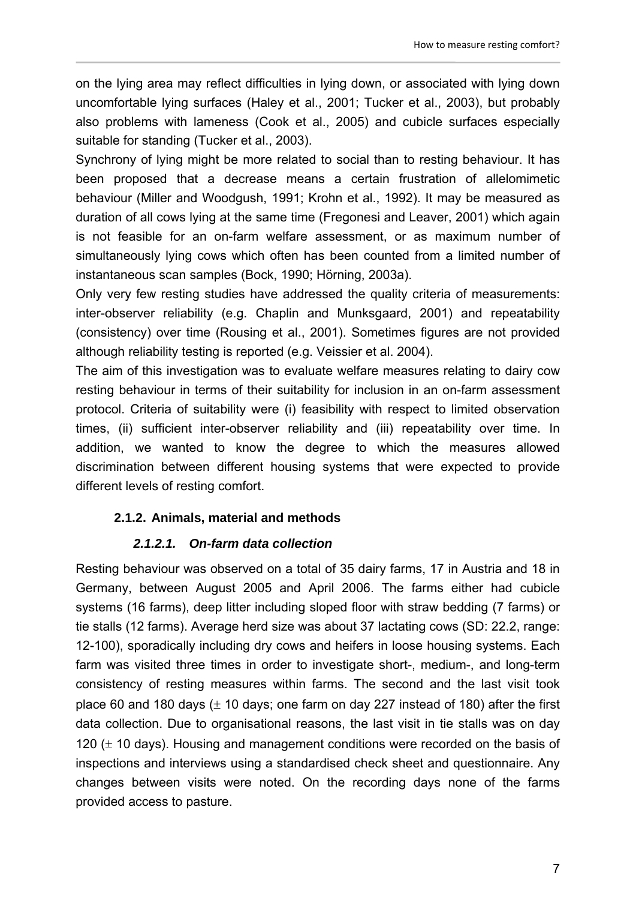on the lying area may reflect difficulties in lying down, or associated with lying down uncomfortable lying surfaces (Haley et al., 2001; Tucker et al., 2003), but probably also problems with lameness (Cook et al., 2005) and cubicle surfaces especially suitable for standing (Tucker et al., 2003).

Synchrony of lying might be more related to social than to resting behaviour. It has been proposed that a decrease means a certain frustration of allelomimetic behaviour (Miller and Woodgush, 1991; Krohn et al., 1992). It may be measured as duration of all cows lying at the same time (Fregonesi and Leaver, 2001) which again is not feasible for an on-farm welfare assessment, or as maximum number of simultaneously lying cows which often has been counted from a limited number of instantaneous scan samples (Bock, 1990; Hörning, 2003a).

Only very few resting studies have addressed the quality criteria of measurements: inter-observer reliability (e.g. Chaplin and Munksgaard, 2001) and repeatability (consistency) over time (Rousing et al., 2001). Sometimes figures are not provided although reliability testing is reported (e.g. Veissier et al. 2004).

The aim of this investigation was to evaluate welfare measures relating to dairy cow resting behaviour in terms of their suitability for inclusion in an on-farm assessment protocol. Criteria of suitability were (i) feasibility with respect to limited observation times, (ii) sufficient inter-observer reliability and (iii) repeatability over time. In addition, we wanted to know the degree to which the measures allowed discrimination between different housing systems that were expected to provide different levels of resting comfort.

### 2.1.2. Animals, material and methods

#### *2.1.2.1. On-farm data collection*

Resting behaviour was observed on a total of 35 dairy farms, 17 in Austria and 18 in Germany, between August 2005 and April 2006. The farms either had cubicle systems (16 farms), deep litter including sloped floor with straw bedding (7 farms) or tie stalls (12 farms). Average herd size was about 37 lactating cows (SD: 22.2, range: 12-100), sporadically including dry cows and heifers in loose housing systems. Each farm was visited three times in order to investigate short-, medium-, and long-term consistency of resting measures within farms. The second and the last visit took place 60 and 180 days (± 10 days; one farm on day 227 instead of 180) after the first data collection. Due to organisational reasons, the last visit in tie stalls was on day 120 (± 10 days). Housing and management conditions were recorded on the basis of inspections and interviews using a standardised check sheet and questionnaire. Any changes between visits were noted. On the recording days none of the farms provided access to pasture.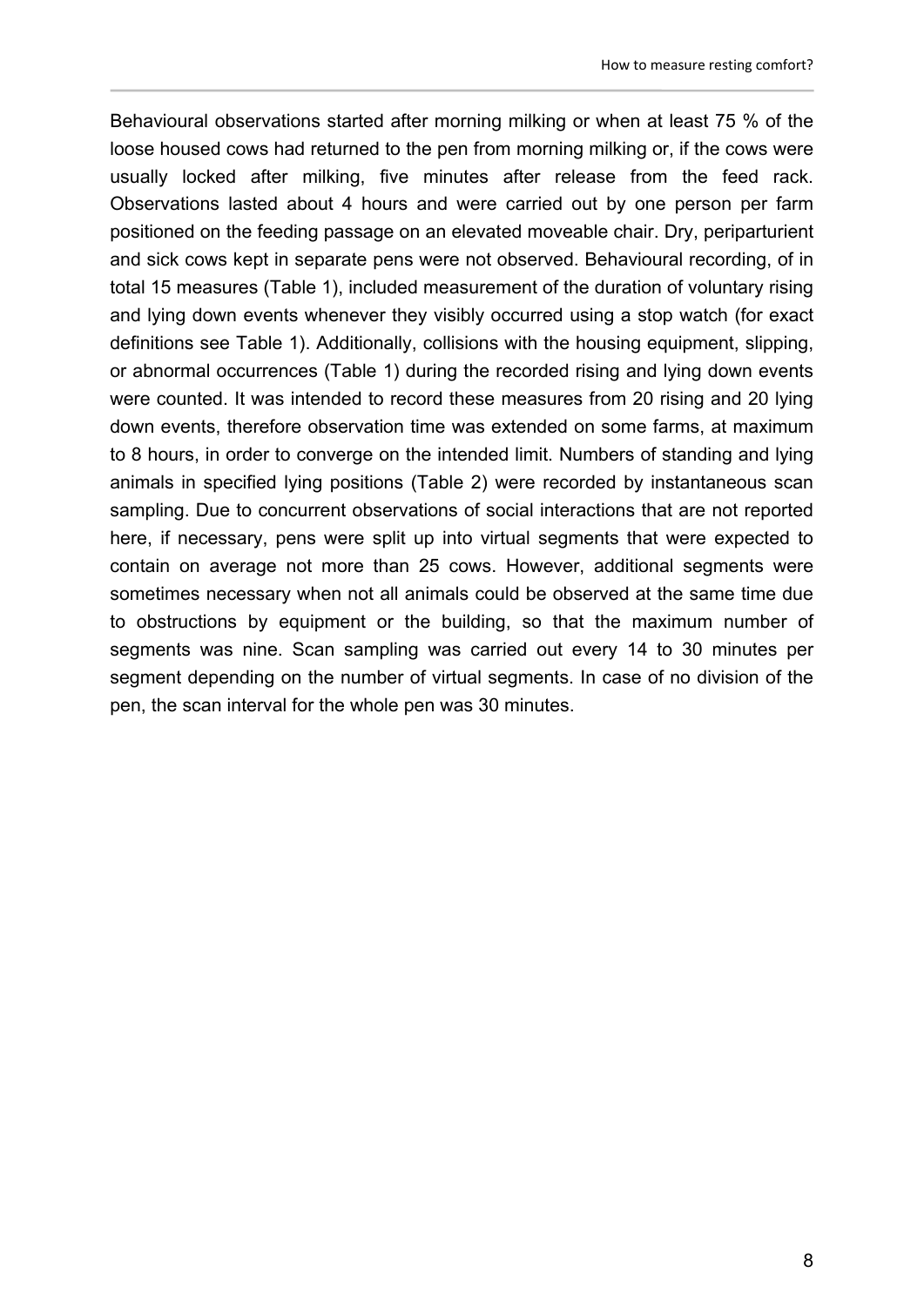Behavioural observations started after morning milking or when at least 75 % of the loose housed cows had returned to the pen from morning milking or, if the cows were usually locked after milking, five minutes after release from the feed rack. Observations lasted about 4 hours and were carried out by one person per farm positioned on the feeding passage on an elevated moveable chair. Dry, periparturient and sick cows kept in separate pens were not observed. Behavioural recording, of in total 15 measures (Table 1), included measurement of the duration of voluntary rising and lying down events whenever they visibly occurred using a stop watch (for exact definitions see Table 1). Additionally, collisions with the housing equipment, slipping, or abnormal occurrences (Table 1) during the recorded rising and lying down events were counted. It was intended to record these measures from 20 rising and 20 lying down events, therefore observation time was extended on some farms, at maximum to 8 hours, in order to converge on the intended limit. Numbers of standing and lying animals in specified lying positions (Table 2) were recorded by instantaneous scan sampling. Due to concurrent observations of social interactions that are not reported here, if necessary, pens were split up into virtual segments that were expected to contain on average not more than 25 cows. However, additional segments were sometimes necessary when not all animals could be observed at the same time due to obstructions by equipment or the building, so that the maximum number of segments was nine. Scan sampling was carried out every 14 to 30 minutes per segment depending on the number of virtual segments. In case of no division of the pen, the scan interval for the whole pen was 30 minutes.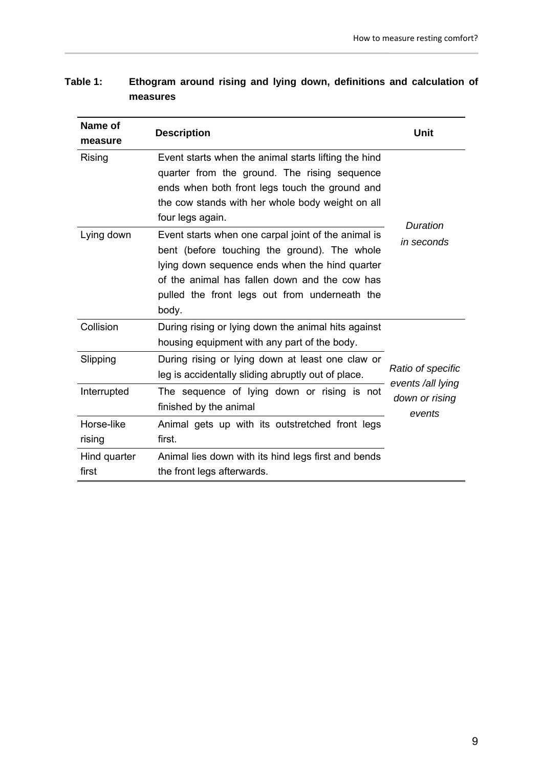**Table 1: Ethogram around rising and lying down, definitions and calculation of measures**

| Name of measure | Description | Unit |
|---|---|---|
| Rising | Event starts when the animal starts lifting the hind quarter from the ground. The rising sequence ends when both front legs touch the ground and the cow stands with her whole body weight on all four legs again. | *Duration in seconds* |
| Lying down | Event starts when one carpal joint of the animal is bent (before touching the ground). The whole lying down sequence ends when the hind quarter of the animal has fallen down and the cow has pulled the front legs out from underneath the body. | |
| Collision | During rising or lying down the animal hits against housing equipment with any part of the body. | *Ratio of specific events /all lying down or rising events* |
| Slipping | During rising or lying down at least one claw or leg is accidentally sliding abruptly out of place. | |
| Interrupted | The sequence of lying down or rising is not finished by the animal | |
| Horse-like rising | Animal gets up with its outstretched front legs first. | |
| Hind quarter first | Animal lies down with its hind legs first and bends the front legs afterwards. | |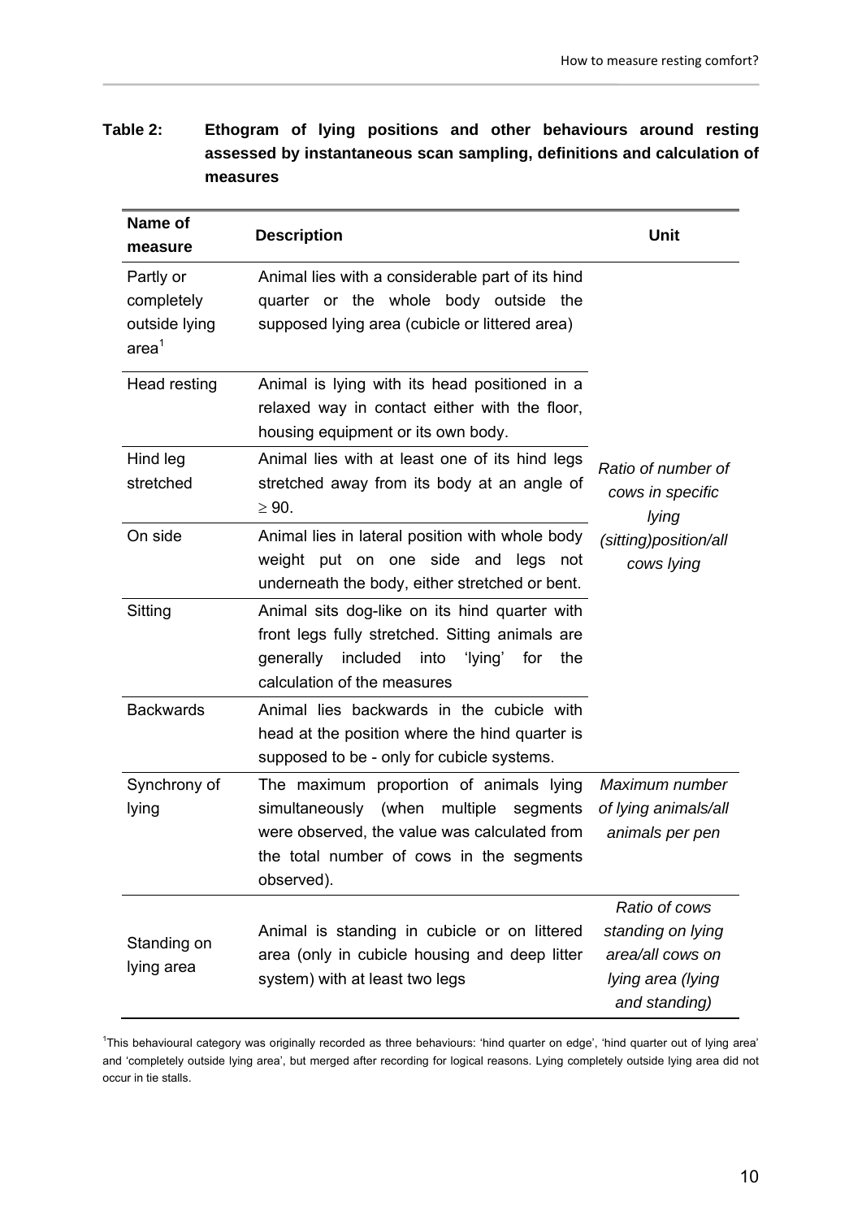**Table 2: Ethogram of lying positions and other behaviours around resting assessed by instantaneous scan sampling, definitions and calculation of measures**

| Name of measure | Description | Unit |
|---|---|---|
| Partly or completely outside lying area[1] | Animal lies with a considerable part of its hind quarter or the whole body outside the supposed lying area (cubicle or littered area) | *Ratio of number of cows in specific lying (sitting)position/all cows lying* |
| Head resting | Animal is lying with its head positioned in a relaxed way in contact either with the floor, housing equipment or its own body. | |
| Hind leg stretched | Animal lies with at least one of its hind legs stretched away from its body at an angle of $\geq$ 90. | |
| On side | Animal lies in lateral position with whole body weight put on one side and legs not underneath the body, either stretched or bent. | |
| Sitting | Animal sits dog-like on its hind quarter with front legs fully stretched. Sitting animals are generally included into 'lying' for the calculation of the measures | |
| Backwards | Animal lies backwards in the cubicle with head at the position where the hind quarter is supposed to be - only for cubicle systems. | |
| Synchrony of lying | The maximum proportion of animals lying simultaneously (when multiple segments were observed, the value was calculated from the total number of cows in the segments observed). | *Maximum number of lying animals/all animals per pen* |
| Standing on lying area | Animal is standing in cubicle or on littered area (only in cubicle housing and deep litter system) with at least two legs | *Ratio of cows standing on lying area/all cows on lying area (lying and standing)* |

[1]This behavioural category was originally recorded as three behaviours: 'hind quarter on edge', 'hind quarter out of lying area' and 'completely outside lying area', but merged after recording for logical reasons. Lying completely outside lying area did not occur in tie stalls.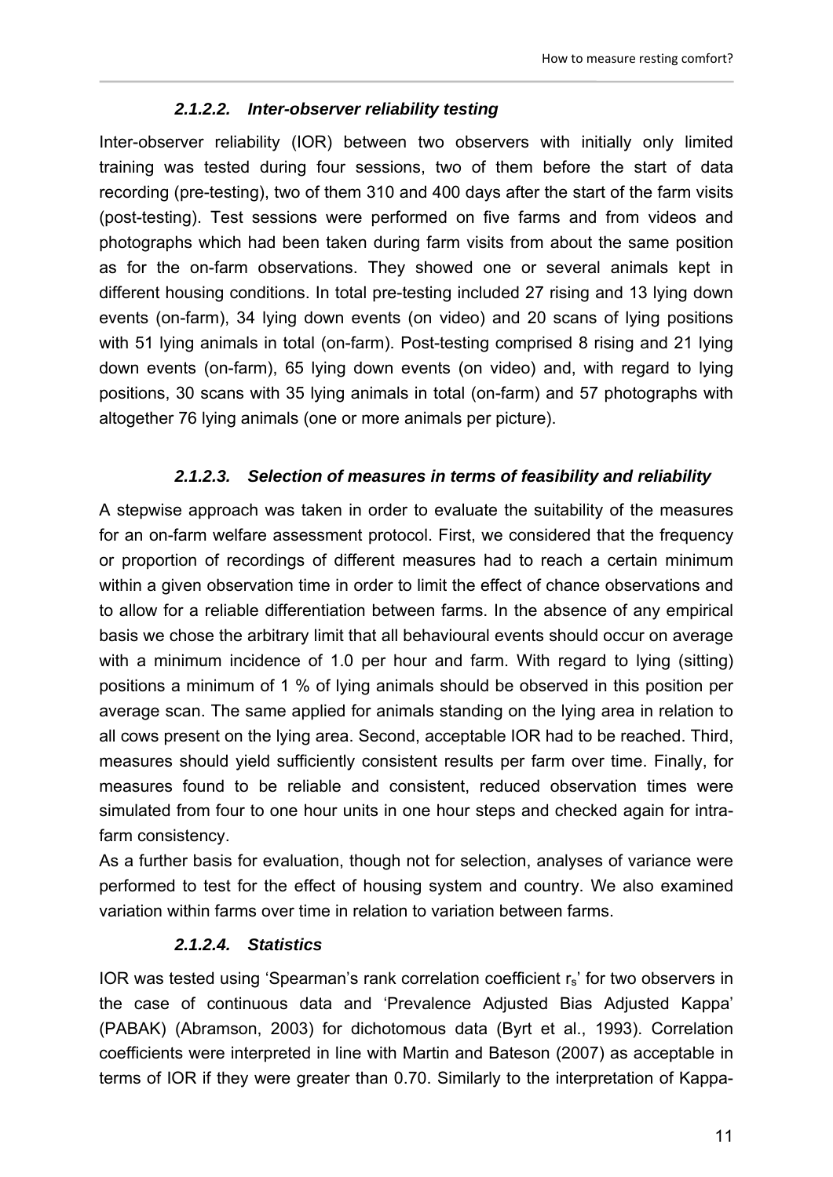#### *2.1.2.2. Inter-observer reliability testing*

Inter-observer reliability (IOR) between two observers with initially only limited training was tested during four sessions, two of them before the start of data recording (pre-testing), two of them 310 and 400 days after the start of the farm visits (post-testing). Test sessions were performed on five farms and from videos and photographs which had been taken during farm visits from about the same position as for the on-farm observations. They showed one or several animals kept in different housing conditions. In total pre-testing included 27 rising and 13 lying down events (on-farm), 34 lying down events (on video) and 20 scans of lying positions with 51 lying animals in total (on-farm). Post-testing comprised 8 rising and 21 lying down events (on-farm), 65 lying down events (on video) and, with regard to lying positions, 30 scans with 35 lying animals in total (on-farm) and 57 photographs with altogether 76 lying animals (one or more animals per picture).

#### *2.1.2.3. Selection of measures in terms of feasibility and reliability*

A stepwise approach was taken in order to evaluate the suitability of the measures for an on-farm welfare assessment protocol. First, we considered that the frequency or proportion of recordings of different measures had to reach a certain minimum within a given observation time in order to limit the effect of chance observations and to allow for a reliable differentiation between farms. In the absence of any empirical basis we chose the arbitrary limit that all behavioural events should occur on average with a minimum incidence of 1.0 per hour and farm. With regard to lying (sitting) positions a minimum of 1 % of lying animals should be observed in this position per average scan. The same applied for animals standing on the lying area in relation to all cows present on the lying area. Second, acceptable IOR had to be reached. Third, measures should yield sufficiently consistent results per farm over time. Finally, for measures found to be reliable and consistent, reduced observation times were simulated from four to one hour units in one hour steps and checked again for intra-farm consistency.

As a further basis for evaluation, though not for selection, analyses of variance were performed to test for the effect of housing system and country. We also examined variation within farms over time in relation to variation between farms.

#### *2.1.2.4. Statistics*

IOR was tested using 'Spearman's rank correlation coefficient $r_s$' for two observers in the case of continuous data and 'Prevalence Adjusted Bias Adjusted Kappa' (PABAK) (Abramson, 2003) for dichotomous data (Byrt et al., 1993). Correlation coefficients were interpreted in line with Martin and Bateson (2007) as acceptable in terms of IOR if they were greater than 0.70. Similarly to the interpretation of Kappa-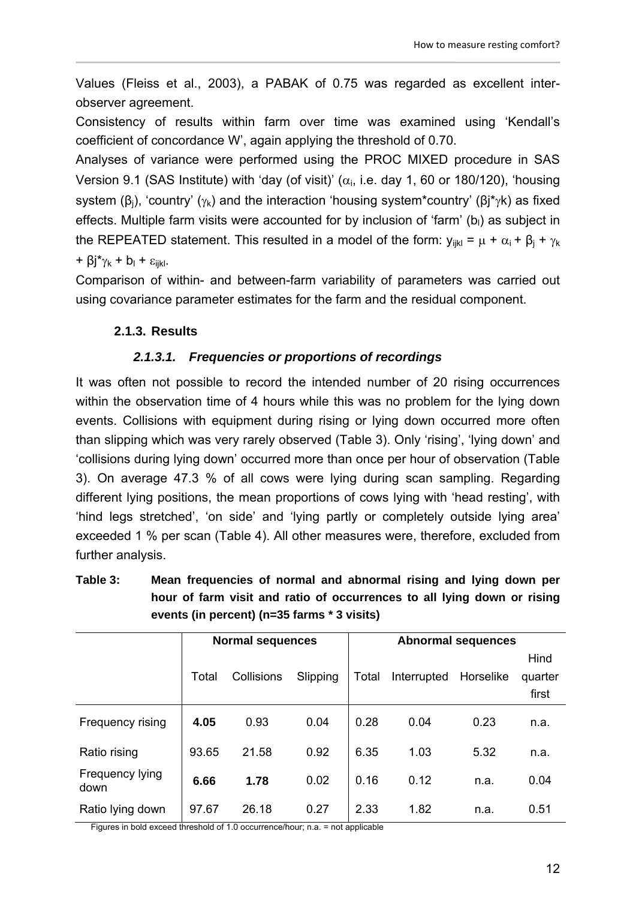Values (Fleiss et al., 2003), a PABAK of 0.75 was regarded as excellent inter-observer agreement.

Consistency of results within farm over time was examined using 'Kendall's coefficient of concordance W', again applying the threshold of 0.70.

Analyses of variance were performed using the PROC MIXED procedure in SAS Version 9.1 (SAS Institute) with 'day (of visit)' ($\alpha_i$, i.e. day 1, 60 or 180/120), 'housing system ($\beta_j$), 'country' ($\gamma_k$) and the interaction 'housing system*country' ($\beta_j * \gamma_k$) as fixed effects. Multiple farm visits were accounted for by inclusion of 'farm' ($b_l$) as subject in the REPEATED statement. This resulted in a model of the form: $y_{ijkl} = \mu + \alpha_i + \beta_j + \gamma_k + \beta_j * \gamma_k + b_l + \varepsilon_{ijkl}$.

Comparison of within- and between-farm variability of parameters was carried out using covariance parameter estimates for the farm and the residual component.

### 2.1.3. Results

#### *2.1.3.1. Frequencies or proportions of recordings*

It was often not possible to record the intended number of 20 rising occurrences within the observation time of 4 hours while this was no problem for the lying down events. Collisions with equipment during rising or lying down occurred more often than slipping which was very rarely observed (Table 3). Only 'rising', 'lying down' and 'collisions during lying down' occurred more than once per hour of observation (Table 3). On average 47.3 % of all cows were lying during scan sampling. Regarding different lying positions, the mean proportions of cows lying with 'head resting', with 'hind legs stretched', 'on side' and 'lying partly or completely outside lying area' exceeded 1 % per scan (Table 4). All other measures were, therefore, excluded from further analysis.

**Table 3: Mean frequencies of normal and abnormal rising and lying down per hour of farm visit and ratio of occurrences to all lying down or rising events (in percent) (n=35 farms * 3 visits)**

| | Normal sequences | | | Abnormal sequences | | | |
|---|---|---|---|---|---|---|---|
| | Total | Collisions | Slipping | Total | Interrupted | Horselike | Hind quarter first |
| Frequency rising | **4.05** | 0.93 | 0.04 | 0.28 | 0.04 | 0.23 | n.a. |
| Ratio rising | 93.65 | 21.58 | 0.92 | 6.35 | 1.03 | 5.32 | n.a. |
| Frequency lying down | **6.66** | **1.78** | 0.02 | 0.16 | 0.12 | n.a. | 0.04 |
| Ratio lying down | 97.67 | 26.18 | 0.27 | 2.33 | 1.82 | n.a. | 0.51 |

Figures in bold exceed threshold of 1.0 occurrence/hour; n.a. = not applicable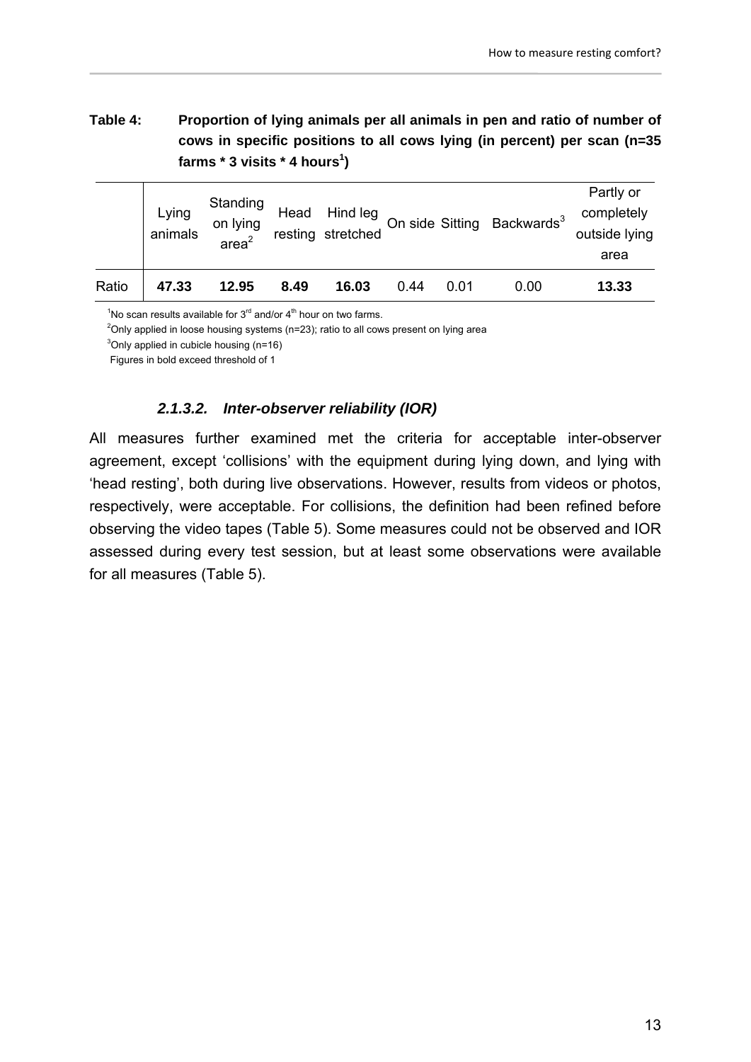**Table 4: Proportion of lying animals per all animals in pen and ratio of number of cows in specific positions to all cows lying (in percent) per scan (n=35 farms * 3 visits * 4 hours[1])**

| | Lying animals | Standing on lying area[2] | Head resting | Hind leg stretched | On side | Sitting | Backwards[3] | Partly or completely outside lying area |
|---|---|---|---|---|---|---|---|---|
| Ratio | **47.33** | **12.95** | **8.49** | **16.03** | 0.44 | 0.01 | 0.00 | **13.33** |

[1]No scan results available for 3[rd] and/or 4[th] hour on two farms.
[2]Only applied in loose housing systems (n=23); ratio to all cows present on lying area
[3]Only applied in cubicle housing (n=16)
Figures in bold exceed threshold of 1

#### *2.1.3.2. Inter-observer reliability (IOR)*

All measures further examined met the criteria for acceptable inter-observer agreement, except 'collisions' with the equipment during lying down, and lying with 'head resting', both during live observations. However, results from videos or photos, respectively, were acceptable. For collisions, the definition had been refined before observing the video tapes (Table 5). Some measures could not be observed and IOR assessed during every test session, but at least some observations were available for all measures (Table 5).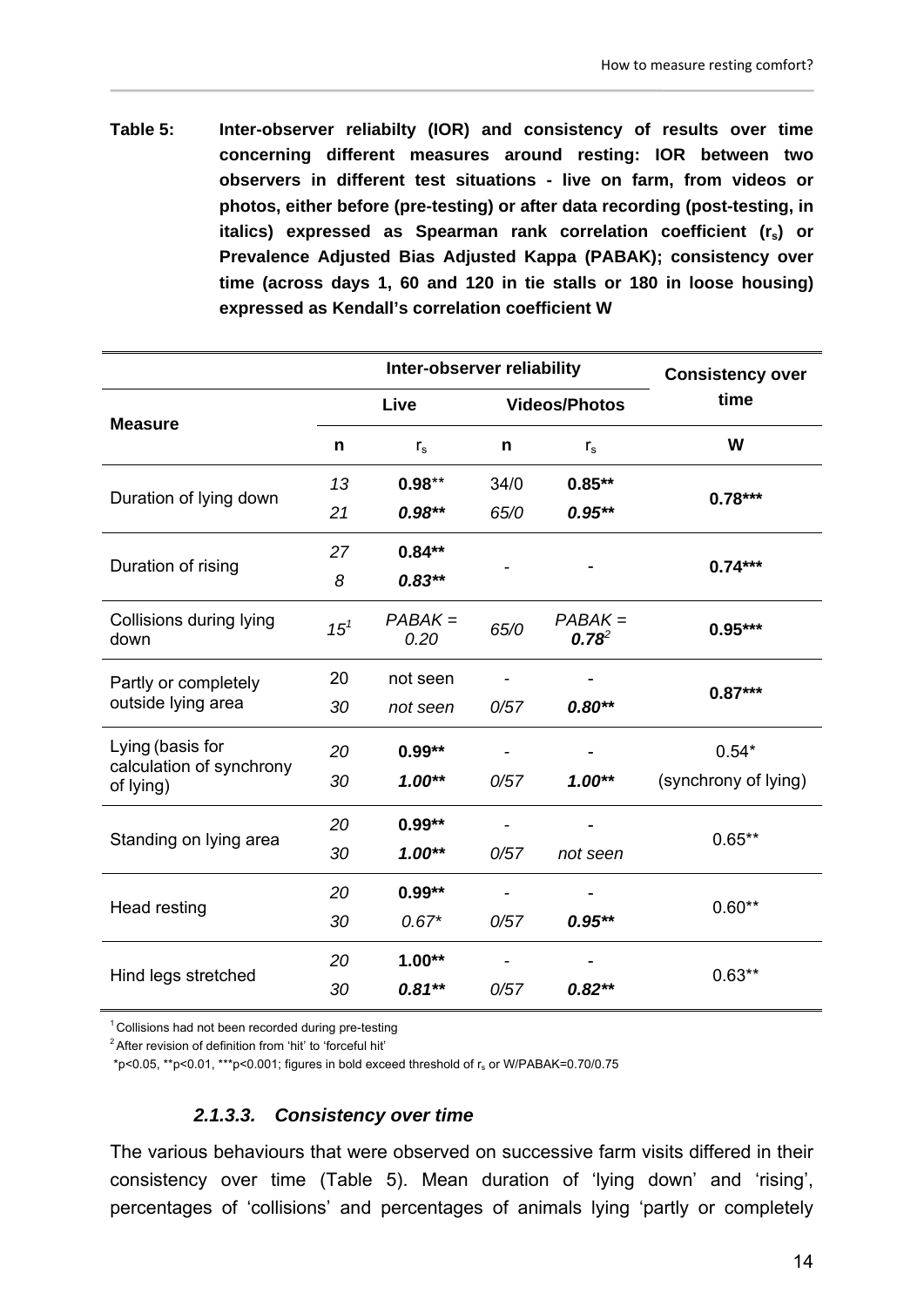**Table 5: Inter-observer reliabilty (IOR) and consistency of results over time concerning different measures around resting: IOR between two observers in different test situations - live on farm, from videos or photos, either before (pre-testing) or after data recording (post-testing, in italics) expressed as Spearman rank correlation coefficient ($r_s$) or Prevalence Adjusted Bias Adjusted Kappa (PABAK); consistency over time (across days 1, 60 and 120 in tie stalls or 180 in loose housing) expressed as Kendall's correlation coefficient W**

| Measure | Inter-observer reliability | | | | Consistency over time |
|---|---|---|---|---|---|
| | Live | | Videos/Photos | | |
| | n | $r_s$ | n | $r_s$ | W |
| Duration of lying down | *13* | **0.98**** | 34/0 | **0.85**** | **0.78***** |
| | *21* | ***0.98**** | *65/0* | ***0.95**** | |
| Duration of rising | *27* | **0.84**** | - | - | **0.74***** |
| | *8* | ***0.83**** | | | |
| Collisions during lying down | *15*[1] | *PABAK = 0.20* | *65/0* | *PABAK =* ***0.78***[2] | **0.95***** |
| Partly or completely outside lying area | 20 | not seen | - | - | **0.87***** |
| | *30* | *not seen* | *0/57* | ***0.80**** | |
| Lying (basis for calculation of synchrony of lying) | *20* | **0.99**** | - | - | 0.54* (synchrony of lying) |
| | *30* | ***1.00**** | *0/57* | ***1.00**** | |
| Standing on lying area | *20* | **0.99**** | - | - | 0.65** |
| | *30* | ***1.00**** | *0/57* | *not seen* | |
| Head resting | *20* | **0.99**** | - | - | 0.60** |
| | *30* | *0.67** | *0/57* | ***0.95**** | |
| Hind legs stretched | *20* | **1.00**** | - | - | 0.63** |
| | *30* | ***0.81**** | *0/57* | ***0.82**** | |

[1] Collisions had not been recorded during pre-testing

[2] After revision of definition from 'hit' to 'forceful hit'

*p<0.05, **p<0.01, ***p<0.001; figures in bold exceed threshold of $r_s$ or W/PABAK=0.70/0.75

#### *2.1.3.3. Consistency over time*

The various behaviours that were observed on successive farm visits differed in their consistency over time (Table 5). Mean duration of 'lying down' and 'rising', percentages of 'collisions' and percentages of animals lying 'partly or completely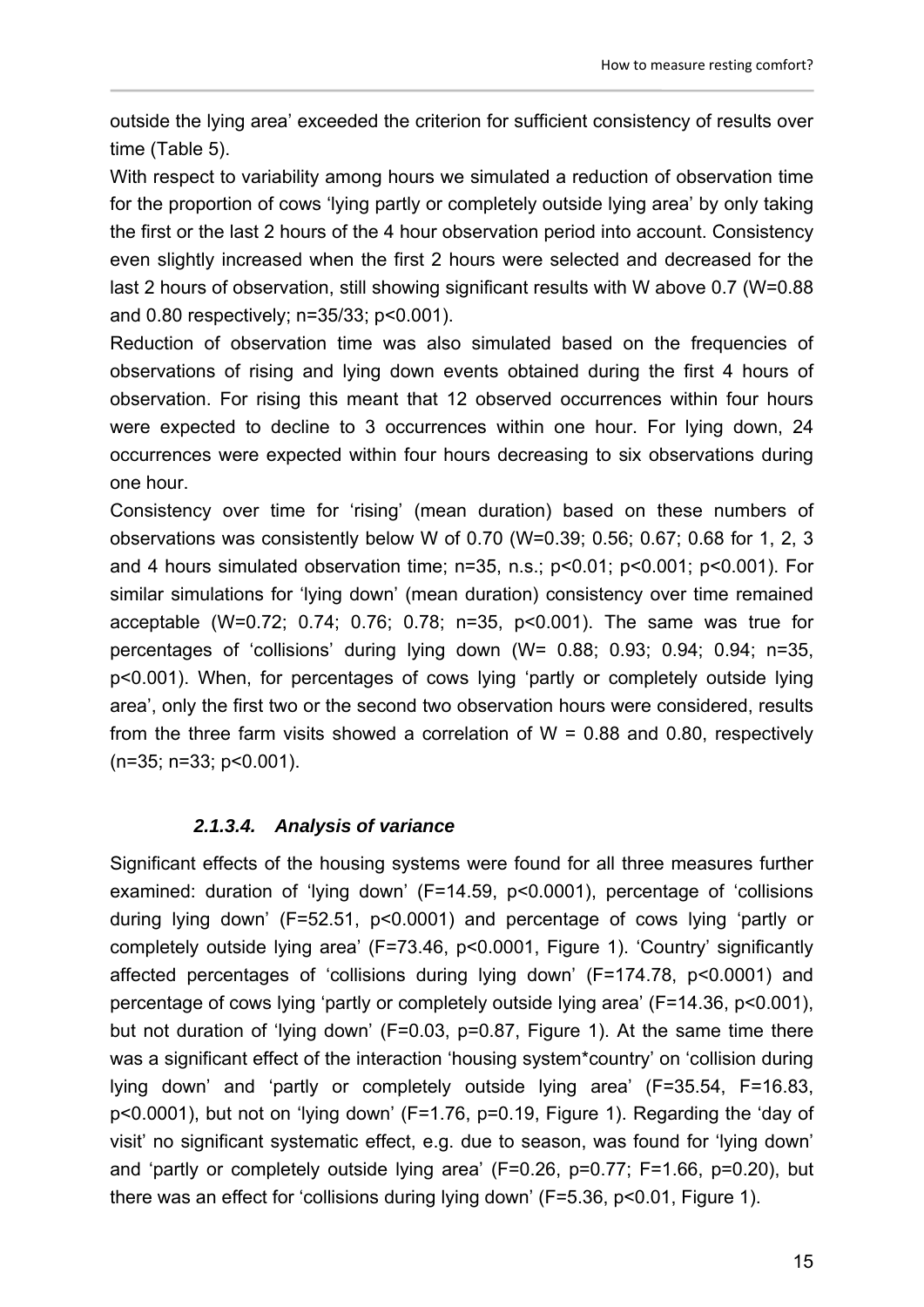outside the lying area' exceeded the criterion for sufficient consistency of results over time (Table 5).

With respect to variability among hours we simulated a reduction of observation time for the proportion of cows 'lying partly or completely outside lying area' by only taking the first or the last 2 hours of the 4 hour observation period into account. Consistency even slightly increased when the first 2 hours were selected and decreased for the last 2 hours of observation, still showing significant results with W above 0.7 ($W=0.88$ and 0.80 respectively; $n=35/33$; $p<0.001$).

Reduction of observation time was also simulated based on the frequencies of observations of rising and lying down events obtained during the first 4 hours of observation. For rising this meant that 12 observed occurrences within four hours were expected to decline to 3 occurrences within one hour. For lying down, 24 occurrences were expected within four hours decreasing to six observations during one hour.

Consistency over time for 'rising' (mean duration) based on these numbers of observations was consistently below W of 0.70 ($W=0.39$; 0.56; 0.67; 0.68 for 1, 2, 3 and 4 hours simulated observation time; $n=35$, n.s.; $p<0.01$; $p<0.001$; $p<0.001$). For similar simulations for 'lying down' (mean duration) consistency over time remained acceptable ($W=0.72$; 0.74; 0.76; 0.78; $n=35$, $p<0.001$). The same was true for percentages of 'collisions' during lying down ($W= 0.88$; 0.93; 0.94; 0.94; $n=35$, $p<0.001$). When, for percentages of cows lying 'partly or completely outside lying area', only the first two or the second two observation hours were considered, results from the three farm visits showed a correlation of $W = 0.88$ and 0.80, respectively ($n=35$; $n=33$; $p<0.001$).

#### *2.1.3.4. Analysis of variance*

Significant effects of the housing systems were found for all three measures further examined: duration of 'lying down' ($F=14.59$, $p<0.0001$), percentage of 'collisions during lying down' ($F=52.51$, $p<0.0001$) and percentage of cows lying 'partly or completely outside lying area' ($F=73.46$, $p<0.0001$, Figure 1). 'Country' significantly affected percentages of 'collisions during lying down' ($F=174.78$, $p<0.0001$) and percentage of cows lying 'partly or completely outside lying area' ($F=14.36$, $p<0.001$), but not duration of 'lying down' ($F=0.03$, $p=0.87$, Figure 1). At the same time there was a significant effect of the interaction 'housing system*country' on 'collision during lying down' and 'partly or completely outside lying area' ($F=35.54$, $F=16.83$, $p<0.0001$), but not on 'lying down' ($F=1.76$, $p=0.19$, Figure 1). Regarding the 'day of visit' no significant systematic effect, e.g. due to season, was found for 'lying down' and 'partly or completely outside lying area' ($F=0.26$, $p=0.77$; $F=1.66$, $p=0.20$), but there was an effect for 'collisions during lying down' ($F=5.36$, $p<0.01$, Figure 1).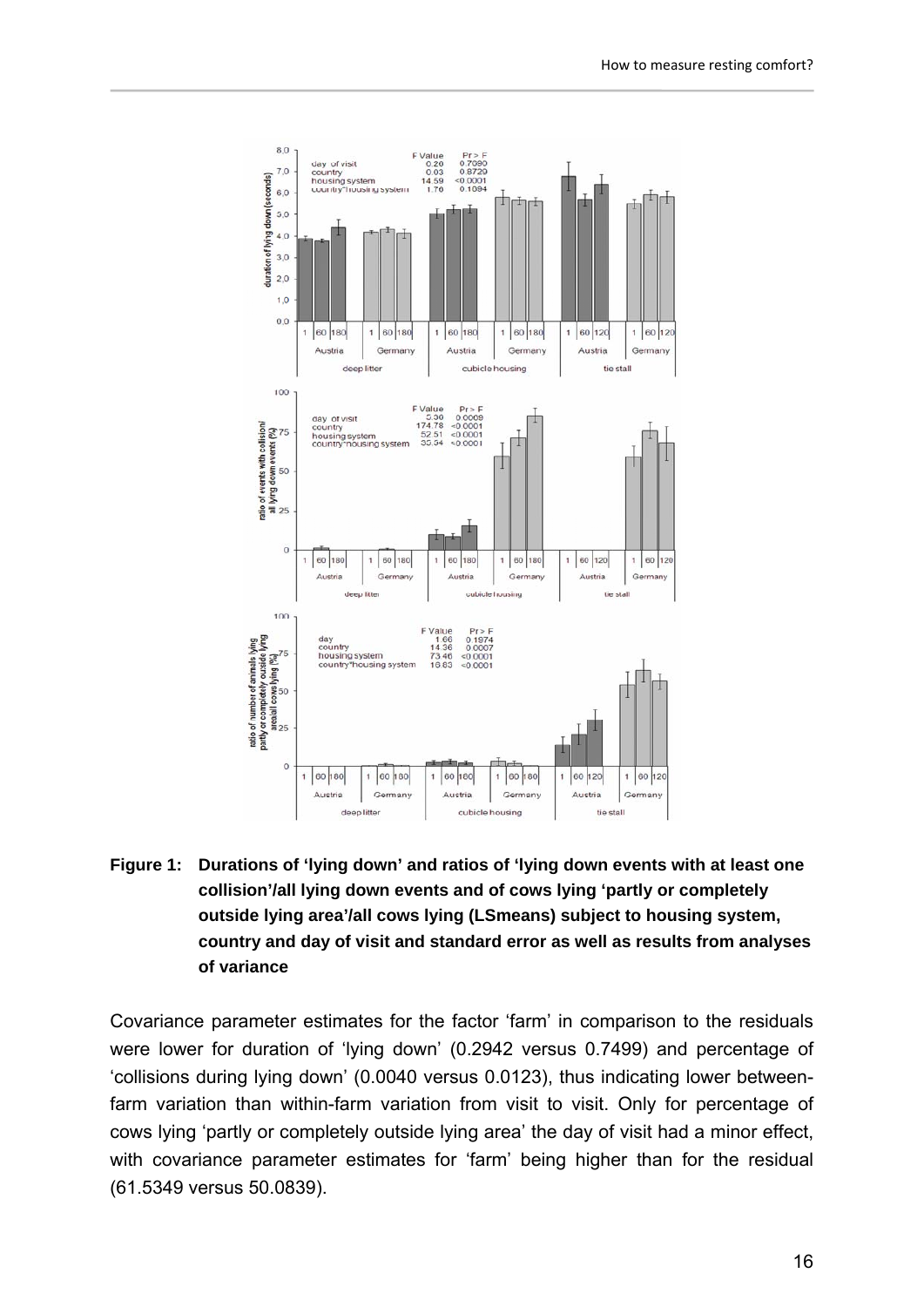**Figure 1: Durations of 'lying down' and ratios of 'lying down events with at least one collision'/all lying down events and of cows lying 'partly or completely outside lying area'/all cows lying (LSmeans) subject to housing system, country and day of visit and standard error as well as results from analyses of variance**

Covariance parameter estimates for the factor 'farm' in comparison to the residuals were lower for duration of 'lying down' (0.2942 versus 0.7499) and percentage of 'collisions during lying down' (0.0040 versus 0.0123), thus indicating lower between-farm variation than within-farm variation from visit to visit. Only for percentage of cows lying 'partly or completely outside lying area' the day of visit had a minor effect, with covariance parameter estimates for 'farm' being higher than for the residual (61.5349 versus 50.0839).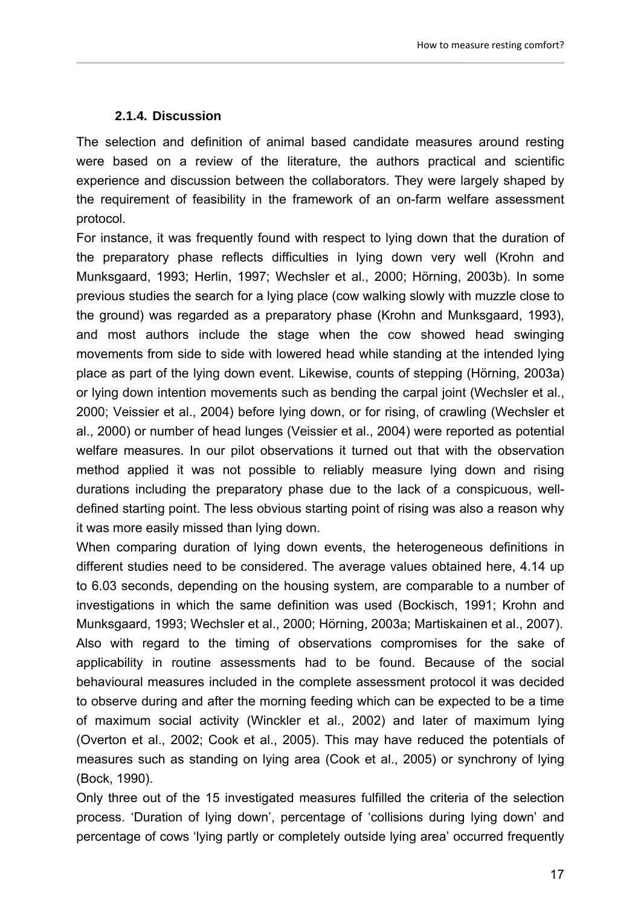### 2.1.4. Discussion

The selection and definition of animal based candidate measures around resting were based on a review of the literature, the authors practical and scientific experience and discussion between the collaborators. They were largely shaped by the requirement of feasibility in the framework of an on-farm welfare assessment protocol.

For instance, it was frequently found with respect to lying down that the duration of the preparatory phase reflects difficulties in lying down very well (Krohn and Munksgaard, 1993; Herlin, 1997; Wechsler et al., 2000; Hörning, 2003b). In some previous studies the search for a lying place (cow walking slowly with muzzle close to the ground) was regarded as a preparatory phase (Krohn and Munksgaard, 1993), and most authors include the stage when the cow showed head swinging movements from side to side with lowered head while standing at the intended lying place as part of the lying down event. Likewise, counts of stepping (Hörning, 2003a) or lying down intention movements such as bending the carpal joint (Wechsler et al., 2000; Veissier et al., 2004) before lying down, or for rising, of crawling (Wechsler et al., 2000) or number of head lunges (Veissier et al., 2004) were reported as potential welfare measures. In our pilot observations it turned out that with the observation method applied it was not possible to reliably measure lying down and rising durations including the preparatory phase due to the lack of a conspicuous, well-defined starting point. The less obvious starting point of rising was also a reason why it was more easily missed than lying down.

When comparing duration of lying down events, the heterogeneous definitions in different studies need to be considered. The average values obtained here, 4.14 up to 6.03 seconds, depending on the housing system, are comparable to a number of investigations in which the same definition was used (Bockisch, 1991; Krohn and Munksgaard, 1993; Wechsler et al., 2000; Hörning, 2003a; Martiskainen et al., 2007).

Also with regard to the timing of observations compromises for the sake of applicability in routine assessments had to be found. Because of the social behavioural measures included in the complete assessment protocol it was decided to observe during and after the morning feeding which can be expected to be a time of maximum social activity (Winckler et al., 2002) and later of maximum lying (Overton et al., 2002; Cook et al., 2005). This may have reduced the potentials of measures such as standing on lying area (Cook et al., 2005) or synchrony of lying (Bock, 1990).

Only three out of the 15 investigated measures fulfilled the criteria of the selection process. 'Duration of lying down', percentage of 'collisions during lying down' and percentage of cows 'lying partly or completely outside lying area' occurred frequently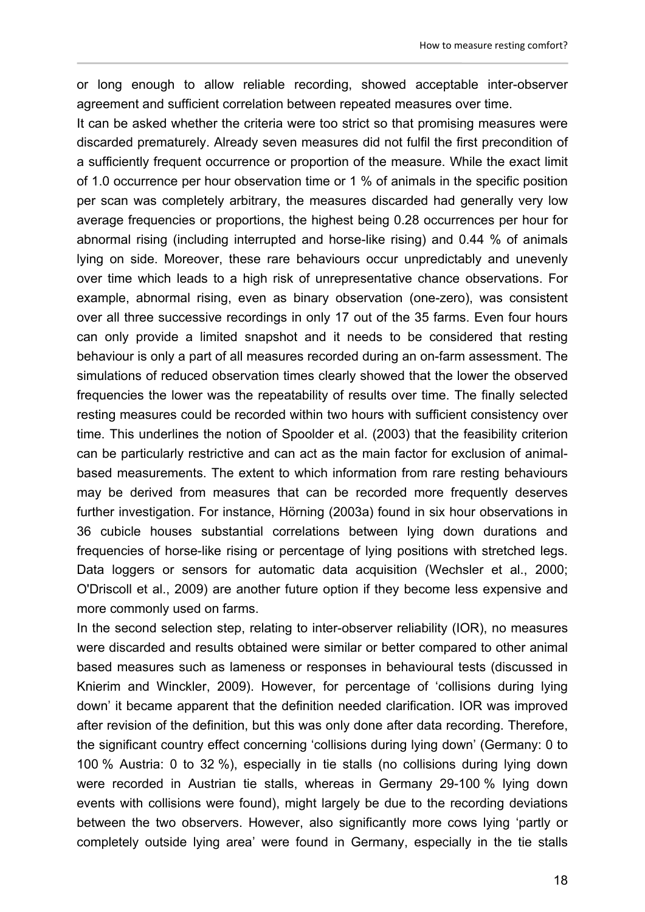or long enough to allow reliable recording, showed acceptable inter-observer agreement and sufficient correlation between repeated measures over time.

It can be asked whether the criteria were too strict so that promising measures were discarded prematurely. Already seven measures did not fulfil the first precondition of a sufficiently frequent occurrence or proportion of the measure. While the exact limit of 1.0 occurrence per hour observation time or 1 % of animals in the specific position per scan was completely arbitrary, the measures discarded had generally very low average frequencies or proportions, the highest being 0.28 occurrences per hour for abnormal rising (including interrupted and horse-like rising) and 0.44 % of animals lying on side. Moreover, these rare behaviours occur unpredictably and unevenly over time which leads to a high risk of unrepresentative chance observations. For example, abnormal rising, even as binary observation (one-zero), was consistent over all three successive recordings in only 17 out of the 35 farms. Even four hours can only provide a limited snapshot and it needs to be considered that resting behaviour is only a part of all measures recorded during an on-farm assessment. The simulations of reduced observation times clearly showed that the lower the observed frequencies the lower was the repeatability of results over time. The finally selected resting measures could be recorded within two hours with sufficient consistency over time. This underlines the notion of Spoolder et al. (2003) that the feasibility criterion can be particularly restrictive and can act as the main factor for exclusion of animal-based measurements. The extent to which information from rare resting behaviours may be derived from measures that can be recorded more frequently deserves further investigation. For instance, Hörning (2003a) found in six hour observations in 36 cubicle houses substantial correlations between lying down durations and frequencies of horse-like rising or percentage of lying positions with stretched legs. Data loggers or sensors for automatic data acquisition (Wechsler et al., 2000; O'Driscoll et al., 2009) are another future option if they become less expensive and more commonly used on farms.

In the second selection step, relating to inter-observer reliability (IOR), no measures were discarded and results obtained were similar or better compared to other animal based measures such as lameness or responses in behavioural tests (discussed in Knierim and Winckler, 2009). However, for percentage of 'collisions during lying down' it became apparent that the definition needed clarification. IOR was improved after revision of the definition, but this was only done after data recording. Therefore, the significant country effect concerning 'collisions during lying down' (Germany: 0 to 100 % Austria: 0 to 32 %), especially in tie stalls (no collisions during lying down were recorded in Austrian tie stalls, whereas in Germany 29-100 % lying down events with collisions were found), might largely be due to the recording deviations between the two observers. However, also significantly more cows lying 'partly or completely outside lying area' were found in Germany, especially in the tie stalls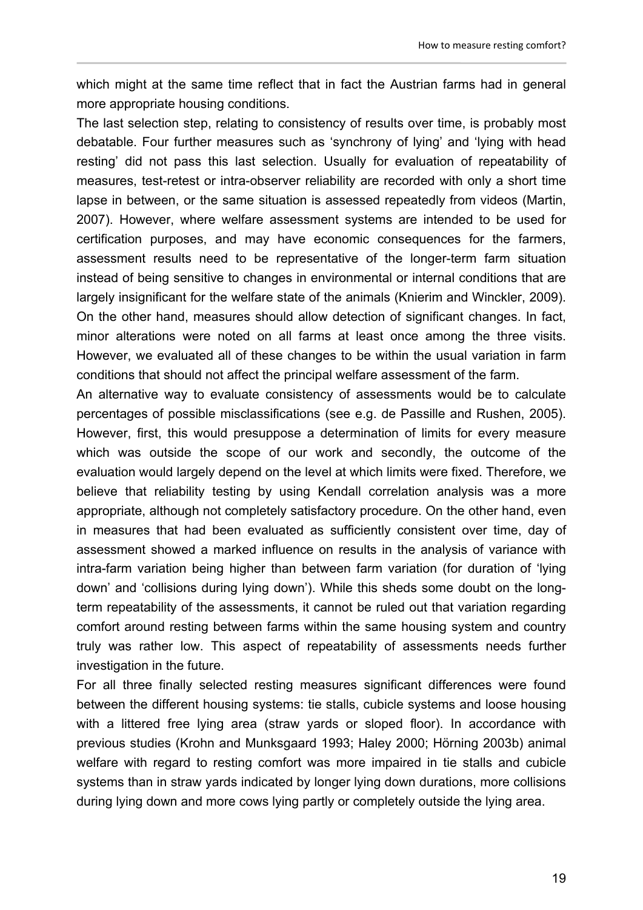which might at the same time reflect that in fact the Austrian farms had in general more appropriate housing conditions.

The last selection step, relating to consistency of results over time, is probably most debatable. Four further measures such as 'synchrony of lying' and 'lying with head resting' did not pass this last selection. Usually for evaluation of repeatability of measures, test-retest or intra-observer reliability are recorded with only a short time lapse in between, or the same situation is assessed repeatedly from videos (Martin, 2007). However, where welfare assessment systems are intended to be used for certification purposes, and may have economic consequences for the farmers, assessment results need to be representative of the longer-term farm situation instead of being sensitive to changes in environmental or internal conditions that are largely insignificant for the welfare state of the animals (Knierim and Winckler, 2009). On the other hand, measures should allow detection of significant changes. In fact, minor alterations were noted on all farms at least once among the three visits. However, we evaluated all of these changes to be within the usual variation in farm conditions that should not affect the principal welfare assessment of the farm.

An alternative way to evaluate consistency of assessments would be to calculate percentages of possible misclassifications (see e.g. de Passille and Rushen, 2005). However, first, this would presuppose a determination of limits for every measure which was outside the scope of our work and secondly, the outcome of the evaluation would largely depend on the level at which limits were fixed. Therefore, we believe that reliability testing by using Kendall correlation analysis was a more appropriate, although not completely satisfactory procedure. On the other hand, even in measures that had been evaluated as sufficiently consistent over time, day of assessment showed a marked influence on results in the analysis of variance with intra-farm variation being higher than between farm variation (for duration of 'lying down' and 'collisions during lying down'). While this sheds some doubt on the long-term repeatability of the assessments, it cannot be ruled out that variation regarding comfort around resting between farms within the same housing system and country truly was rather low. This aspect of repeatability of assessments needs further investigation in the future.

For all three finally selected resting measures significant differences were found between the different housing systems: tie stalls, cubicle systems and loose housing with a littered free lying area (straw yards or sloped floor). In accordance with previous studies (Krohn and Munksgaard 1993; Haley 2000; Hörning 2003b) animal welfare with regard to resting comfort was more impaired in tie stalls and cubicle systems than in straw yards indicated by longer lying down durations, more collisions during lying down and more cows lying partly or completely outside the lying area.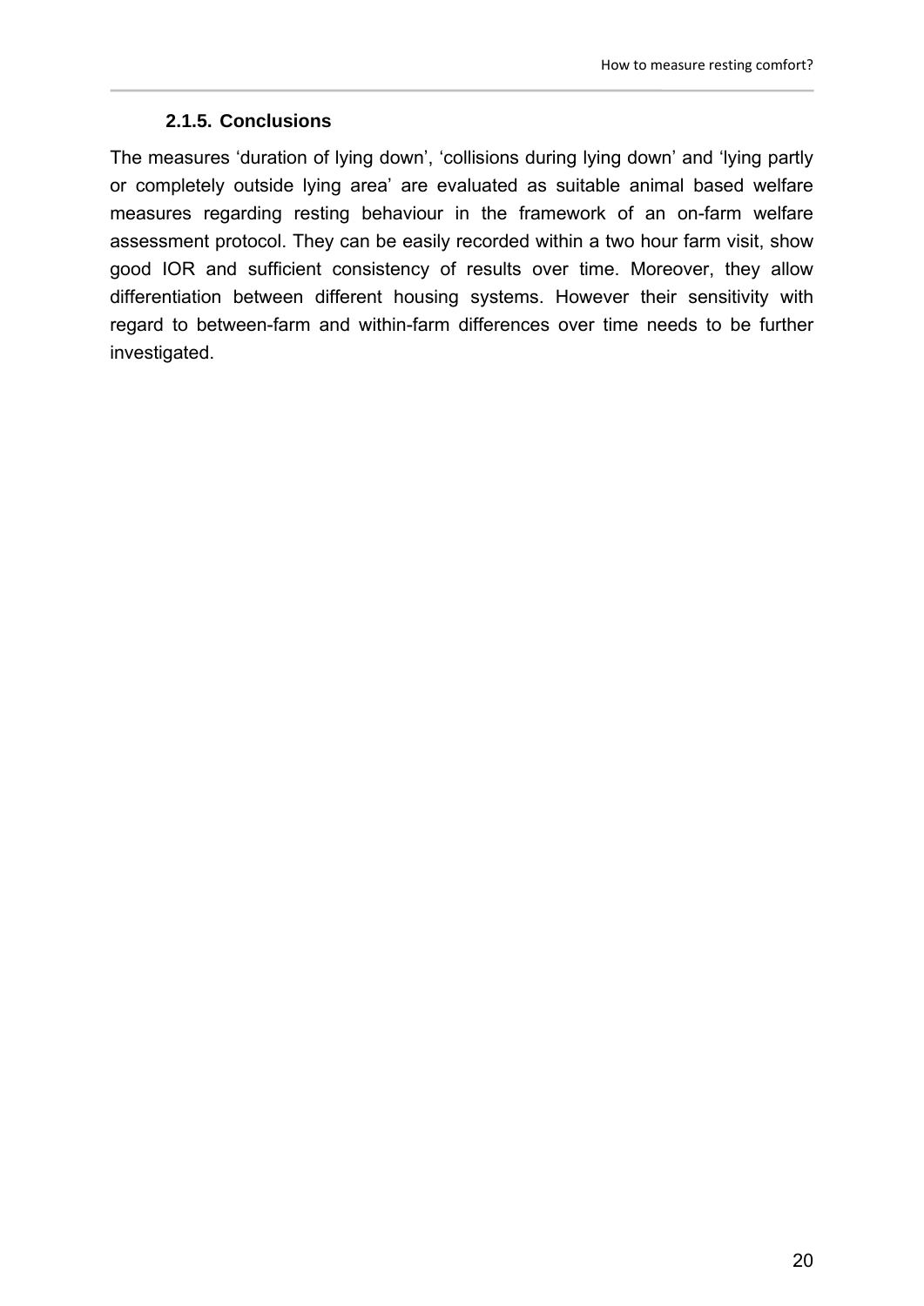### 2.1.5. Conclusions

The measures ‘duration of lying down’, ‘collisions during lying down’ and ‘lying partly or completely outside lying area’ are evaluated as suitable animal based welfare measures regarding resting behaviour in the framework of an on-farm welfare assessment protocol. They can be easily recorded within a two hour farm visit, show good IOR and sufficient consistency of results over time. Moreover, they allow differentiation between different housing systems. However their sensitivity with regard to between-farm and within-farm differences over time needs to be further investigated.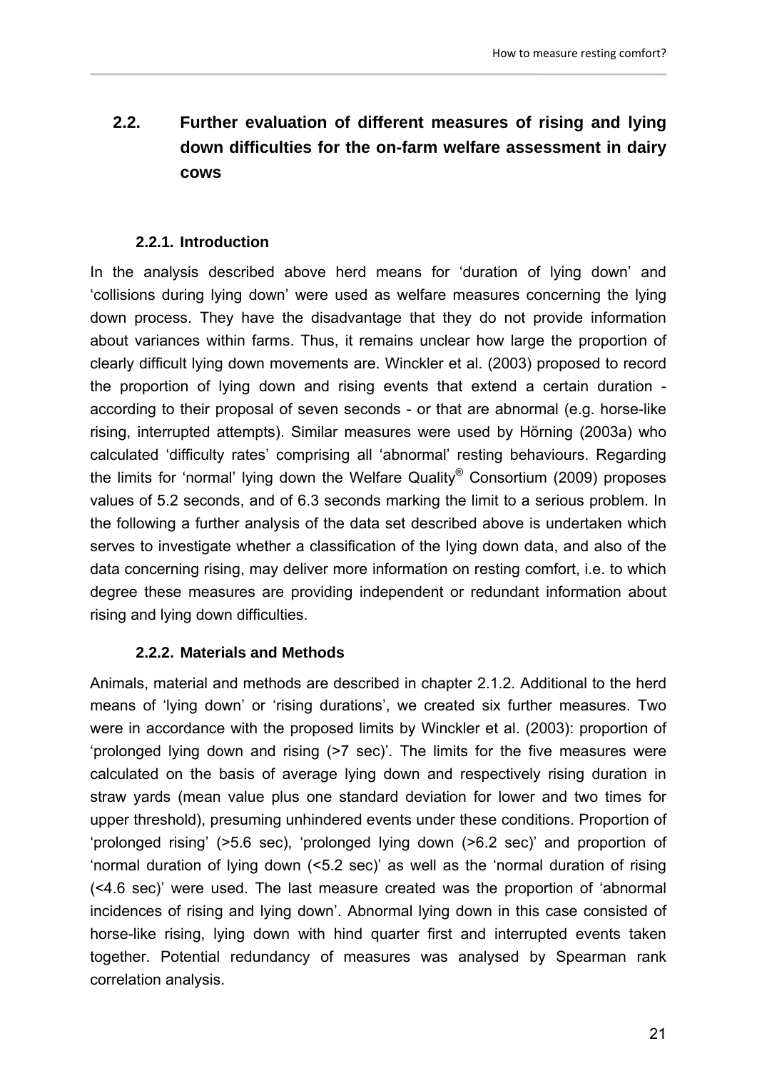## 2.2. Further evaluation of different measures of rising and lying down difficulties for the on-farm welfare assessment in dairy cows

### 2.2.1. Introduction

In the analysis described above herd means for ‘duration of lying down’ and ‘collisions during lying down’ were used as welfare measures concerning the lying down process. They have the disadvantage that they do not provide information about variances within farms. Thus, it remains unclear how large the proportion of clearly difficult lying down movements are. Winckler et al. (2003) proposed to record the proportion of lying down and rising events that extend a certain duration - according to their proposal of seven seconds - or that are abnormal (e.g. horse-like rising, interrupted attempts). Similar measures were used by Hörning (2003a) who calculated ‘difficulty rates’ comprising all ‘abnormal’ resting behaviours. Regarding the limits for ‘normal’ lying down the Welfare Quality® Consortium (2009) proposes values of 5.2 seconds, and of 6.3 seconds marking the limit to a serious problem. In the following a further analysis of the data set described above is undertaken which serves to investigate whether a classification of the lying down data, and also of the data concerning rising, may deliver more information on resting comfort, i.e. to which degree these measures are providing independent or redundant information about rising and lying down difficulties.

### 2.2.2. Materials and Methods

Animals, material and methods are described in chapter 2.1.2. Additional to the herd means of ‘lying down’ or ‘rising durations’, we created six further measures. Two were in accordance with the proposed limits by Winckler et al. (2003): proportion of ‘prolonged lying down and rising (>7 sec)’. The limits for the five measures were calculated on the basis of average lying down and respectively rising duration in straw yards (mean value plus one standard deviation for lower and two times for upper threshold), presuming unhindered events under these conditions. Proportion of ‘prolonged rising’ (>5.6 sec), ‘prolonged lying down (>6.2 sec)’ and proportion of ‘normal duration of lying down (<5.2 sec)’ as well as the ‘normal duration of rising (<4.6 sec)’ were used. The last measure created was the proportion of ‘abnormal incidences of rising and lying down’. Abnormal lying down in this case consisted of horse-like rising, lying down with hind quarter first and interrupted events taken together. Potential redundancy of measures was analysed by Spearman rank correlation analysis.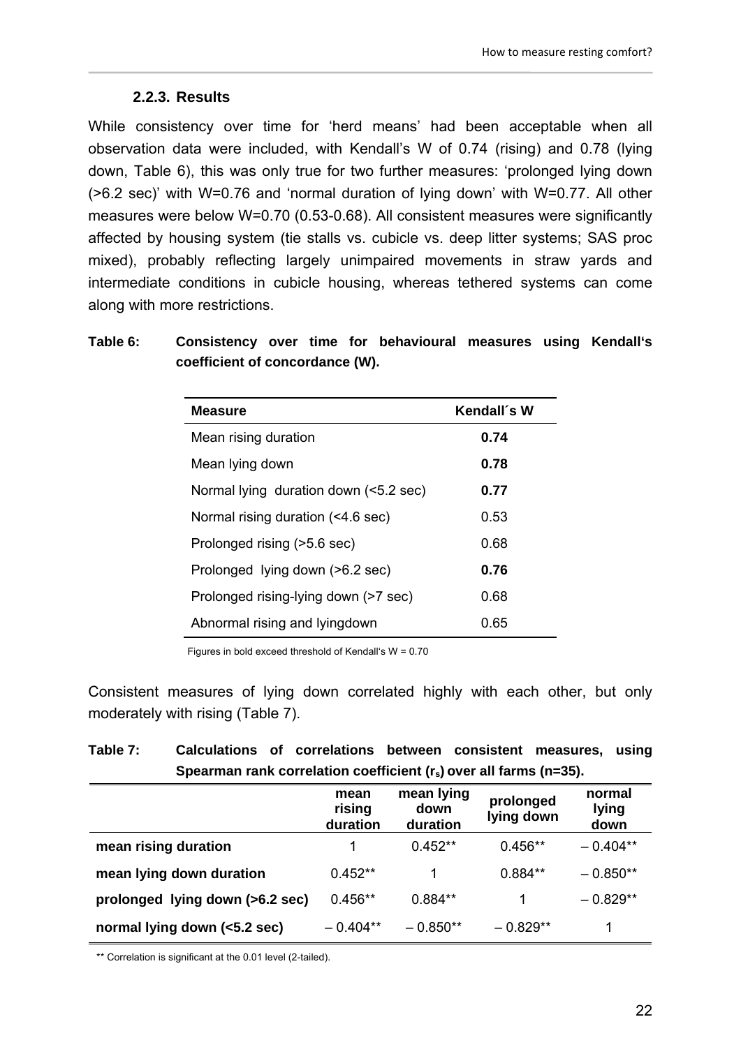### 2.2.3. Results

While consistency over time for 'herd means' had been acceptable when all observation data were included, with Kendall's W of 0.74 (rising) and 0.78 (lying down, Table 6), this was only true for two further measures: 'prolonged lying down (>6.2 sec)' with W=0.76 and 'normal duration of lying down' with W=0.77. All other measures were below W=0.70 (0.53-0.68). All consistent measures were significantly affected by housing system (tie stalls vs. cubicle vs. deep litter systems; SAS proc mixed), probably reflecting largely unimpaired movements in straw yards and intermediate conditions in cubicle housing, whereas tethered systems can come along with more restrictions.

**Table 6: Consistency over time for behavioural measures using Kendall's coefficient of concordance (W).**

| Measure | Kendall´s W |
|---|---|
| Mean rising duration | **0.74** |
| Mean lying down | **0.78** |
| Normal lying duration down (<5.2 sec) | **0.77** |
| Normal rising duration (<4.6 sec) | 0.53 |
| Prolonged rising (>5.6 sec) | 0.68 |
| Prolonged lying down (>6.2 sec) | **0.76** |
| Prolonged rising-lying down (>7 sec) | 0.68 |
| Abnormal rising and lyingdown | 0.65 |

Figures in bold exceed threshold of Kendall's W = 0.70

Consistent measures of lying down correlated highly with each other, but only moderately with rising (Table 7).

**Table 7: Calculations of correlations between consistent measures, using Spearman rank correlation coefficient ($r_s$) over all farms (n=35).**

| | mean rising duration | mean lying down duration | prolonged lying down | normal lying down |
|---|---|---|---|---|
| **mean rising duration** | 1 | 0.452** | 0.456** | – 0.404** |
| **mean lying down duration** | 0.452** | 1 | 0.884** | – 0.850** |
| **prolonged lying down (>6.2 sec)** | 0.456** | 0.884** | 1 | – 0.829** |
| **normal lying down (<5.2 sec)** | – 0.404** | – 0.850** | – 0.829** | 1 |

** Correlation is significant at the 0.01 level (2-tailed).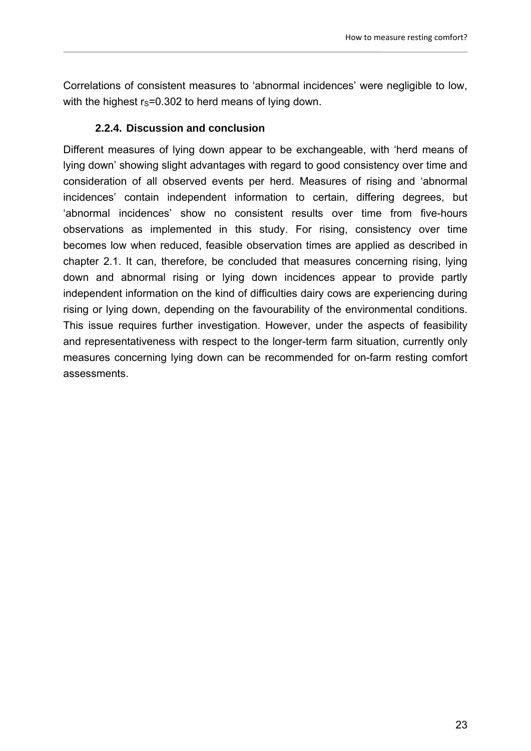Correlations of consistent measures to ‘abnormal incidences’ were negligible to low, with the highest $r_S$=0.302 to herd means of lying down.

### 2.2.4. Discussion and conclusion

Different measures of lying down appear to be exchangeable, with ‘herd means of lying down’ showing slight advantages with regard to good consistency over time and consideration of all observed events per herd. Measures of rising and ‘abnormal incidences’ contain independent information to certain, differing degrees, but ‘abnormal incidences’ show no consistent results over time from five-hours observations as implemented in this study. For rising, consistency over time becomes low when reduced, feasible observation times are applied as described in chapter 2.1. It can, therefore, be concluded that measures concerning rising, lying down and abnormal rising or lying down incidences appear to provide partly independent information on the kind of difficulties dairy cows are experiencing during rising or lying down, depending on the favourability of the environmental conditions. This issue requires further investigation. However, under the aspects of feasibility and representativeness with respect to the longer-term farm situation, currently only measures concerning lying down can be recommended for on-farm resting comfort assessments.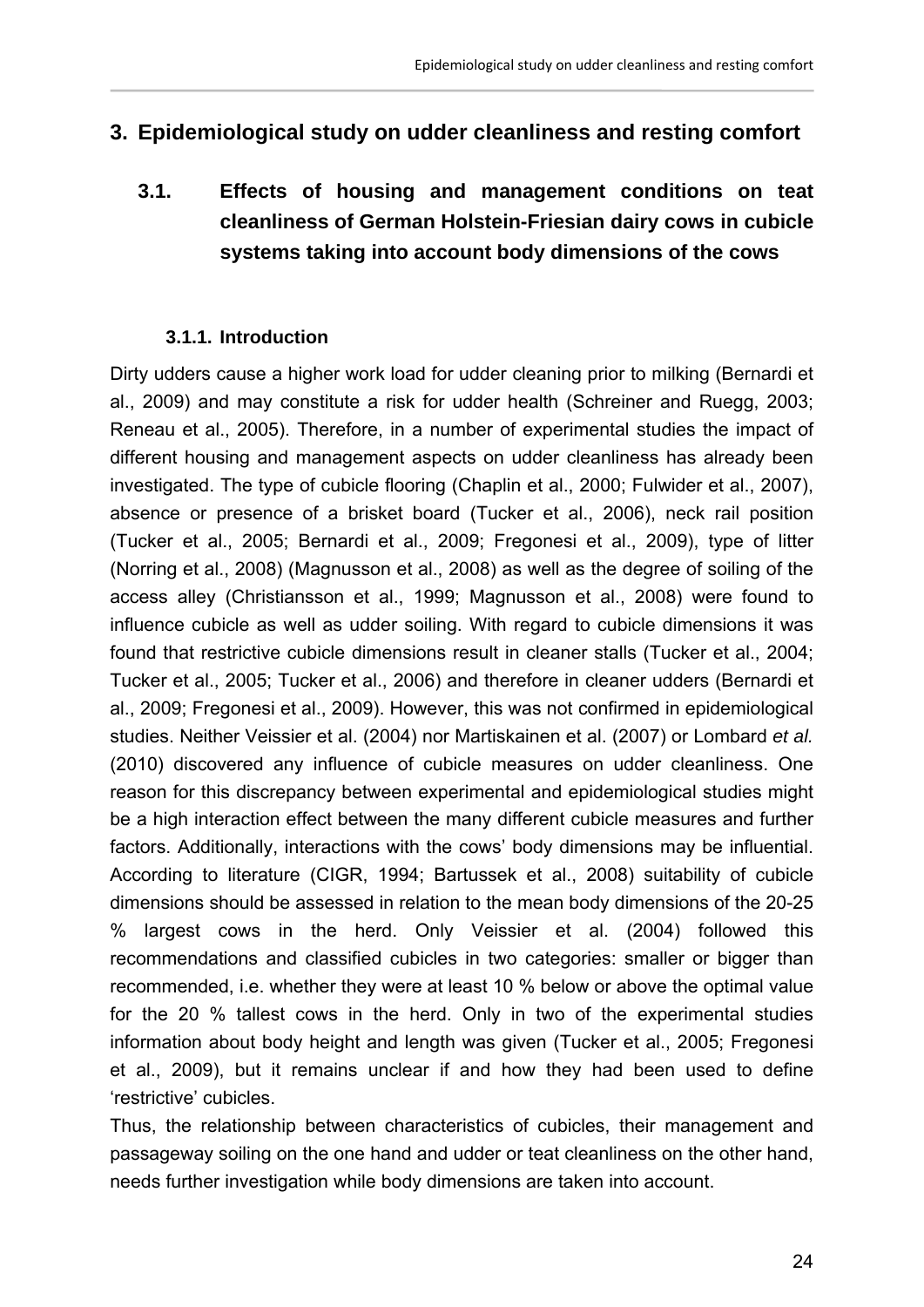# 3. Epidemiological study on udder cleanliness and resting comfort

## 3.1. Effects of housing and management conditions on teat cleanliness of German Holstein-Friesian dairy cows in cubicle systems taking into account body dimensions of the cows

### 3.1.1. Introduction

Dirty udders cause a higher work load for udder cleaning prior to milking (Bernardi et al., 2009) and may constitute a risk for udder health (Schreiner and Ruegg, 2003; Reneau et al., 2005). Therefore, in a number of experimental studies the impact of different housing and management aspects on udder cleanliness has already been investigated. The type of cubicle flooring (Chaplin et al., 2000; Fulwider et al., 2007), absence or presence of a brisket board (Tucker et al., 2006), neck rail position (Tucker et al., 2005; Bernardi et al., 2009; Fregonesi et al., 2009), type of litter (Norring et al., 2008) (Magnusson et al., 2008) as well as the degree of soiling of the access alley (Christiansson et al., 1999; Magnusson et al., 2008) were found to influence cubicle as well as udder soiling. With regard to cubicle dimensions it was found that restrictive cubicle dimensions result in cleaner stalls (Tucker et al., 2004; Tucker et al., 2005; Tucker et al., 2006) and therefore in cleaner udders (Bernardi et al., 2009; Fregonesi et al., 2009). However, this was not confirmed in epidemiological studies. Neither Veissier et al. (2004) nor Martiskainen et al. (2007) or Lombard *et al.* (2010) discovered any influence of cubicle measures on udder cleanliness. One reason for this discrepancy between experimental and epidemiological studies might be a high interaction effect between the many different cubicle measures and further factors. Additionally, interactions with the cows' body dimensions may be influential. According to literature (CIGR, 1994; Bartussek et al., 2008) suitability of cubicle dimensions should be assessed in relation to the mean body dimensions of the 20-25 % largest cows in the herd. Only Veissier et al. (2004) followed this recommendations and classified cubicles in two categories: smaller or bigger than recommended, i.e. whether they were at least 10 % below or above the optimal value for the 20 % tallest cows in the herd. Only in two of the experimental studies information about body height and length was given (Tucker et al., 2005; Fregonesi et al., 2009), but it remains unclear if and how they had been used to define 'restrictive' cubicles.

Thus, the relationship between characteristics of cubicles, their management and passageway soiling on the one hand and udder or teat cleanliness on the other hand, needs further investigation while body dimensions are taken into account.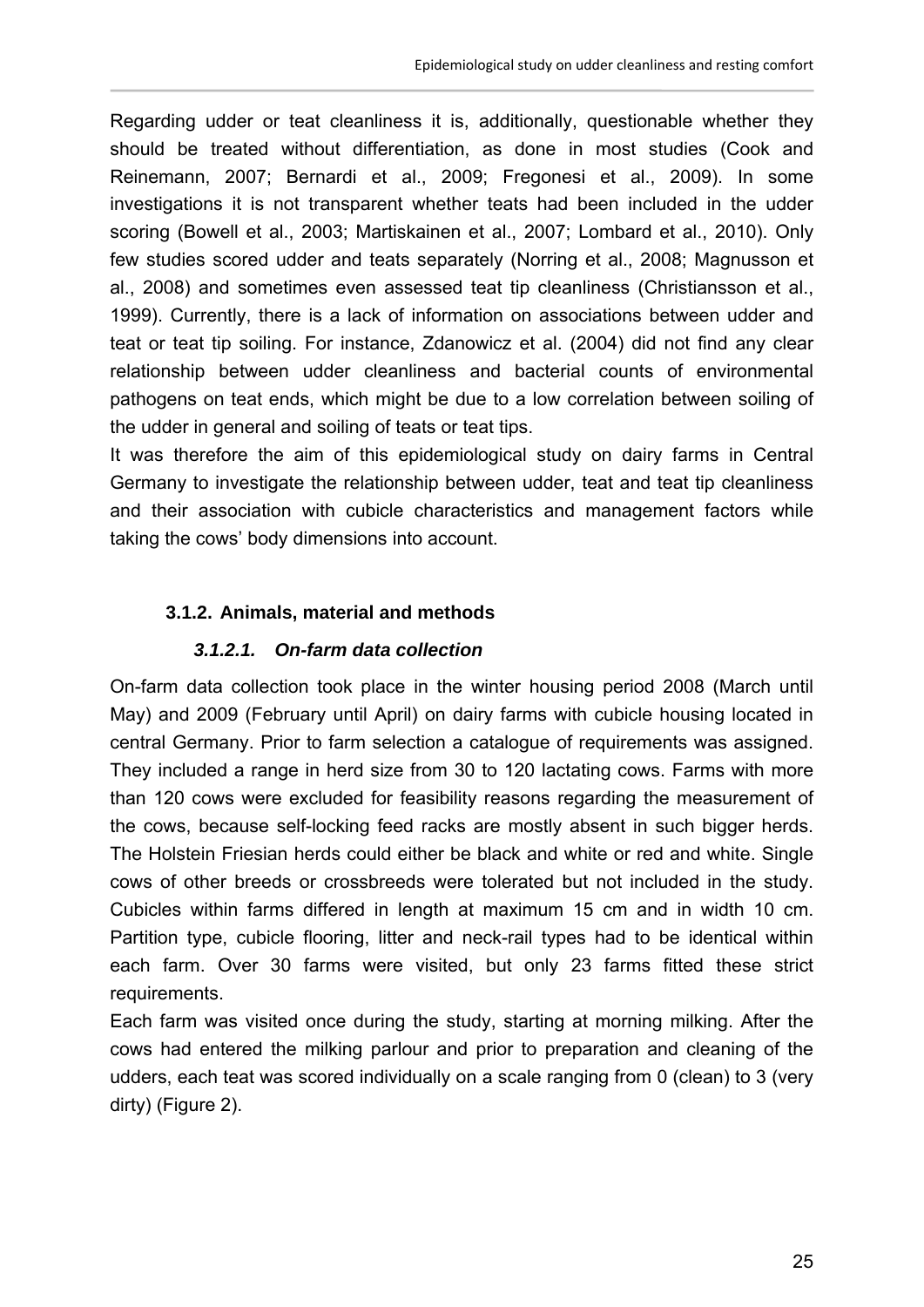Regarding udder or teat cleanliness it is, additionally, questionable whether they should be treated without differentiation, as done in most studies (Cook and Reinemann, 2007; Bernardi et al., 2009; Fregonesi et al., 2009). In some investigations it is not transparent whether teats had been included in the udder scoring (Bowell et al., 2003; Martiskainen et al., 2007; Lombard et al., 2010). Only few studies scored udder and teats separately (Norring et al., 2008; Magnusson et al., 2008) and sometimes even assessed teat tip cleanliness (Christiansson et al., 1999). Currently, there is a lack of information on associations between udder and teat or teat tip soiling. For instance, Zdanowicz et al. (2004) did not find any clear relationship between udder cleanliness and bacterial counts of environmental pathogens on teat ends, which might be due to a low correlation between soiling of the udder in general and soiling of teats or teat tips.

It was therefore the aim of this epidemiological study on dairy farms in Central Germany to investigate the relationship between udder, teat and teat tip cleanliness and their association with cubicle characteristics and management factors while taking the cows' body dimensions into account.

### 3.1.2. Animals, material and methods

#### *3.1.2.1. On-farm data collection*

On-farm data collection took place in the winter housing period 2008 (March until May) and 2009 (February until April) on dairy farms with cubicle housing located in central Germany. Prior to farm selection a catalogue of requirements was assigned. They included a range in herd size from 30 to 120 lactating cows. Farms with more than 120 cows were excluded for feasibility reasons regarding the measurement of the cows, because self-locking feed racks are mostly absent in such bigger herds. The Holstein Friesian herds could either be black and white or red and white. Single cows of other breeds or crossbreeds were tolerated but not included in the study. Cubicles within farms differed in length at maximum 15 cm and in width 10 cm. Partition type, cubicle flooring, litter and neck-rail types had to be identical within each farm. Over 30 farms were visited, but only 23 farms fitted these strict requirements.

Each farm was visited once during the study, starting at morning milking. After the cows had entered the milking parlour and prior to preparation and cleaning of the udders, each teat was scored individually on a scale ranging from 0 (clean) to 3 (very dirty) (Figure 2).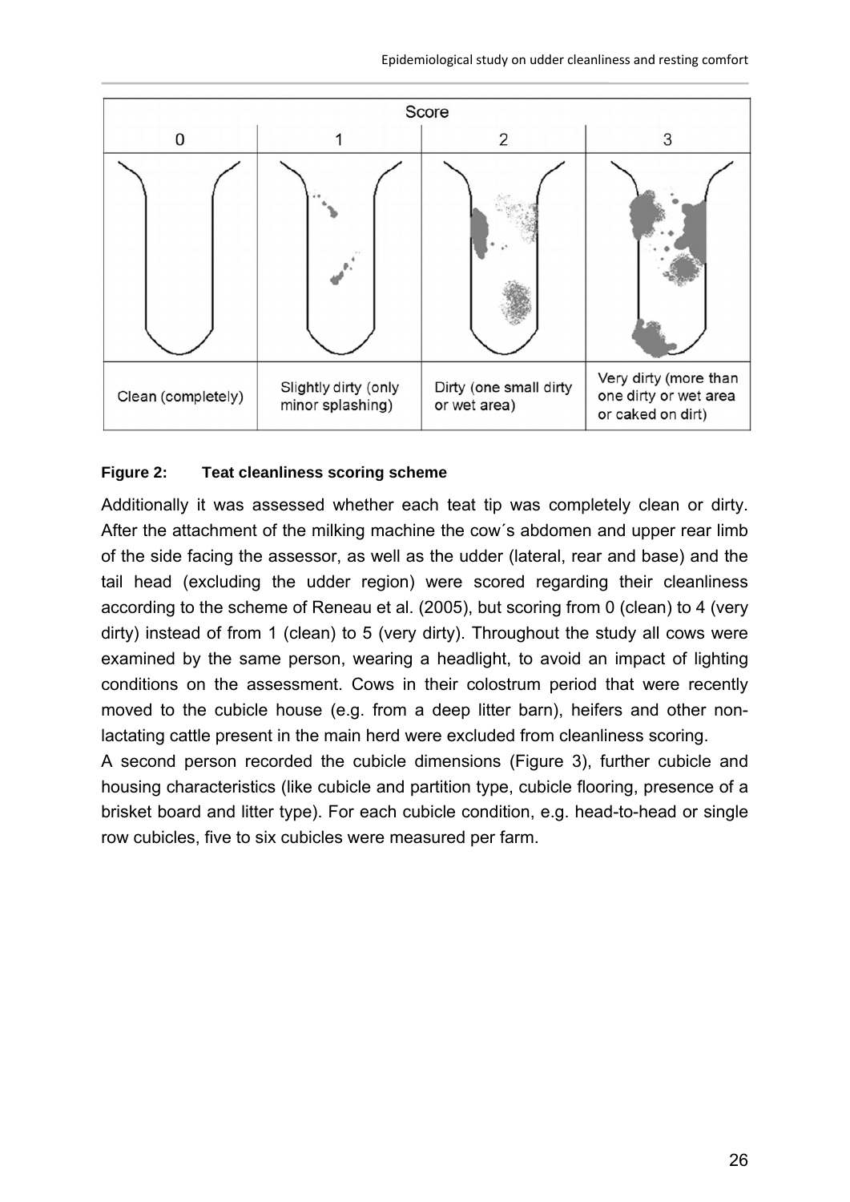| Score | | | |
|---|---|---|---|
| 0 | 1 | 2 | 3 |
| Clean (completely) | Slightly dirty (only minor splashing) | Dirty (one small dirty or wet area) | Very dirty (more than one dirty or wet area or caked on dirt) |

**Figure 2: Teat cleanliness scoring scheme**

Additionally it was assessed whether each teat tip was completely clean or dirty. After the attachment of the milking machine the cow´s abdomen and upper rear limb of the side facing the assessor, as well as the udder (lateral, rear and base) and the tail head (excluding the udder region) were scored regarding their cleanliness according to the scheme of Reneau et al. (2005), but scoring from 0 (clean) to 4 (very dirty) instead of from 1 (clean) to 5 (very dirty). Throughout the study all cows were examined by the same person, wearing a headlight, to avoid an impact of lighting conditions on the assessment. Cows in their colostrum period that were recently moved to the cubicle house (e.g. from a deep litter barn), heifers and other non-lactating cattle present in the main herd were excluded from cleanliness scoring.

A second person recorded the cubicle dimensions (Figure 3), further cubicle and housing characteristics (like cubicle and partition type, cubicle flooring, presence of a brisket board and litter type). For each cubicle condition, e.g. head-to-head or single row cubicles, five to six cubicles were measured per farm.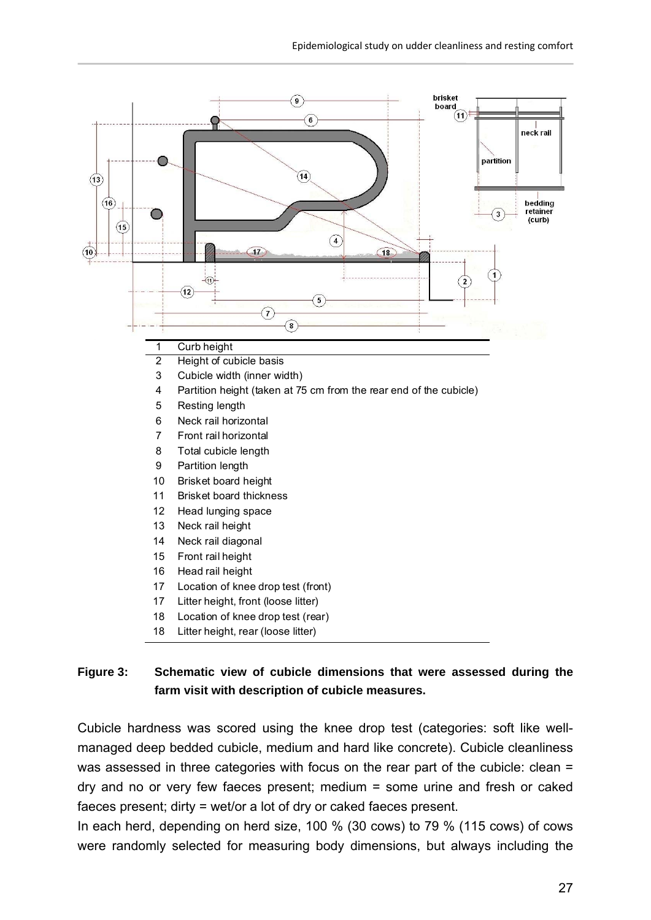| | |
|---|---|
| 1 | Curb height |
| 2 | Height of cubicle basis |
| 3 | Cubicle width (inner width) |
| 4 | Partition height (taken at 75 cm from the rear end of the cubicle) |
| 5 | Resting length |
| 6 | Neck rail horizontal |
| 7 | Front rail horizontal |
| 8 | Total cubicle length |
| 9 | Partition length |
| 10 | Brisket board height |
| 11 | Brisket board thickness |
| 12 | Head lunging space |
| 13 | Neck rail height |
| 14 | Neck rail diagonal |
| 15 | Front rail height |
| 16 | Head rail height |
| 17 | Location of knee drop test (front) |
| 17 | Litter height, front (loose litter) |
| 18 | Location of knee drop test (rear) |
| 18 | Litter height, rear (loose litter) |

**Figure 3: Schematic view of cubicle dimensions that were assessed during the farm visit with description of cubicle measures.**

Cubicle hardness was scored using the knee drop test (categories: soft like well-managed deep bedded cubicle, medium and hard like concrete). Cubicle cleanliness was assessed in three categories with focus on the rear part of the cubicle: clean = dry and no or very few faeces present; medium = some urine and fresh or caked faeces present; dirty = wet/or a lot of dry or caked faeces present.

In each herd, depending on herd size, 100 % (30 cows) to 79 % (115 cows) of cows were randomly selected for measuring body dimensions, but always including the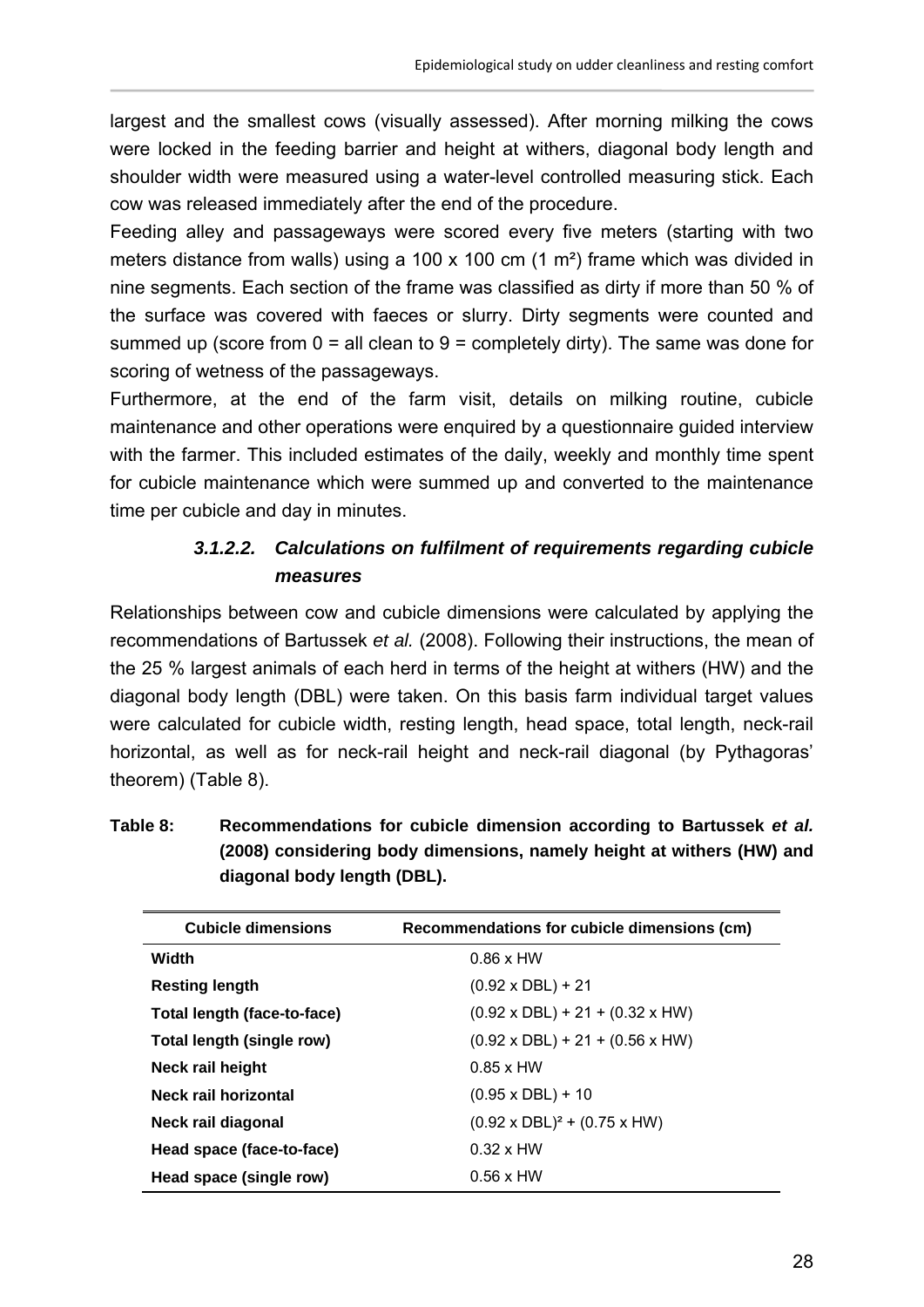largest and the smallest cows (visually assessed). After morning milking the cows were locked in the feeding barrier and height at withers, diagonal body length and shoulder width were measured using a water-level controlled measuring stick. Each cow was released immediately after the end of the procedure.

Feeding alley and passageways were scored every five meters (starting with two meters distance from walls) using a 100 x 100 cm (1 m²) frame which was divided in nine segments. Each section of the frame was classified as dirty if more than 50 % of the surface was covered with faeces or slurry. Dirty segments were counted and summed up (score from 0 = all clean to 9 = completely dirty). The same was done for scoring of wetness of the passageways.

Furthermore, at the end of the farm visit, details on milking routine, cubicle maintenance and other operations were enquired by a questionnaire guided interview with the farmer. This included estimates of the daily, weekly and monthly time spent for cubicle maintenance which were summed up and converted to the maintenance time per cubicle and day in minutes.

#### ***3.1.2.2. Calculations on fulfilment of requirements regarding cubicle measures***

Relationships between cow and cubicle dimensions were calculated by applying the recommendations of Bartussek *et al.* (2008). Following their instructions, the mean of the 25 % largest animals of each herd in terms of the height at withers (HW) and the diagonal body length (DBL) were taken. On this basis farm individual target values were calculated for cubicle width, resting length, head space, total length, neck-rail horizontal, as well as for neck-rail height and neck-rail diagonal (by Pythagoras' theorem) (Table 8).

**Table 8: Recommendations for cubicle dimension according to Bartussek *et al.* (2008) considering body dimensions, namely height at withers (HW) and diagonal body length (DBL).**

| Cubicle dimensions | Recommendations for cubicle dimensions (cm) |
|---|---|
| **Width** | 0.86 x HW |
| **Resting length** | (0.92 x DBL) + 21 |
| **Total length (face-to-face)** | (0.92 x DBL) + 21 + (0.32 x HW) |
| **Total length (single row)** | (0.92 x DBL) + 21 + (0.56 x HW) |
| **Neck rail height** | 0.85 x HW |
| **Neck rail horizontal** | (0.95 x DBL) + 10 |
| **Neck rail diagonal** | $(0.92 \times DBL)^2 + (0.75 \times HW)$ |
| **Head space (face-to-face)** | 0.32 x HW |
| **Head space (single row)** | 0.56 x HW |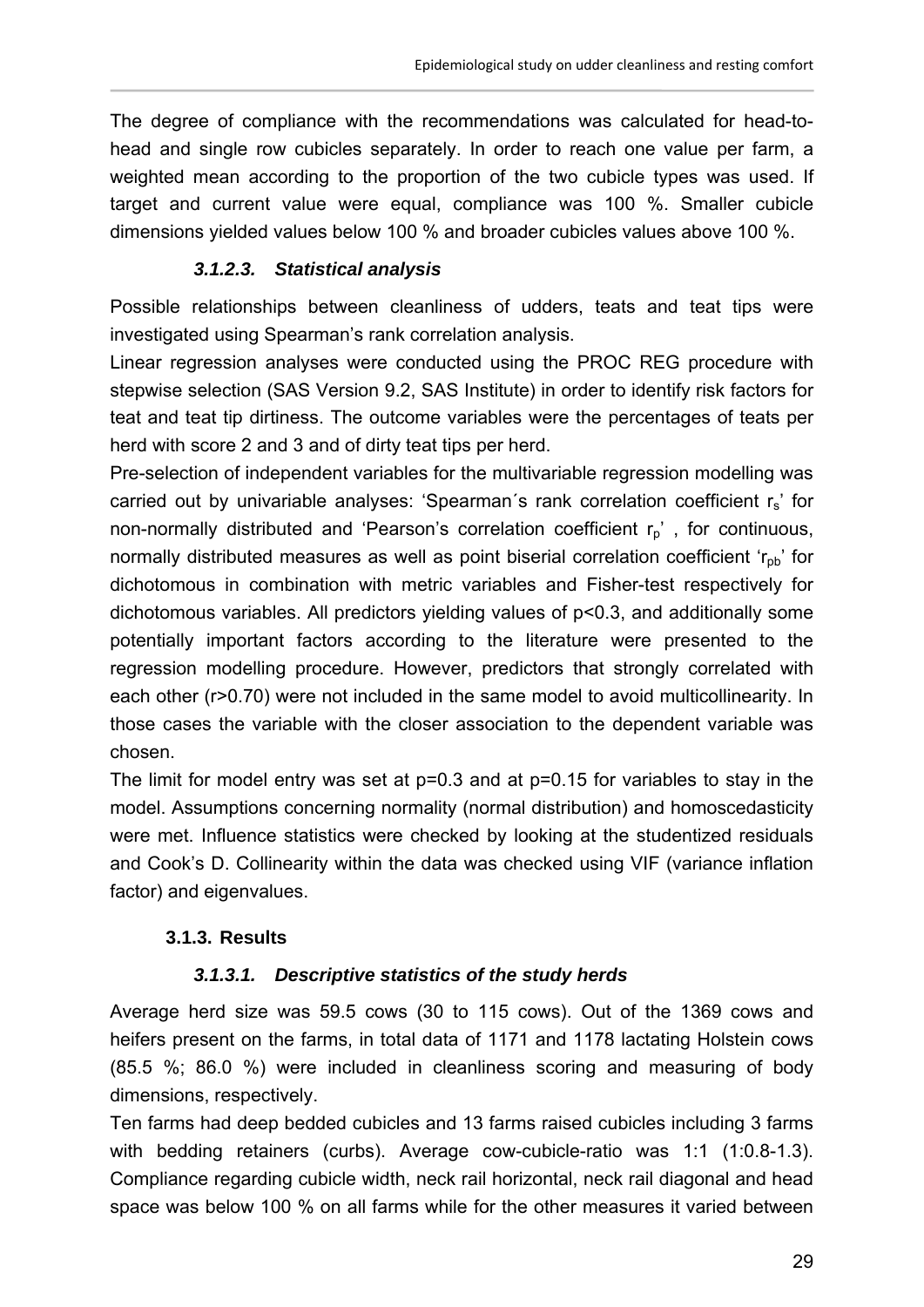The degree of compliance with the recommendations was calculated for head-to-head and single row cubicles separately. In order to reach one value per farm, a weighted mean according to the proportion of the two cubicle types was used. If target and current value were equal, compliance was 100 %. Smaller cubicle dimensions yielded values below 100 % and broader cubicles values above 100 %.

#### *3.1.2.3. Statistical analysis*

Possible relationships between cleanliness of udders, teats and teat tips were investigated using Spearman's rank correlation analysis.

Linear regression analyses were conducted using the PROC REG procedure with stepwise selection (SAS Version 9.2, SAS Institute) in order to identify risk factors for teat and teat tip dirtiness. The outcome variables were the percentages of teats per herd with score 2 and 3 and of dirty teat tips per herd.

Pre-selection of independent variables for the multivariable regression modelling was carried out by univariable analyses: 'Spearman´s rank correlation coefficient $r_s$' for non-normally distributed and 'Pearson's correlation coefficient $r_p$' , for continuous, normally distributed measures as well as point biserial correlation coefficient '$r_{pb}$' for dichotomous in combination with metric variables and Fisher-test respectively for dichotomous variables. All predictors yielding values of $p<0.3$, and additionally some potentially important factors according to the literature were presented to the regression modelling procedure. However, predictors that strongly correlated with each other ($r>0.70$) were not included in the same model to avoid multicollinearity. In those cases the variable with the closer association to the dependent variable was chosen.

The limit for model entry was set at $p=0.3$ and at $p=0.15$ for variables to stay in the model. Assumptions concerning normality (normal distribution) and homoscedasticity were met. Influence statistics were checked by looking at the studentized residuals and Cook's D. Collinearity within the data was checked using VIF (variance inflation factor) and eigenvalues.

### 3.1.3. Results

#### *3.1.3.1. Descriptive statistics of the study herds*

Average herd size was 59.5 cows (30 to 115 cows). Out of the 1369 cows and heifers present on the farms, in total data of 1171 and 1178 lactating Holstein cows (85.5 %; 86.0 %) were included in cleanliness scoring and measuring of body dimensions, respectively.

Ten farms had deep bedded cubicles and 13 farms raised cubicles including 3 farms with bedding retainers (curbs). Average cow-cubicle-ratio was 1:1 (1:0.8-1.3). Compliance regarding cubicle width, neck rail horizontal, neck rail diagonal and head space was below 100 % on all farms while for the other measures it varied between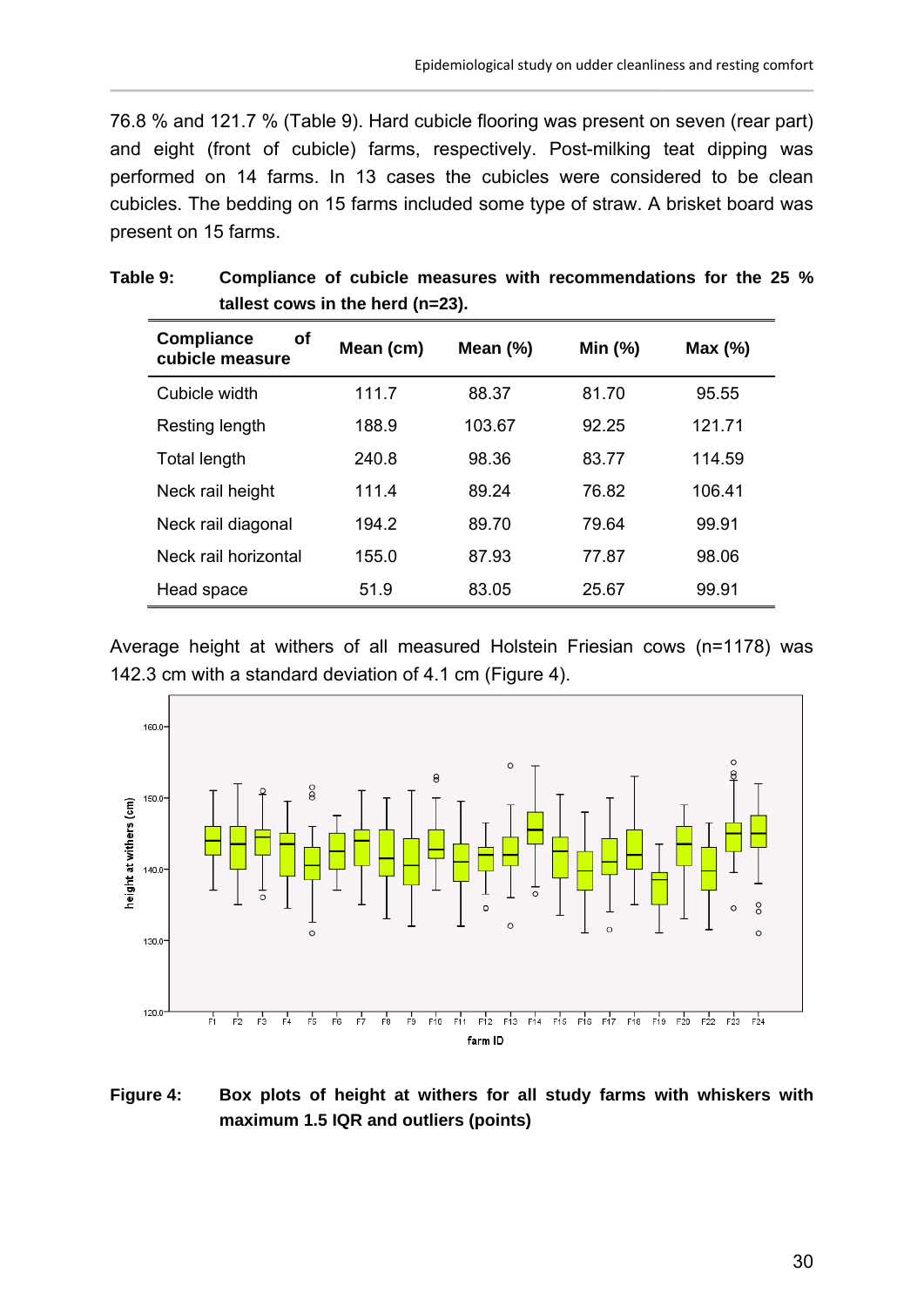76.8 % and 121.7 % (Table 9). Hard cubicle flooring was present on seven (rear part) and eight (front of cubicle) farms, respectively. Post-milking teat dipping was performed on 14 farms. In 13 cases the cubicles were considered to be clean cubicles. The bedding on 15 farms included some type of straw. A brisket board was present on 15 farms.

**Table 9: Compliance of cubicle measures with recommendations for the 25 % tallest cows in the herd (n=23).**

| Compliance of cubicle measure | Mean (cm) | Mean (%) | Min (%) | Max (%) |
|---|---|---|---|---|
| Cubicle width | 111.7 | 88.37 | 81.70 | 95.55 |
| Resting length | 188.9 | 103.67 | 92.25 | 121.71 |
| Total length | 240.8 | 98.36 | 83.77 | 114.59 |
| Neck rail height | 111.4 | 89.24 | 76.82 | 106.41 |
| Neck rail diagonal | 194.2 | 89.70 | 79.64 | 99.91 |
| Neck rail horizontal | 155.0 | 87.93 | 77.87 | 98.06 |
| Head space | 51.9 | 83.05 | 25.67 | 99.91 |

Average height at withers of all measured Holstein Friesian cows (n=1178) was 142.3 cm with a standard deviation of 4.1 cm (Figure 4).

**Figure 4: Box plots of height at withers for all study farms with whiskers with maximum 1.5 IQR and outliers (points)**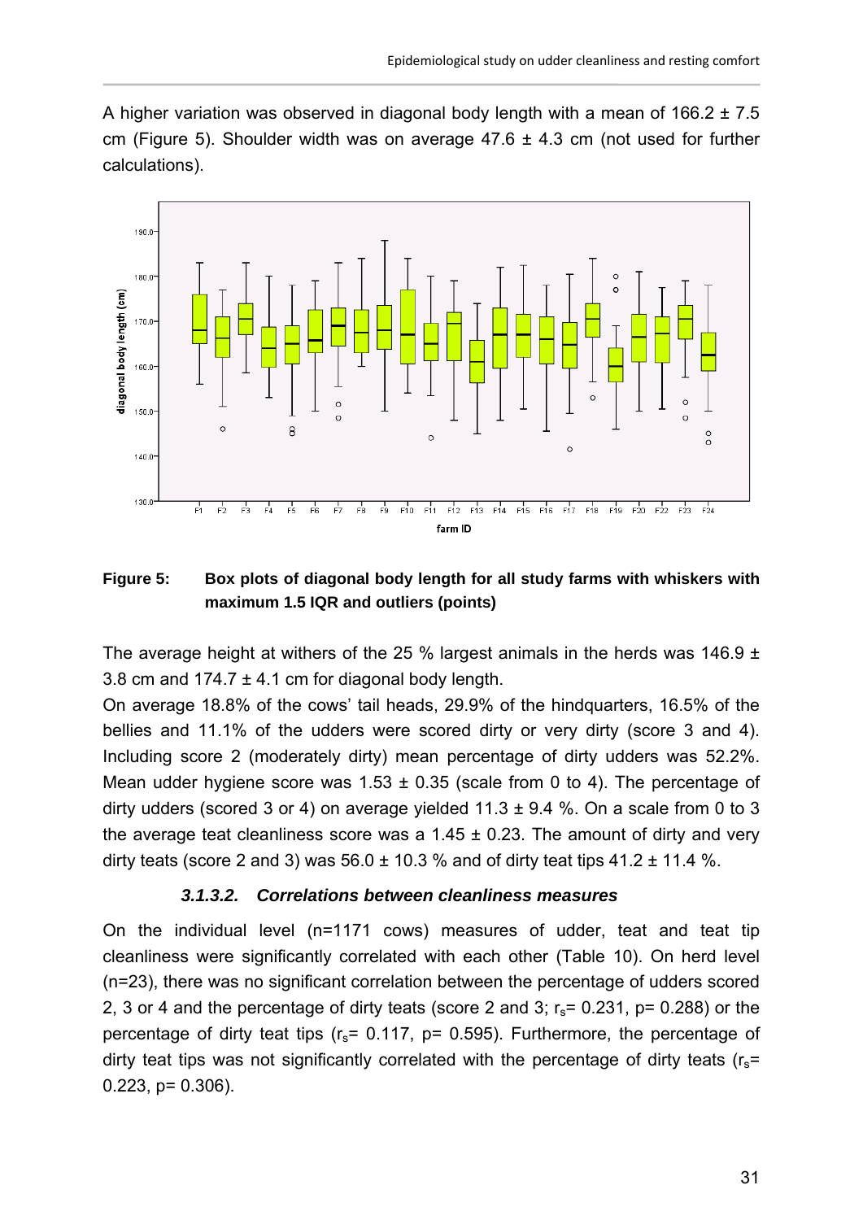A higher variation was observed in diagonal body length with a mean of 166.2 ± 7.5 cm (Figure 5). Shoulder width was on average 47.6 ± 4.3 cm (not used for further calculations).

**Figure 5:** **Box plots of diagonal body length for all study farms with whiskers with maximum 1.5 IQR and outliers (points)**

The average height at withers of the 25 % largest animals in the herds was 146.9 ± 3.8 cm and 174.7 ± 4.1 cm for diagonal body length.

On average 18.8% of the cows' tail heads, 29.9% of the hindquarters, 16.5% of the bellies and 11.1% of the udders were scored dirty or very dirty (score 3 and 4). Including score 2 (moderately dirty) mean percentage of dirty udders was 52.2%. Mean udder hygiene score was 1.53 ± 0.35 (scale from 0 to 4). The percentage of dirty udders (scored 3 or 4) on average yielded 11.3 ± 9.4 %. On a scale from 0 to 3 the average teat cleanliness score was a 1.45 ± 0.23. The amount of dirty and very dirty teats (score 2 and 3) was 56.0 ± 10.3 % and of dirty teat tips 41.2 ± 11.4 %.

### *3.1.3.2. Correlations between cleanliness measures*

On the individual level (n=1171 cows) measures of udder, teat and teat tip cleanliness were significantly correlated with each other (Table 10). On herd level (n=23), there was no significant correlation between the percentage of udders scored 2, 3 or 4 and the percentage of dirty teats (score 2 and 3; $r_s$= 0.231, p= 0.288) or the percentage of dirty teat tips ($r_s$= 0.117, p= 0.595). Furthermore, the percentage of dirty teat tips was not significantly correlated with the percentage of dirty teats ($r_s$= 0.223, p= 0.306).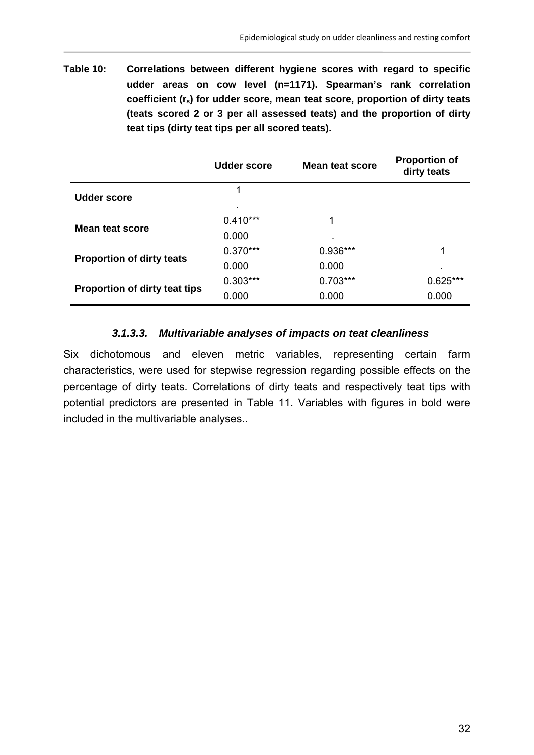**Table 10: Correlations between different hygiene scores with regard to specific udder areas on cow level (n=1171). Spearman's rank correlation coefficient ($r_s$) for udder score, mean teat score, proportion of dirty teats (teats scored 2 or 3 per all assessed teats) and the proportion of dirty teat tips (dirty teat tips per all scored teats).**

| | Udder score | Mean teat score | Proportion of dirty teats |
|---|---|---|---|
| **Udder score** | 1 | | |
| | . | | |
| **Mean teat score** | 0.410*** | 1 | |
| | 0.000 | . | |
| **Proportion of dirty teats** | 0.370*** | 0.936*** | 1 |
| | 0.000 | 0.000 | . |
| **Proportion of dirty teat tips** | 0.303*** | 0.703*** | 0.625*** |
| | 0.000 | 0.000 | 0.000 |

#### *3.1.3.3. Multivariable analyses of impacts on teat cleanliness*

Six dichotomous and eleven metric variables, representing certain farm characteristics, were used for stepwise regression regarding possible effects on the percentage of dirty teats. Correlations of dirty teats and respectively teat tips with potential predictors are presented in Table 11. Variables with figures in bold were included in the multivariable analyses..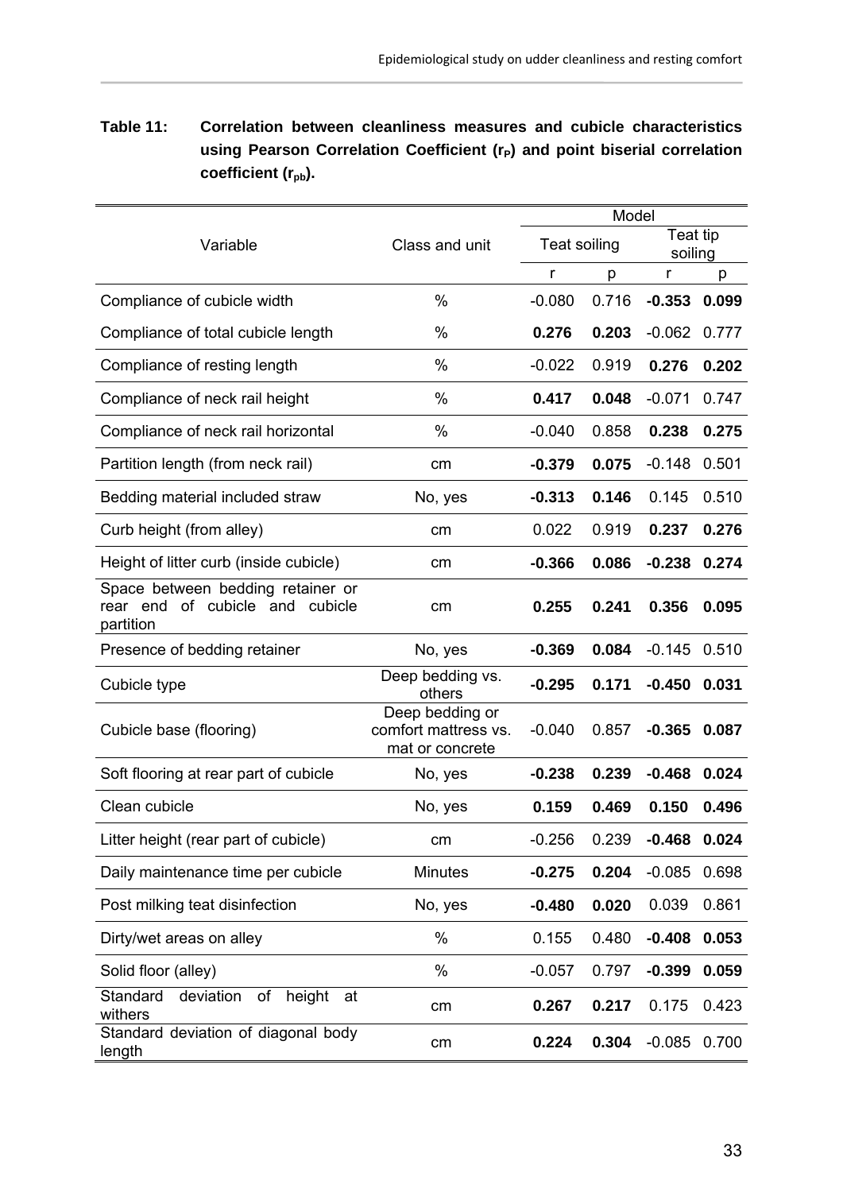**Table 11: Correlation between cleanliness measures and cubicle characteristics using Pearson Correlation Coefficient ($r_P$) and point biserial correlation coefficient ($r_{pb}$).**

| Variable | Class and unit | Model | | | |
|---|---|---|---|---|---|
| | | Teat soiling | | Teat tip soiling | |
| | | r | p | r | p |
| Compliance of cubicle width | % | -0.080 | 0.716 | **-0.353** | **0.099** |
| Compliance of total cubicle length | % | **0.276** | **0.203** | -0.062 | 0.777 |
| Compliance of resting length | % | -0.022 | 0.919 | **0.276** | **0.202** |
| Compliance of neck rail height | % | **0.417** | **0.048** | -0.071 | 0.747 |
| Compliance of neck rail horizontal | % | -0.040 | 0.858 | **0.238** | **0.275** |
| Partition length (from neck rail) | cm | **-0.379** | **0.075** | -0.148 | 0.501 |
| Bedding material included straw | No, yes | **-0.313** | **0.146** | 0.145 | 0.510 |
| Curb height (from alley) | cm | 0.022 | 0.919 | **0.237** | **0.276** |
| Height of litter curb (inside cubicle) | cm | **-0.366** | **0.086** | **-0.238** | **0.274** |
| Space between bedding retainer or rear end of cubicle and cubicle partition | cm | **0.255** | **0.241** | **0.356** | **0.095** |
| Presence of bedding retainer | No, yes | **-0.369** | **0.084** | -0.145 | 0.510 |
| Cubicle type | Deep bedding vs. others | **-0.295** | **0.171** | **-0.450** | **0.031** |
| Cubicle base (flooring) | Deep bedding or comfort mattress vs. mat or concrete | -0.040 | 0.857 | **-0.365** | **0.087** |
| Soft flooring at rear part of cubicle | No, yes | **-0.238** | **0.239** | **-0.468** | **0.024** |
| Clean cubicle | No, yes | **0.159** | **0.469** | **0.150** | **0.496** |
| Litter height (rear part of cubicle) | cm | -0.256 | 0.239 | **-0.468** | **0.024** |
| Daily maintenance time per cubicle | Minutes | **-0.275** | **0.204** | -0.085 | 0.698 |
| Post milking teat disinfection | No, yes | **-0.480** | **0.020** | 0.039 | 0.861 |
| Dirty/wet areas on alley | % | 0.155 | 0.480 | **-0.408** | **0.053** |
| Solid floor (alley) | % | -0.057 | 0.797 | **-0.399** | **0.059** |
| Standard deviation of height at withers | cm | **0.267** | **0.217** | 0.175 | 0.423 |
| Standard deviation of diagonal body length | cm | **0.224** | **0.304** | -0.085 | 0.700 |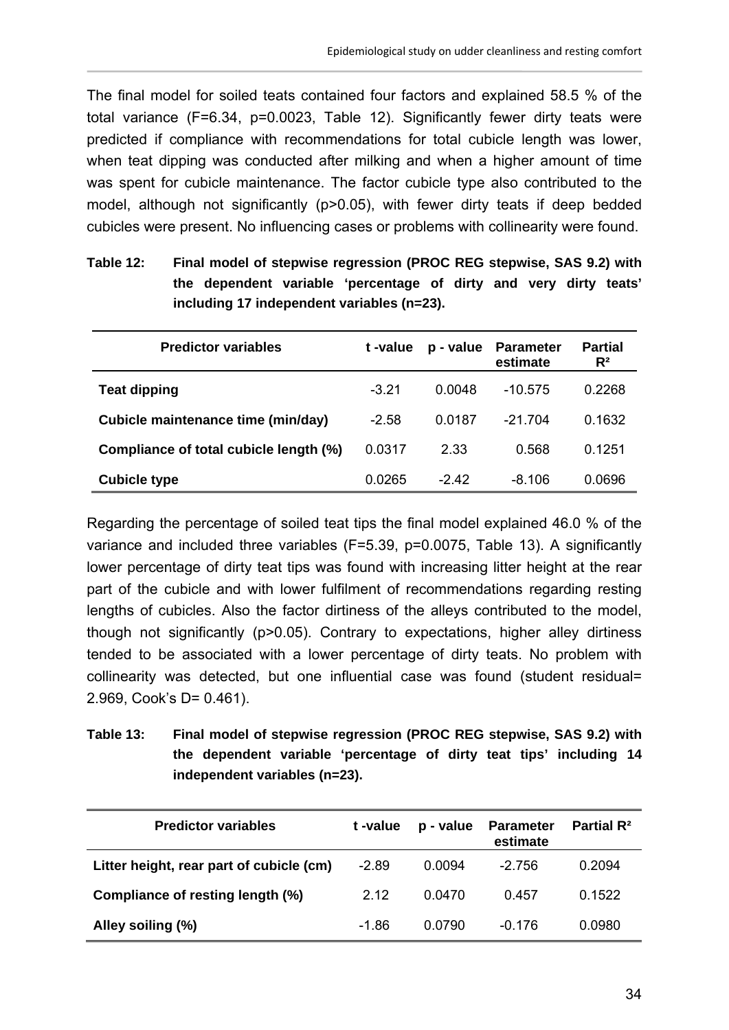The final model for soiled teats contained four factors and explained 58.5 % of the total variance (F=6.34, p=0.0023, Table 12). Significantly fewer dirty teats were predicted if compliance with recommendations for total cubicle length was lower, when teat dipping was conducted after milking and when a higher amount of time was spent for cubicle maintenance. The factor cubicle type also contributed to the model, although not significantly (p>0.05), with fewer dirty teats if deep bedded cubicles were present. No influencing cases or problems with collinearity were found.

**Table 12: Final model of stepwise regression (PROC REG stepwise, SAS 9.2) with the dependent variable 'percentage of dirty and very dirty teats' including 17 independent variables (n=23).**

| Predictor variables | t -value | p - value | Parameter estimate | Partial $R^2$ |
|---|---|---|---|---|
| **Teat dipping** | -3.21 | 0.0048 | -10.575 | 0.2268 |
| **Cubicle maintenance time (min/day)** | -2.58 | 0.0187 | -21.704 | 0.1632 |
| **Compliance of total cubicle length (%)** | 0.0317 | 2.33 | 0.568 | 0.1251 |
| **Cubicle type** | 0.0265 | -2.42 | -8.106 | 0.0696 |

Regarding the percentage of soiled teat tips the final model explained 46.0 % of the variance and included three variables (F=5.39, p=0.0075, Table 13). A significantly lower percentage of dirty teat tips was found with increasing litter height at the rear part of the cubicle and with lower fulfilment of recommendations regarding resting lengths of cubicles. Also the factor dirtiness of the alleys contributed to the model, though not significantly (p>0.05). Contrary to expectations, higher alley dirtiness tended to be associated with a lower percentage of dirty teats. No problem with collinearity was detected, but one influential case was found (student residual= 2.969, Cook's D= 0.461).

**Table 13: Final model of stepwise regression (PROC REG stepwise, SAS 9.2) with the dependent variable 'percentage of dirty teat tips' including 14 independent variables (n=23).**

| Predictor variables | t -value | p - value | Parameter estimate | Partial $R^2$ |
|---|---|---|---|---|
| **Litter height, rear part of cubicle (cm)** | -2.89 | 0.0094 | -2.756 | 0.2094 |
| **Compliance of resting length (%)** | 2.12 | 0.0470 | 0.457 | 0.1522 |
| **Alley soiling (%)** | -1.86 | 0.0790 | -0.176 | 0.0980 |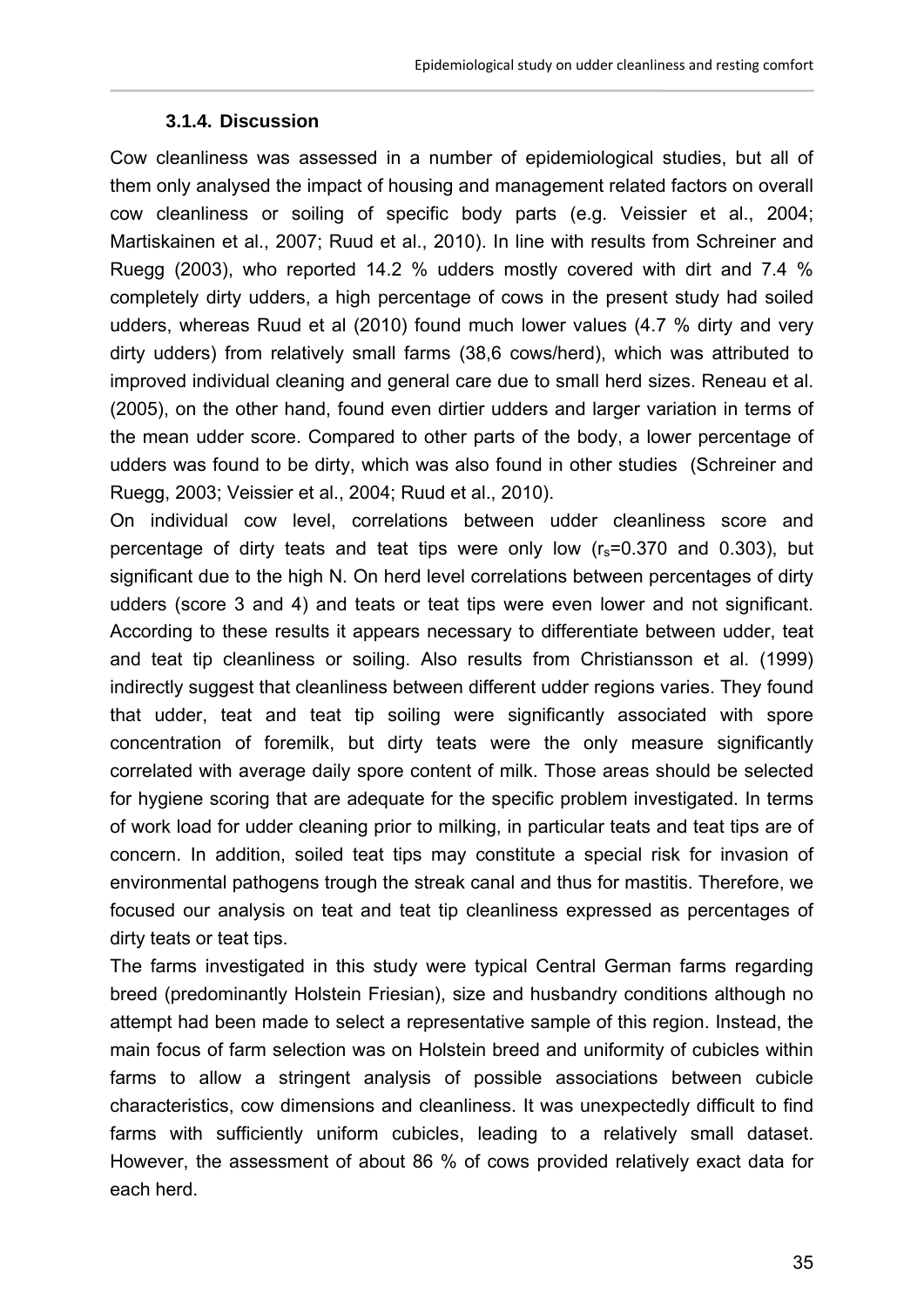### 3.1.4. Discussion

Cow cleanliness was assessed in a number of epidemiological studies, but all of them only analysed the impact of housing and management related factors on overall cow cleanliness or soiling of specific body parts (e.g. Veissier et al., 2004; Martiskainen et al., 2007; Ruud et al., 2010). In line with results from Schreiner and Ruegg (2003), who reported 14.2 % udders mostly covered with dirt and 7.4 % completely dirty udders, a high percentage of cows in the present study had soiled udders, whereas Ruud et al (2010) found much lower values (4.7 % dirty and very dirty udders) from relatively small farms (38,6 cows/herd), which was attributed to improved individual cleaning and general care due to small herd sizes. Reneau et al. (2005), on the other hand, found even dirtier udders and larger variation in terms of the mean udder score. Compared to other parts of the body, a lower percentage of udders was found to be dirty, which was also found in other studies (Schreiner and Ruegg, 2003; Veissier et al., 2004; Ruud et al., 2010).

On individual cow level, correlations between udder cleanliness score and percentage of dirty teats and teat tips were only low ($r_s$=0.370 and 0.303), but significant due to the high N. On herd level correlations between percentages of dirty udders (score 3 and 4) and teats or teat tips were even lower and not significant. According to these results it appears necessary to differentiate between udder, teat and teat tip cleanliness or soiling. Also results from Christiansson et al. (1999) indirectly suggest that cleanliness between different udder regions varies. They found that udder, teat and teat tip soiling were significantly associated with spore concentration of foremilk, but dirty teats were the only measure significantly correlated with average daily spore content of milk. Those areas should be selected for hygiene scoring that are adequate for the specific problem investigated. In terms of work load for udder cleaning prior to milking, in particular teats and teat tips are of concern. In addition, soiled teat tips may constitute a special risk for invasion of environmental pathogens trough the streak canal and thus for mastitis. Therefore, we focused our analysis on teat and teat tip cleanliness expressed as percentages of dirty teats or teat tips.

The farms investigated in this study were typical Central German farms regarding breed (predominantly Holstein Friesian), size and husbandry conditions although no attempt had been made to select a representative sample of this region. Instead, the main focus of farm selection was on Holstein breed and uniformity of cubicles within farms to allow a stringent analysis of possible associations between cubicle characteristics, cow dimensions and cleanliness. It was unexpectedly difficult to find farms with sufficiently uniform cubicles, leading to a relatively small dataset. However, the assessment of about 86 % of cows provided relatively exact data for each herd.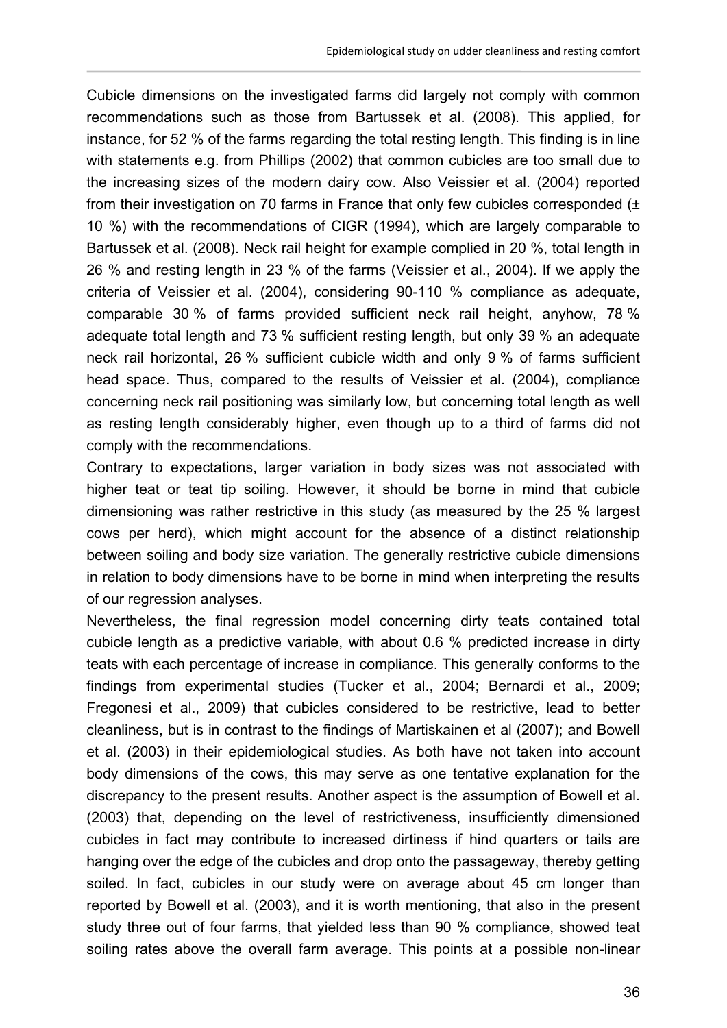Cubicle dimensions on the investigated farms did largely not comply with common recommendations such as those from Bartussek et al. (2008). This applied, for instance, for 52 % of the farms regarding the total resting length. This finding is in line with statements e.g. from Phillips (2002) that common cubicles are too small due to the increasing sizes of the modern dairy cow. Also Veissier et al. (2004) reported from their investigation on 70 farms in France that only few cubicles corresponded (± 10 %) with the recommendations of CIGR (1994), which are largely comparable to Bartussek et al. (2008). Neck rail height for example complied in 20 %, total length in 26 % and resting length in 23 % of the farms (Veissier et al., 2004). If we apply the criteria of Veissier et al. (2004), considering 90-110 % compliance as adequate, comparable 30 % of farms provided sufficient neck rail height, anyhow, 78 % adequate total length and 73 % sufficient resting length, but only 39 % an adequate neck rail horizontal, 26 % sufficient cubicle width and only 9 % of farms sufficient head space. Thus, compared to the results of Veissier et al. (2004), compliance concerning neck rail positioning was similarly low, but concerning total length as well as resting length considerably higher, even though up to a third of farms did not comply with the recommendations.

Contrary to expectations, larger variation in body sizes was not associated with higher teat or teat tip soiling. However, it should be borne in mind that cubicle dimensioning was rather restrictive in this study (as measured by the 25 % largest cows per herd), which might account for the absence of a distinct relationship between soiling and body size variation. The generally restrictive cubicle dimensions in relation to body dimensions have to be borne in mind when interpreting the results of our regression analyses.

Nevertheless, the final regression model concerning dirty teats contained total cubicle length as a predictive variable, with about 0.6 % predicted increase in dirty teats with each percentage of increase in compliance. This generally conforms to the findings from experimental studies (Tucker et al., 2004; Bernardi et al., 2009; Fregonesi et al., 2009) that cubicles considered to be restrictive, lead to better cleanliness, but is in contrast to the findings of Martiskainen et al (2007); and Bowell et al. (2003) in their epidemiological studies. As both have not taken into account body dimensions of the cows, this may serve as one tentative explanation for the discrepancy to the present results. Another aspect is the assumption of Bowell et al. (2003) that, depending on the level of restrictiveness, insufficiently dimensioned cubicles in fact may contribute to increased dirtiness if hind quarters or tails are hanging over the edge of the cubicles and drop onto the passageway, thereby getting soiled. In fact, cubicles in our study were on average about 45 cm longer than reported by Bowell et al. (2003), and it is worth mentioning, that also in the present study three out of four farms, that yielded less than 90 % compliance, showed teat soiling rates above the overall farm average. This points at a possible non-linear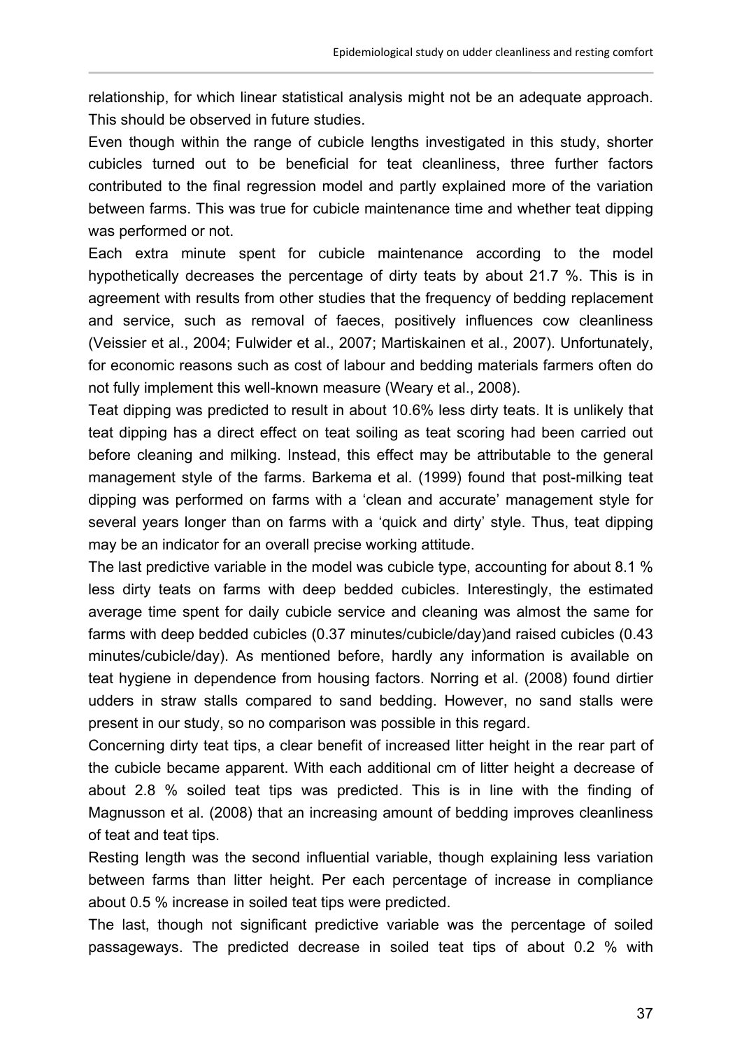relationship, for which linear statistical analysis might not be an adequate approach. This should be observed in future studies.

Even though within the range of cubicle lengths investigated in this study, shorter cubicles turned out to be beneficial for teat cleanliness, three further factors contributed to the final regression model and partly explained more of the variation between farms. This was true for cubicle maintenance time and whether teat dipping was performed or not.

Each extra minute spent for cubicle maintenance according to the model hypothetically decreases the percentage of dirty teats by about 21.7 %. This is in agreement with results from other studies that the frequency of bedding replacement and service, such as removal of faeces, positively influences cow cleanliness (Veissier et al., 2004; Fulwider et al., 2007; Martiskainen et al., 2007). Unfortunately, for economic reasons such as cost of labour and bedding materials farmers often do not fully implement this well-known measure (Weary et al., 2008).

Teat dipping was predicted to result in about 10.6% less dirty teats. It is unlikely that teat dipping has a direct effect on teat soiling as teat scoring had been carried out before cleaning and milking. Instead, this effect may be attributable to the general management style of the farms. Barkema et al. (1999) found that post-milking teat dipping was performed on farms with a 'clean and accurate' management style for several years longer than on farms with a 'quick and dirty' style. Thus, teat dipping may be an indicator for an overall precise working attitude.

The last predictive variable in the model was cubicle type, accounting for about 8.1 % less dirty teats on farms with deep bedded cubicles. Interestingly, the estimated average time spent for daily cubicle service and cleaning was almost the same for farms with deep bedded cubicles (0.37 minutes/cubicle/day)and raised cubicles (0.43 minutes/cubicle/day). As mentioned before, hardly any information is available on teat hygiene in dependence from housing factors. Norring et al. (2008) found dirtier udders in straw stalls compared to sand bedding. However, no sand stalls were present in our study, so no comparison was possible in this regard.

Concerning dirty teat tips, a clear benefit of increased litter height in the rear part of the cubicle became apparent. With each additional cm of litter height a decrease of about 2.8 % soiled teat tips was predicted. This is in line with the finding of Magnusson et al. (2008) that an increasing amount of bedding improves cleanliness of teat and teat tips.

Resting length was the second influential variable, though explaining less variation between farms than litter height. Per each percentage of increase in compliance about 0.5 % increase in soiled teat tips were predicted.

The last, though not significant predictive variable was the percentage of soiled passageways. The predicted decrease in soiled teat tips of about 0.2 % with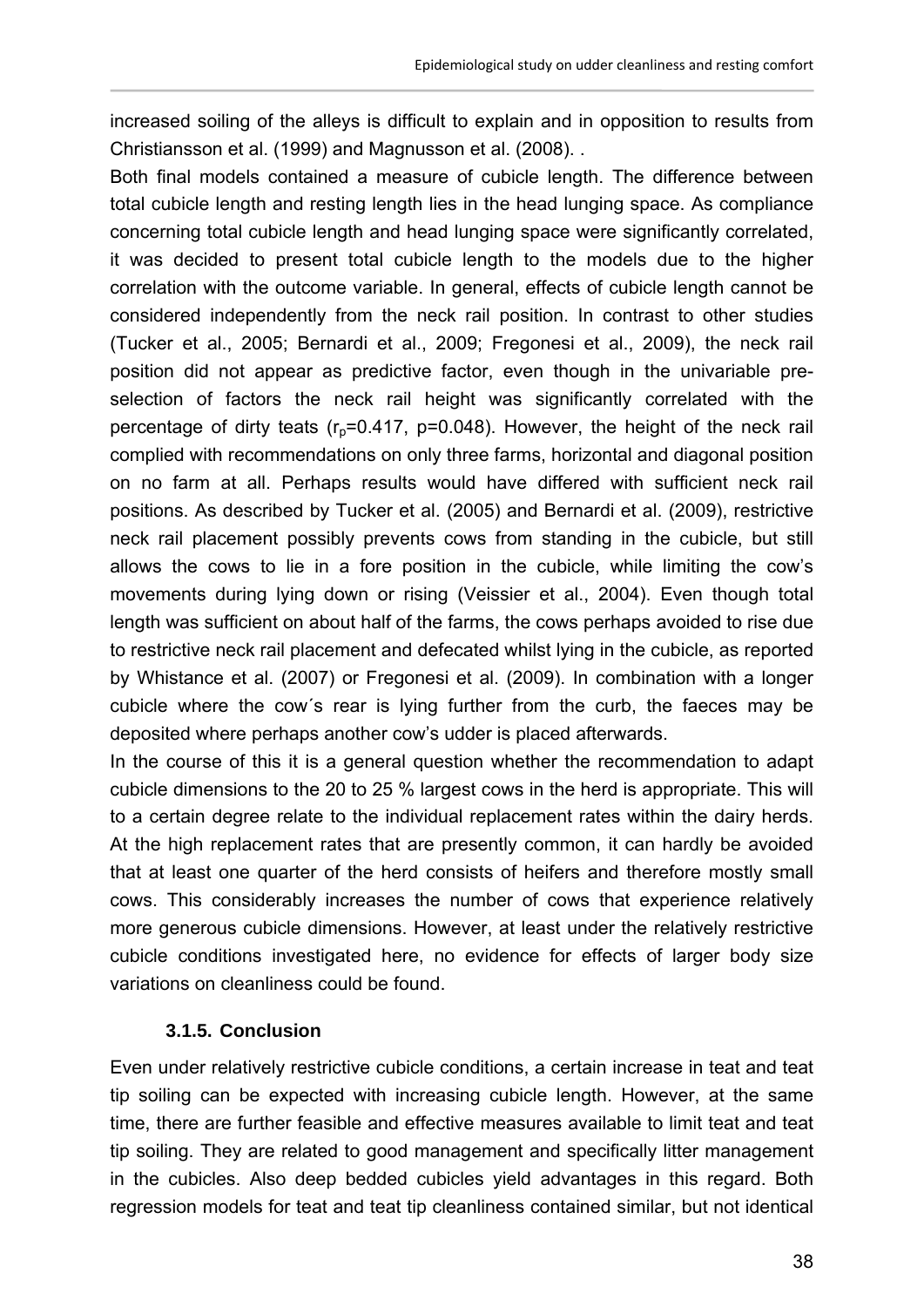increased soiling of the alleys is difficult to explain and in opposition to results from Christiansson et al. (1999) and Magnusson et al. (2008). .

Both final models contained a measure of cubicle length. The difference between total cubicle length and resting length lies in the head lunging space. As compliance concerning total cubicle length and head lunging space were significantly correlated, it was decided to present total cubicle length to the models due to the higher correlation with the outcome variable. In general, effects of cubicle length cannot be considered independently from the neck rail position. In contrast to other studies (Tucker et al., 2005; Bernardi et al., 2009; Fregonesi et al., 2009), the neck rail position did not appear as predictive factor, even though in the univariable pre-selection of factors the neck rail height was significantly correlated with the percentage of dirty teats ($r_p$=0.417, p=0.048). However, the height of the neck rail complied with recommendations on only three farms, horizontal and diagonal position on no farm at all. Perhaps results would have differed with sufficient neck rail positions. As described by Tucker et al. (2005) and Bernardi et al. (2009), restrictive neck rail placement possibly prevents cows from standing in the cubicle, but still allows the cows to lie in a fore position in the cubicle, while limiting the cow's movements during lying down or rising (Veissier et al., 2004). Even though total length was sufficient on about half of the farms, the cows perhaps avoided to rise due to restrictive neck rail placement and defecated whilst lying in the cubicle, as reported by Whistance et al. (2007) or Fregonesi et al. (2009). In combination with a longer cubicle where the cow´s rear is lying further from the curb, the faeces may be deposited where perhaps another cow's udder is placed afterwards.

In the course of this it is a general question whether the recommendation to adapt cubicle dimensions to the 20 to 25 % largest cows in the herd is appropriate. This will to a certain degree relate to the individual replacement rates within the dairy herds. At the high replacement rates that are presently common, it can hardly be avoided that at least one quarter of the herd consists of heifers and therefore mostly small cows. This considerably increases the number of cows that experience relatively more generous cubicle dimensions. However, at least under the relatively restrictive cubicle conditions investigated here, no evidence for effects of larger body size variations on cleanliness could be found.

### 3.1.5. Conclusion

Even under relatively restrictive cubicle conditions, a certain increase in teat and teat tip soiling can be expected with increasing cubicle length. However, at the same time, there are further feasible and effective measures available to limit teat and teat tip soiling. They are related to good management and specifically litter management in the cubicles. Also deep bedded cubicles yield advantages in this regard. Both regression models for teat and teat tip cleanliness contained similar, but not identical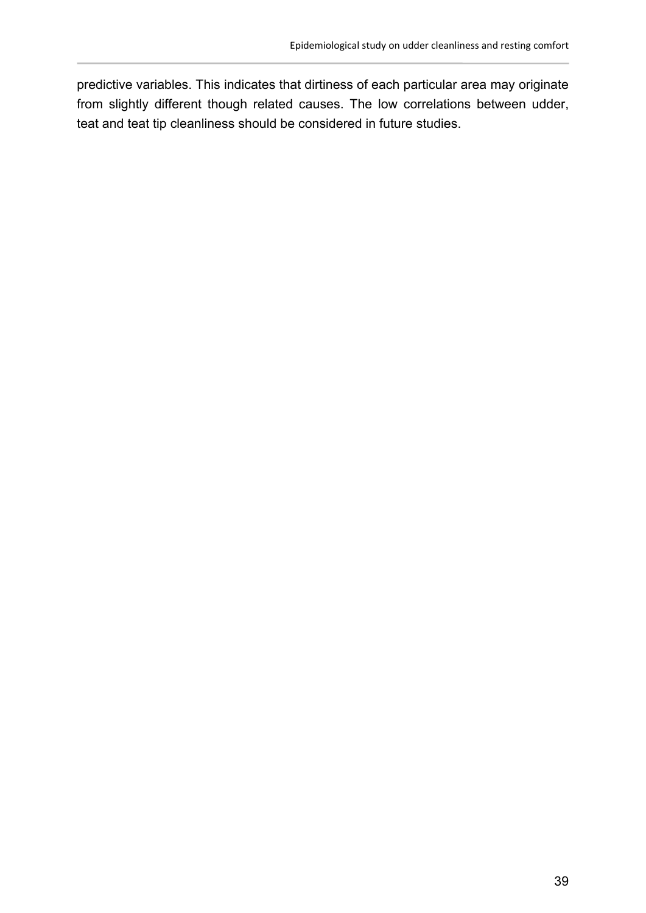predictive variables. This indicates that dirtiness of each particular area may originate from slightly different though related causes. The low correlations between udder, teat and teat tip cleanliness should be considered in future studies.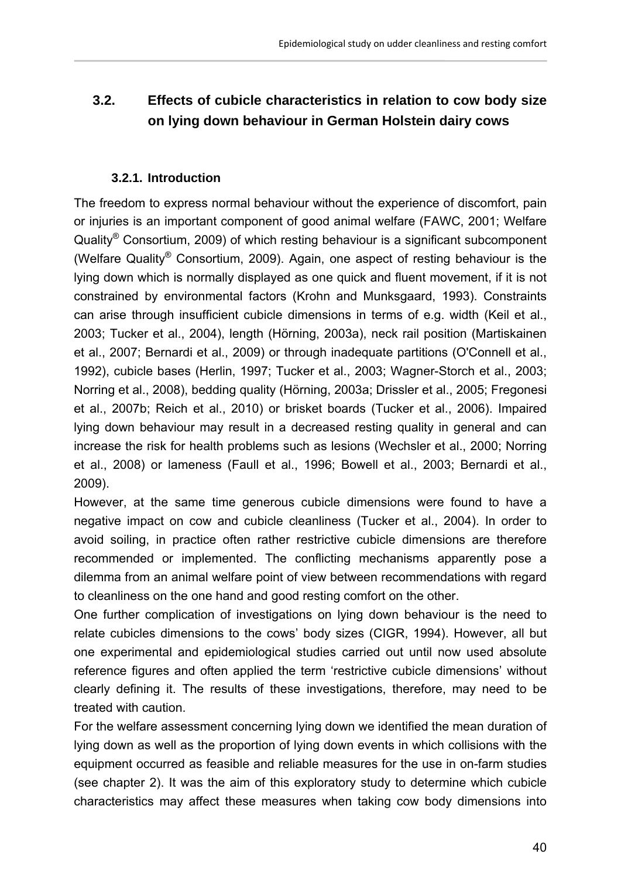## 3.2. Effects of cubicle characteristics in relation to cow body size on lying down behaviour in German Holstein dairy cows

### 3.2.1. Introduction

The freedom to express normal behaviour without the experience of discomfort, pain or injuries is an important component of good animal welfare (FAWC, 2001; Welfare Quality® Consortium, 2009) of which resting behaviour is a significant subcomponent (Welfare Quality® Consortium, 2009). Again, one aspect of resting behaviour is the lying down which is normally displayed as one quick and fluent movement, if it is not constrained by environmental factors (Krohn and Munksgaard, 1993). Constraints can arise through insufficient cubicle dimensions in terms of e.g. width (Keil et al., 2003; Tucker et al., 2004), length (Hörning, 2003a), neck rail position (Martiskainen et al., 2007; Bernardi et al., 2009) or through inadequate partitions (O'Connell et al., 1992), cubicle bases (Herlin, 1997; Tucker et al., 2003; Wagner-Storch et al., 2003; Norring et al., 2008), bedding quality (Hörning, 2003a; Drissler et al., 2005; Fregonesi et al., 2007b; Reich et al., 2010) or brisket boards (Tucker et al., 2006). Impaired lying down behaviour may result in a decreased resting quality in general and can increase the risk for health problems such as lesions (Wechsler et al., 2000; Norring et al., 2008) or lameness (Faull et al., 1996; Bowell et al., 2003; Bernardi et al., 2009).

However, at the same time generous cubicle dimensions were found to have a negative impact on cow and cubicle cleanliness (Tucker et al., 2004). In order to avoid soiling, in practice often rather restrictive cubicle dimensions are therefore recommended or implemented. The conflicting mechanisms apparently pose a dilemma from an animal welfare point of view between recommendations with regard to cleanliness on the one hand and good resting comfort on the other.

One further complication of investigations on lying down behaviour is the need to relate cubicles dimensions to the cows' body sizes (CIGR, 1994). However, all but one experimental and epidemiological studies carried out until now used absolute reference figures and often applied the term 'restrictive cubicle dimensions' without clearly defining it. The results of these investigations, therefore, may need to be treated with caution.

For the welfare assessment concerning lying down we identified the mean duration of lying down as well as the proportion of lying down events in which collisions with the equipment occurred as feasible and reliable measures for the use in on-farm studies (see chapter 2). It was the aim of this exploratory study to determine which cubicle characteristics may affect these measures when taking cow body dimensions into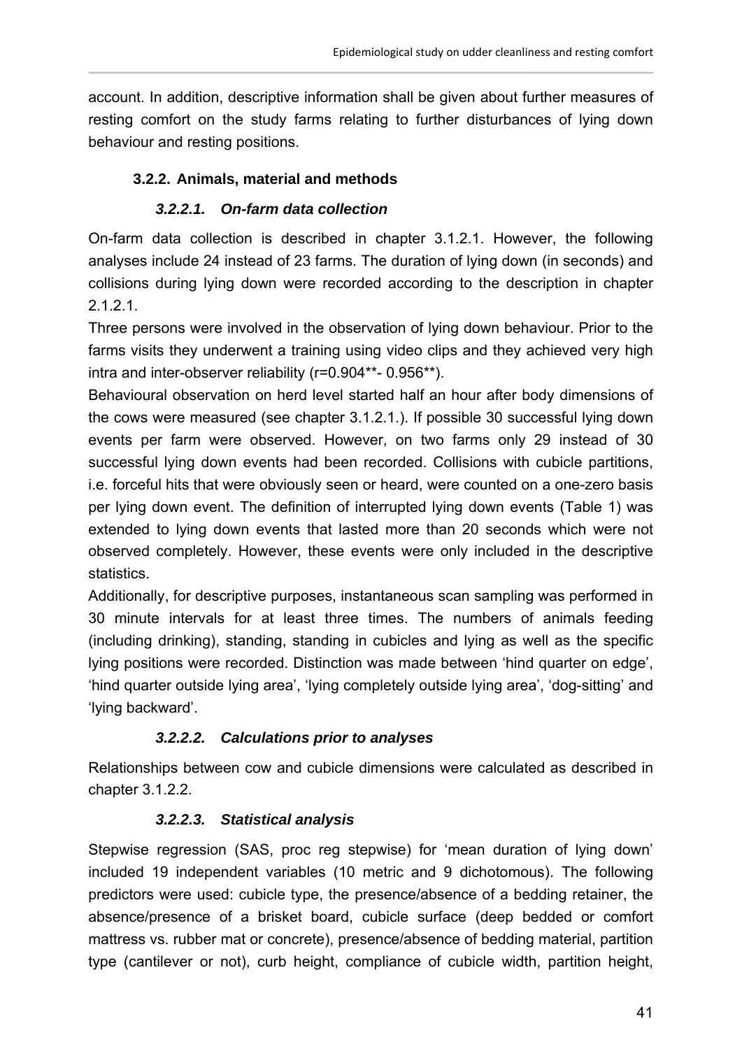account. In addition, descriptive information shall be given about further measures of resting comfort on the study farms relating to further disturbances of lying down behaviour and resting positions.

### 3.2.2. Animals, material and methods

#### *3.2.2.1. On-farm data collection*

On-farm data collection is described in chapter 3.1.2.1. However, the following analyses include 24 instead of 23 farms. The duration of lying down (in seconds) and collisions during lying down were recorded according to the description in chapter 2.1.2.1.

Three persons were involved in the observation of lying down behaviour. Prior to the farms visits they underwent a training using video clips and they achieved very high intra and inter-observer reliability (r=0.904**- 0.956**).

Behavioural observation on herd level started half an hour after body dimensions of the cows were measured (see chapter 3.1.2.1.). If possible 30 successful lying down events per farm were observed. However, on two farms only 29 instead of 30 successful lying down events had been recorded. Collisions with cubicle partitions, i.e. forceful hits that were obviously seen or heard, were counted on a one-zero basis per lying down event. The definition of interrupted lying down events (Table 1) was extended to lying down events that lasted more than 20 seconds which were not observed completely. However, these events were only included in the descriptive statistics.

Additionally, for descriptive purposes, instantaneous scan sampling was performed in 30 minute intervals for at least three times. The numbers of animals feeding (including drinking), standing, standing in cubicles and lying as well as the specific lying positions were recorded. Distinction was made between 'hind quarter on edge', 'hind quarter outside lying area', 'lying completely outside lying area', 'dog-sitting' and 'lying backward'.

#### *3.2.2.2. Calculations prior to analyses*

Relationships between cow and cubicle dimensions were calculated as described in chapter 3.1.2.2.

#### *3.2.2.3. Statistical analysis*

Stepwise regression (SAS, proc reg stepwise) for 'mean duration of lying down' included 19 independent variables (10 metric and 9 dichotomous). The following predictors were used: cubicle type, the presence/absence of a bedding retainer, the absence/presence of a brisket board, cubicle surface (deep bedded or comfort mattress vs. rubber mat or concrete), presence/absence of bedding material, partition type (cantilever or not), curb height, compliance of cubicle width, partition height,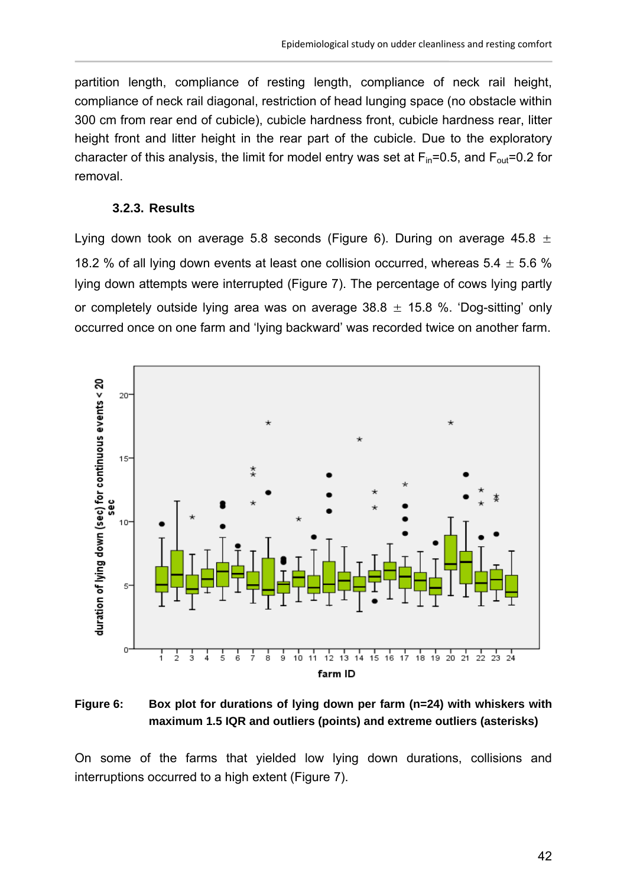partition length, compliance of resting length, compliance of neck rail height, compliance of neck rail diagonal, restriction of head lunging space (no obstacle within 300 cm from rear end of cubicle), cubicle hardness front, cubicle hardness rear, litter height front and litter height in the rear part of the cubicle. Due to the exploratory character of this analysis, the limit for model entry was set at $F_{in}$=0.5, and $F_{out}$=0.2 for removal.

### 3.2.3. Results

Lying down took on average 5.8 seconds (Figure 6). During on average 45.8 ± 18.2 % of all lying down events at least one collision occurred, whereas 5.4 ± 5.6 % lying down attempts were interrupted (Figure 7). The percentage of cows lying partly or completely outside lying area was on average 38.8 ± 15.8 %. 'Dog-sitting' only occurred once on one farm and 'lying backward' was recorded twice on another farm.

**Figure 6: Box plot for durations of lying down per farm (n=24) with whiskers with maximum 1.5 IQR and outliers (points) and extreme outliers (asterisks)**

On some of the farms that yielded low lying down durations, collisions and interruptions occurred to a high extent (Figure 7).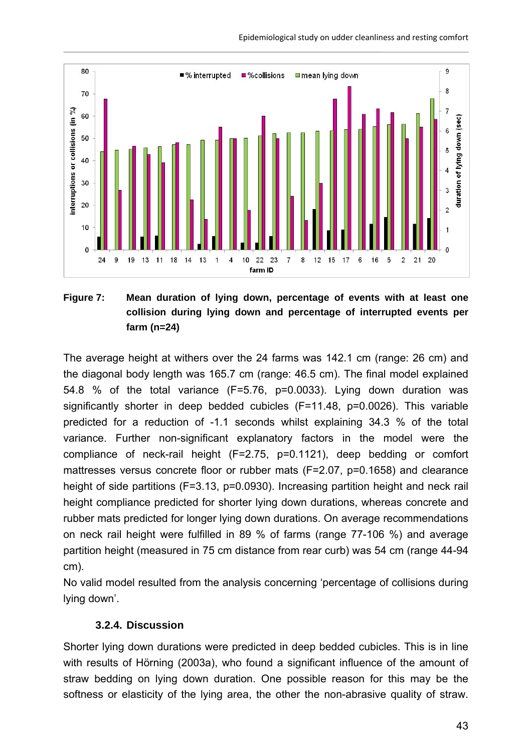**Figure 7: Mean duration of lying down, percentage of events with at least one collision during lying down and percentage of interrupted events per farm (n=24)**

The average height at withers over the 24 farms was 142.1 cm (range: 26 cm) and the diagonal body length was 165.7 cm (range: 46.5 cm). The final model explained 54.8 % of the total variance ($F=5.76$, $p=0.0033$). Lying down duration was significantly shorter in deep bedded cubicles ($F=11.48$, $p=0.0026$). This variable predicted for a reduction of -1.1 seconds whilst explaining 34.3 % of the total variance. Further non-significant explanatory factors in the model were the compliance of neck-rail height ($F=2.75$, $p=0.1121$), deep bedding or comfort mattresses versus concrete floor or rubber mats ($F=2.07$, $p=0.1658$) and clearance height of side partitions ($F=3.13$, $p=0.0930$). Increasing partition height and neck rail height compliance predicted for shorter lying down durations, whereas concrete and rubber mats predicted for longer lying down durations. On average recommendations on neck rail height were fulfilled in 89 % of farms (range 77-106 %) and average partition height (measured in 75 cm distance from rear curb) was 54 cm (range 44-94 cm).

No valid model resulted from the analysis concerning 'percentage of collisions during lying down'.

### 3.2.4. Discussion

Shorter lying down durations were predicted in deep bedded cubicles. This is in line with results of Hörning (2003a), who found a significant influence of the amount of straw bedding on lying down duration. One possible reason for this may be the softness or elasticity of the lying area, the other the non-abrasive quality of straw.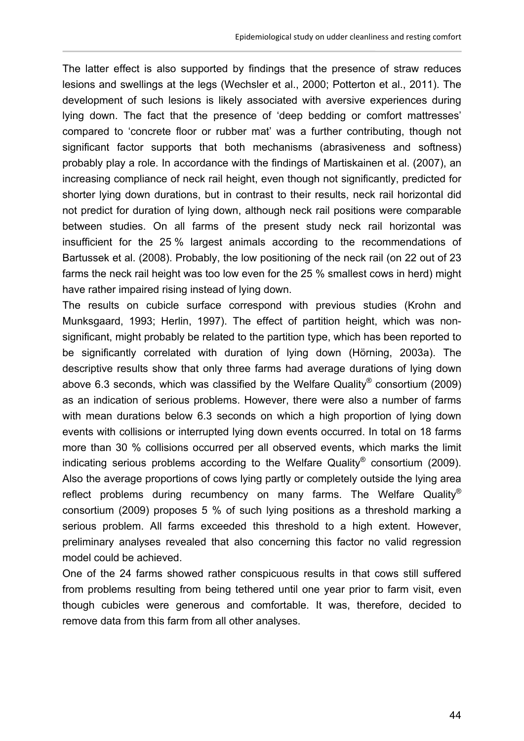The latter effect is also supported by findings that the presence of straw reduces lesions and swellings at the legs (Wechsler et al., 2000; Potterton et al., 2011). The development of such lesions is likely associated with aversive experiences during lying down. The fact that the presence of 'deep bedding or comfort mattresses' compared to 'concrete floor or rubber mat' was a further contributing, though not significant factor supports that both mechanisms (abrasiveness and softness) probably play a role. In accordance with the findings of Martiskainen et al. (2007), an increasing compliance of neck rail height, even though not significantly, predicted for shorter lying down durations, but in contrast to their results, neck rail horizontal did not predict for duration of lying down, although neck rail positions were comparable between studies. On all farms of the present study neck rail horizontal was insufficient for the 25 % largest animals according to the recommendations of Bartussek et al. (2008). Probably, the low positioning of the neck rail (on 22 out of 23 farms the neck rail height was too low even for the 25 % smallest cows in herd) might have rather impaired rising instead of lying down.

The results on cubicle surface correspond with previous studies (Krohn and Munksgaard, 1993; Herlin, 1997). The effect of partition height, which was non-significant, might probably be related to the partition type, which has been reported to be significantly correlated with duration of lying down (Hörning, 2003a). The descriptive results show that only three farms had average durations of lying down above 6.3 seconds, which was classified by the Welfare Quality® consortium (2009) as an indication of serious problems. However, there were also a number of farms with mean durations below 6.3 seconds on which a high proportion of lying down events with collisions or interrupted lying down events occurred. In total on 18 farms more than 30 % collisions occurred per all observed events, which marks the limit indicating serious problems according to the Welfare Quality® consortium (2009). Also the average proportions of cows lying partly or completely outside the lying area reflect problems during recumbency on many farms. The Welfare Quality® consortium (2009) proposes 5 % of such lying positions as a threshold marking a serious problem. All farms exceeded this threshold to a high extent. However, preliminary analyses revealed that also concerning this factor no valid regression model could be achieved.

One of the 24 farms showed rather conspicuous results in that cows still suffered from problems resulting from being tethered until one year prior to farm visit, even though cubicles were generous and comfortable. It was, therefore, decided to remove data from this farm from all other analyses.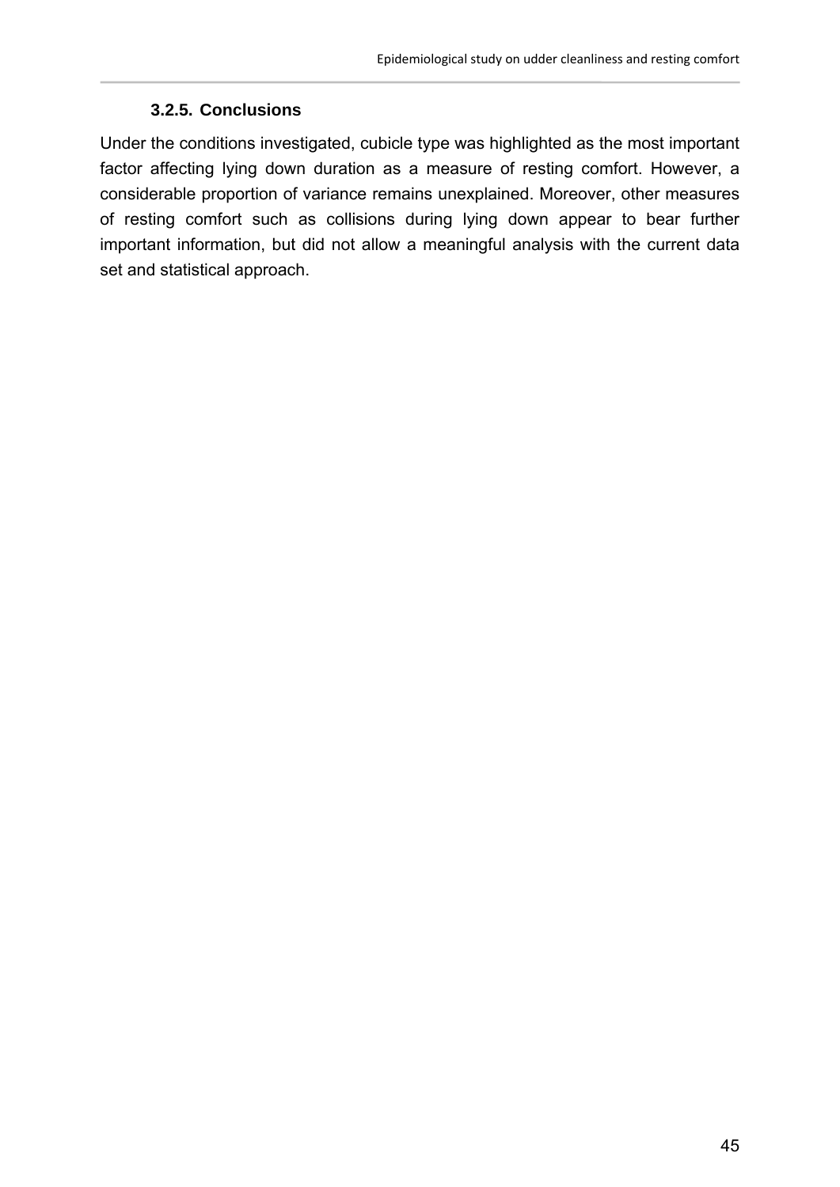### 3.2.5. Conclusions

Under the conditions investigated, cubicle type was highlighted as the most important factor affecting lying down duration as a measure of resting comfort. However, a considerable proportion of variance remains unexplained. Moreover, other measures of resting comfort such as collisions during lying down appear to bear further important information, but did not allow a meaningful analysis with the current data set and statistical approach.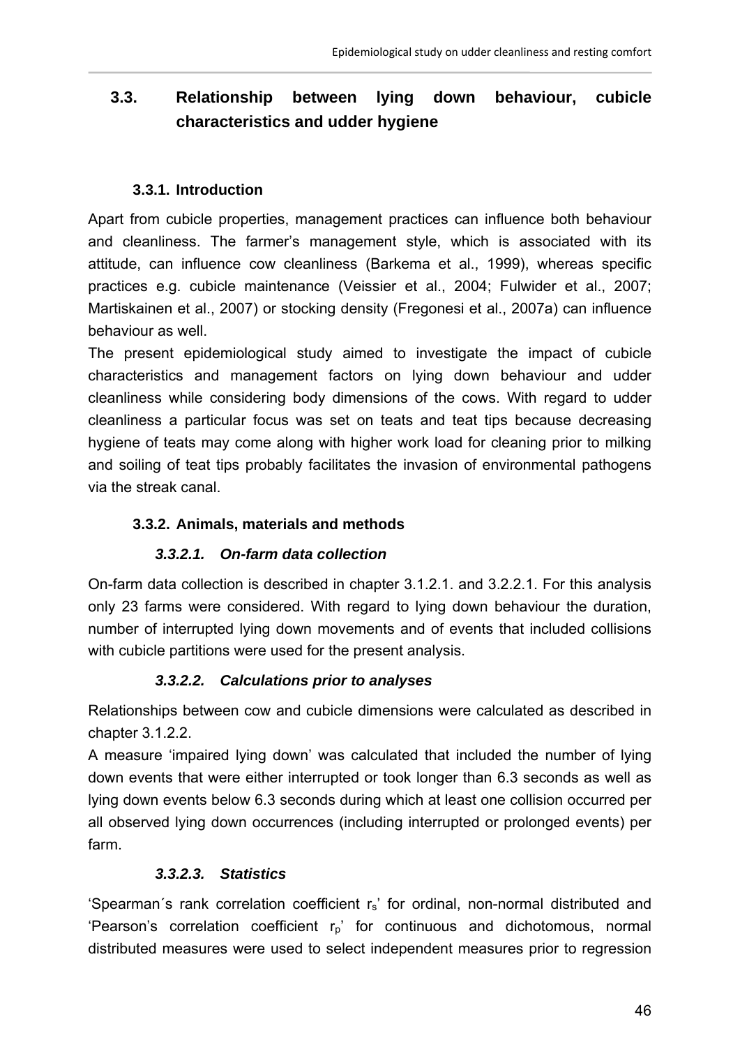## 3.3. Relationship between lying down behaviour, cubicle characteristics and udder hygiene

### 3.3.1. Introduction

Apart from cubicle properties, management practices can influence both behaviour and cleanliness. The farmer's management style, which is associated with its attitude, can influence cow cleanliness (Barkema et al., 1999), whereas specific practices e.g. cubicle maintenance (Veissier et al., 2004; Fulwider et al., 2007; Martiskainen et al., 2007) or stocking density (Fregonesi et al., 2007a) can influence behaviour as well.

The present epidemiological study aimed to investigate the impact of cubicle characteristics and management factors on lying down behaviour and udder cleanliness while considering body dimensions of the cows. With regard to udder cleanliness a particular focus was set on teats and teat tips because decreasing hygiene of teats may come along with higher work load for cleaning prior to milking and soiling of teat tips probably facilitates the invasion of environmental pathogens via the streak canal.

### 3.3.2. Animals, materials and methods

#### *3.3.2.1. On-farm data collection*

On-farm data collection is described in chapter 3.1.2.1. and 3.2.2.1. For this analysis only 23 farms were considered. With regard to lying down behaviour the duration, number of interrupted lying down movements and of events that included collisions with cubicle partitions were used for the present analysis.

#### *3.3.2.2. Calculations prior to analyses*

Relationships between cow and cubicle dimensions were calculated as described in chapter 3.1.2.2.

A measure 'impaired lying down' was calculated that included the number of lying down events that were either interrupted or took longer than 6.3 seconds as well as lying down events below 6.3 seconds during which at least one collision occurred per all observed lying down occurrences (including interrupted or prolonged events) per farm.

#### *3.3.2.3. Statistics*

'Spearman´s rank correlation coefficient $r_s$' for ordinal, non-normal distributed and 'Pearson's correlation coefficient $r_p$' for continuous and dichotomous, normal distributed measures were used to select independent measures prior to regression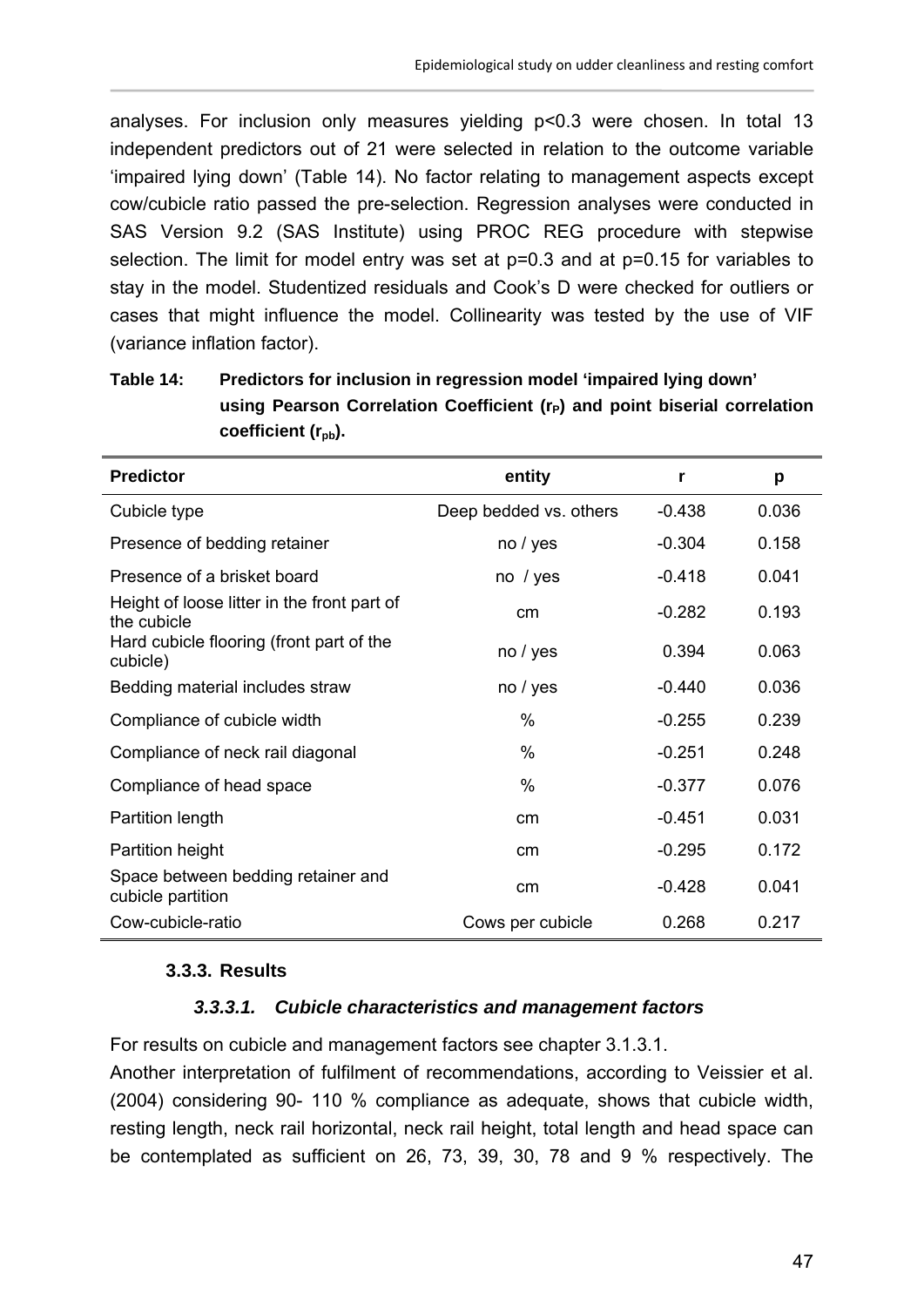analyses. For inclusion only measures yielding p<0.3 were chosen. In total 13 independent predictors out of 21 were selected in relation to the outcome variable 'impaired lying down' (Table 14). No factor relating to management aspects except cow/cubicle ratio passed the pre-selection. Regression analyses were conducted in SAS Version 9.2 (SAS Institute) using PROC REG procedure with stepwise selection. The limit for model entry was set at p=0.3 and at p=0.15 for variables to stay in the model. Studentized residuals and Cook's D were checked for outliers or cases that might influence the model. Collinearity was tested by the use of VIF (variance inflation factor).

**Table 14: Predictors for inclusion in regression model 'impaired lying down' using Pearson Correlation Coefficient ($r_P$) and point biserial correlation coefficient ($r_{pb}$).**

| Predictor | entity | r | p |
|---|---|---|---|
| Cubicle type | Deep bedded vs. others | -0.438 | 0.036 |
| Presence of bedding retainer | no / yes | -0.304 | 0.158 |
| Presence of a brisket board | no / yes | -0.418 | 0.041 |
| Height of loose litter in the front part of the cubicle | cm | -0.282 | 0.193 |
| Hard cubicle flooring (front part of the cubicle) | no / yes | 0.394 | 0.063 |
| Bedding material includes straw | no / yes | -0.440 | 0.036 |
| Compliance of cubicle width | % | -0.255 | 0.239 |
| Compliance of neck rail diagonal | % | -0.251 | 0.248 |
| Compliance of head space | % | -0.377 | 0.076 |
| Partition length | cm | -0.451 | 0.031 |
| Partition height | cm | -0.295 | 0.172 |
| Space between bedding retainer and cubicle partition | cm | -0.428 | 0.041 |
| Cow-cubicle-ratio | Cows per cubicle | 0.268 | 0.217 |

### 3.3.3. Results

#### *3.3.3.1. Cubicle characteristics and management factors*

For results on cubicle and management factors see chapter 3.1.3.1.

Another interpretation of fulfilment of recommendations, according to Veissier et al. (2004) considering 90- 110 % compliance as adequate, shows that cubicle width, resting length, neck rail horizontal, neck rail height, total length and head space can be contemplated as sufficient on 26, 73, 39, 30, 78 and 9 % respectively. The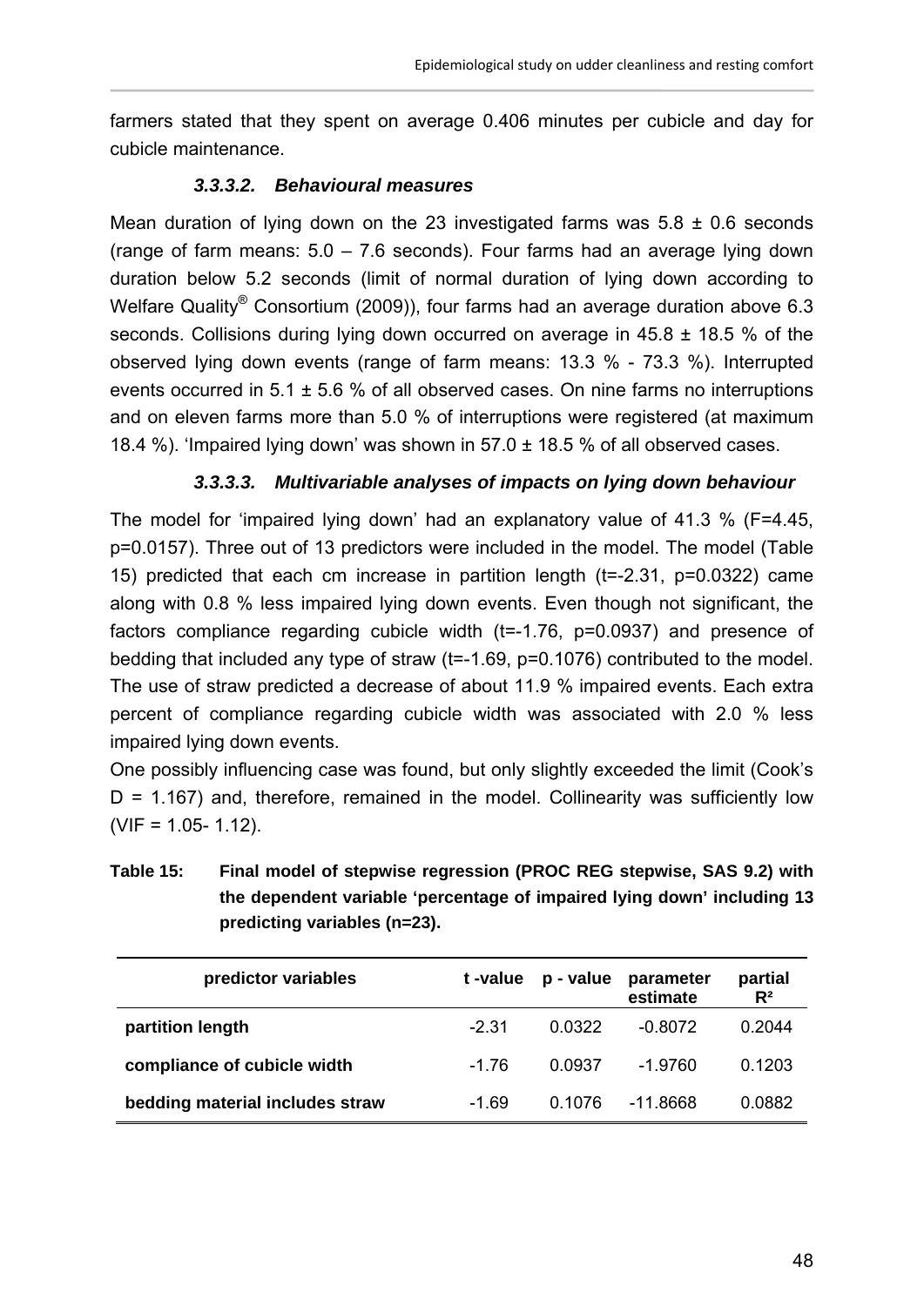farmers stated that they spent on average 0.406 minutes per cubicle and day for cubicle maintenance.

#### *3.3.3.2. Behavioural measures*

Mean duration of lying down on the 23 investigated farms was 5.8 ± 0.6 seconds (range of farm means: 5.0 – 7.6 seconds). Four farms had an average lying down duration below 5.2 seconds (limit of normal duration of lying down according to Welfare Quality® Consortium (2009)), four farms had an average duration above 6.3 seconds. Collisions during lying down occurred on average in 45.8 ± 18.5 % of the observed lying down events (range of farm means: 13.3 % - 73.3 %). Interrupted events occurred in 5.1 ± 5.6 % of all observed cases. On nine farms no interruptions and on eleven farms more than 5.0 % of interruptions were registered (at maximum 18.4 %). 'Impaired lying down' was shown in 57.0 ± 18.5 % of all observed cases.

#### *3.3.3.3. Multivariable analyses of impacts on lying down behaviour*

The model for 'impaired lying down' had an explanatory value of 41.3 % (F=4.45, p=0.0157). Three out of 13 predictors were included in the model. The model (Table 15) predicted that each cm increase in partition length (t=-2.31, p=0.0322) came along with 0.8 % less impaired lying down events. Even though not significant, the factors compliance regarding cubicle width (t=-1.76, p=0.0937) and presence of bedding that included any type of straw (t=-1.69, p=0.1076) contributed to the model. The use of straw predicted a decrease of about 11.9 % impaired events. Each extra percent of compliance regarding cubicle width was associated with 2.0 % less impaired lying down events.

One possibly influencing case was found, but only slightly exceeded the limit (Cook's D = 1.167) and, therefore, remained in the model. Collinearity was sufficiently low (VIF = 1.05- 1.12).

**Table 15: Final model of stepwise regression (PROC REG stepwise, SAS 9.2) with the dependent variable 'percentage of impaired lying down' including 13 predicting variables (n=23).**

| predictor variables | t -value | p - value | parameter estimate | partial $R^2$ |
|---|---|---|---|---|
| **partition length** | -2.31 | 0.0322 | -0.8072 | 0.2044 |
| **compliance of cubicle width** | -1.76 | 0.0937 | -1.9760 | 0.1203 |
| **bedding material includes straw** | -1.69 | 0.1076 | -11.8668 | 0.0882 |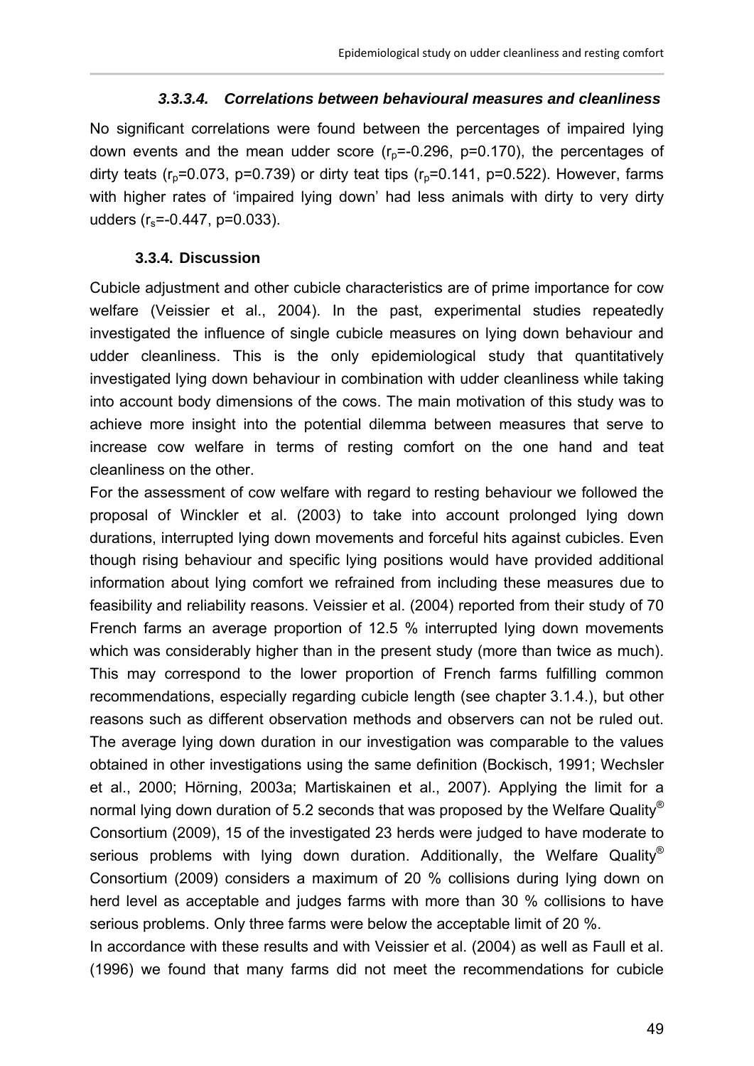#### 3.3.3.4. Correlations between behavioural measures and cleanliness

No significant correlations were found between the percentages of impaired lying down events and the mean udder score ($r_p$=-0.296, p=0.170), the percentages of dirty teats ($r_p$=0.073, p=0.739) or dirty teat tips ($r_p$=0.141, p=0.522). However, farms with higher rates of 'impaired lying down' had less animals with dirty to very dirty udders ($r_s$=-0.447, p=0.033).

### 3.3.4. Discussion

Cubicle adjustment and other cubicle characteristics are of prime importance for cow welfare (Veissier et al., 2004). In the past, experimental studies repeatedly investigated the influence of single cubicle measures on lying down behaviour and udder cleanliness. This is the only epidemiological study that quantitatively investigated lying down behaviour in combination with udder cleanliness while taking into account body dimensions of the cows. The main motivation of this study was to achieve more insight into the potential dilemma between measures that serve to increase cow welfare in terms of resting comfort on the one hand and teat cleanliness on the other.

For the assessment of cow welfare with regard to resting behaviour we followed the proposal of Winckler et al. (2003) to take into account prolonged lying down durations, interrupted lying down movements and forceful hits against cubicles. Even though rising behaviour and specific lying positions would have provided additional information about lying comfort we refrained from including these measures due to feasibility and reliability reasons. Veissier et al. (2004) reported from their study of 70 French farms an average proportion of 12.5 % interrupted lying down movements which was considerably higher than in the present study (more than twice as much). This may correspond to the lower proportion of French farms fulfilling common recommendations, especially regarding cubicle length (see chapter 3.1.4.), but other reasons such as different observation methods and observers can not be ruled out. The average lying down duration in our investigation was comparable to the values obtained in other investigations using the same definition (Bockisch, 1991; Wechsler et al., 2000; Hörning, 2003a; Martiskainen et al., 2007). Applying the limit for a normal lying down duration of 5.2 seconds that was proposed by the Welfare Quality® Consortium (2009), 15 of the investigated 23 herds were judged to have moderate to serious problems with lying down duration. Additionally, the Welfare Quality® Consortium (2009) considers a maximum of 20 % collisions during lying down on herd level as acceptable and judges farms with more than 30 % collisions to have serious problems. Only three farms were below the acceptable limit of 20 %.

In accordance with these results and with Veissier et al. (2004) as well as Faull et al. (1996) we found that many farms did not meet the recommendations for cubicle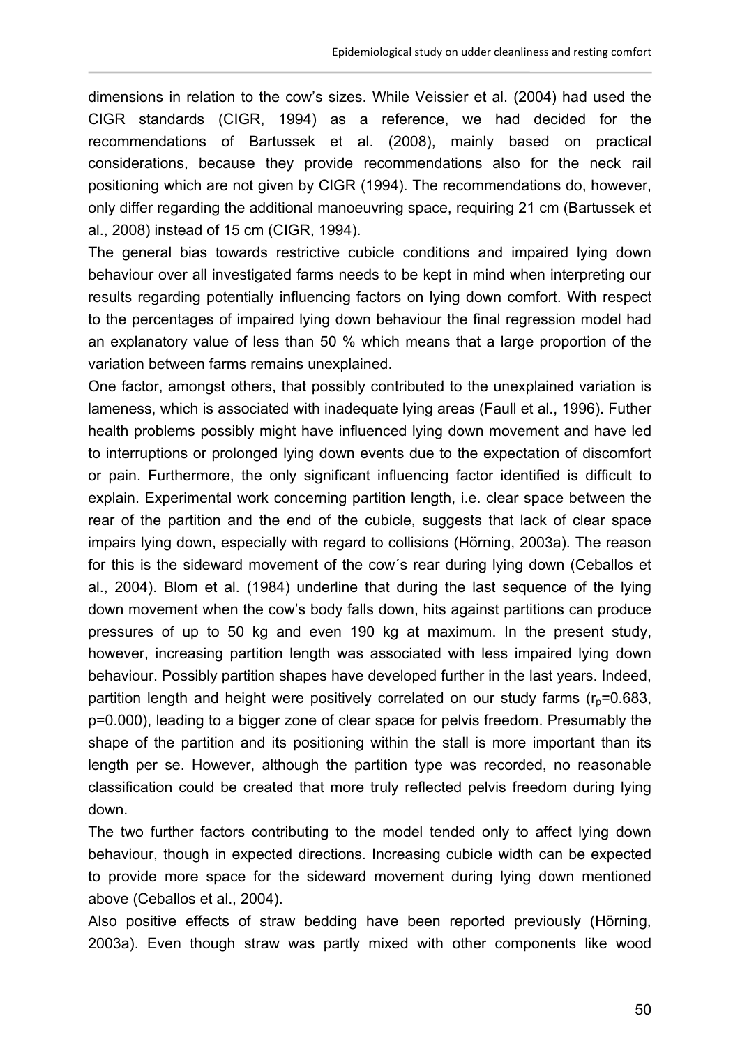dimensions in relation to the cow's sizes. While Veissier et al. (2004) had used the CIGR standards (CIGR, 1994) as a reference, we had decided for the recommendations of Bartussek et al. (2008), mainly based on practical considerations, because they provide recommendations also for the neck rail positioning which are not given by CIGR (1994). The recommendations do, however, only differ regarding the additional manoeuvring space, requiring 21 cm (Bartussek et al., 2008) instead of 15 cm (CIGR, 1994).

The general bias towards restrictive cubicle conditions and impaired lying down behaviour over all investigated farms needs to be kept in mind when interpreting our results regarding potentially influencing factors on lying down comfort. With respect to the percentages of impaired lying down behaviour the final regression model had an explanatory value of less than 50 % which means that a large proportion of the variation between farms remains unexplained.

One factor, amongst others, that possibly contributed to the unexplained variation is lameness, which is associated with inadequate lying areas (Faull et al., 1996). Futher health problems possibly might have influenced lying down movement and have led to interruptions or prolonged lying down events due to the expectation of discomfort or pain. Furthermore, the only significant influencing factor identified is difficult to explain. Experimental work concerning partition length, i.e. clear space between the rear of the partition and the end of the cubicle, suggests that lack of clear space impairs lying down, especially with regard to collisions (Hörning, 2003a). The reason for this is the sideward movement of the cow´s rear during lying down (Ceballos et al., 2004). Blom et al. (1984) underline that during the last sequence of the lying down movement when the cow's body falls down, hits against partitions can produce pressures of up to 50 kg and even 190 kg at maximum. In the present study, however, increasing partition length was associated with less impaired lying down behaviour. Possibly partition shapes have developed further in the last years. Indeed, partition length and height were positively correlated on our study farms ($r_p$=0.683, p=0.000), leading to a bigger zone of clear space for pelvis freedom. Presumably the shape of the partition and its positioning within the stall is more important than its length per se. However, although the partition type was recorded, no reasonable classification could be created that more truly reflected pelvis freedom during lying down.

The two further factors contributing to the model tended only to affect lying down behaviour, though in expected directions. Increasing cubicle width can be expected to provide more space for the sideward movement during lying down mentioned above (Ceballos et al., 2004).

Also positive effects of straw bedding have been reported previously (Hörning, 2003a). Even though straw was partly mixed with other components like wood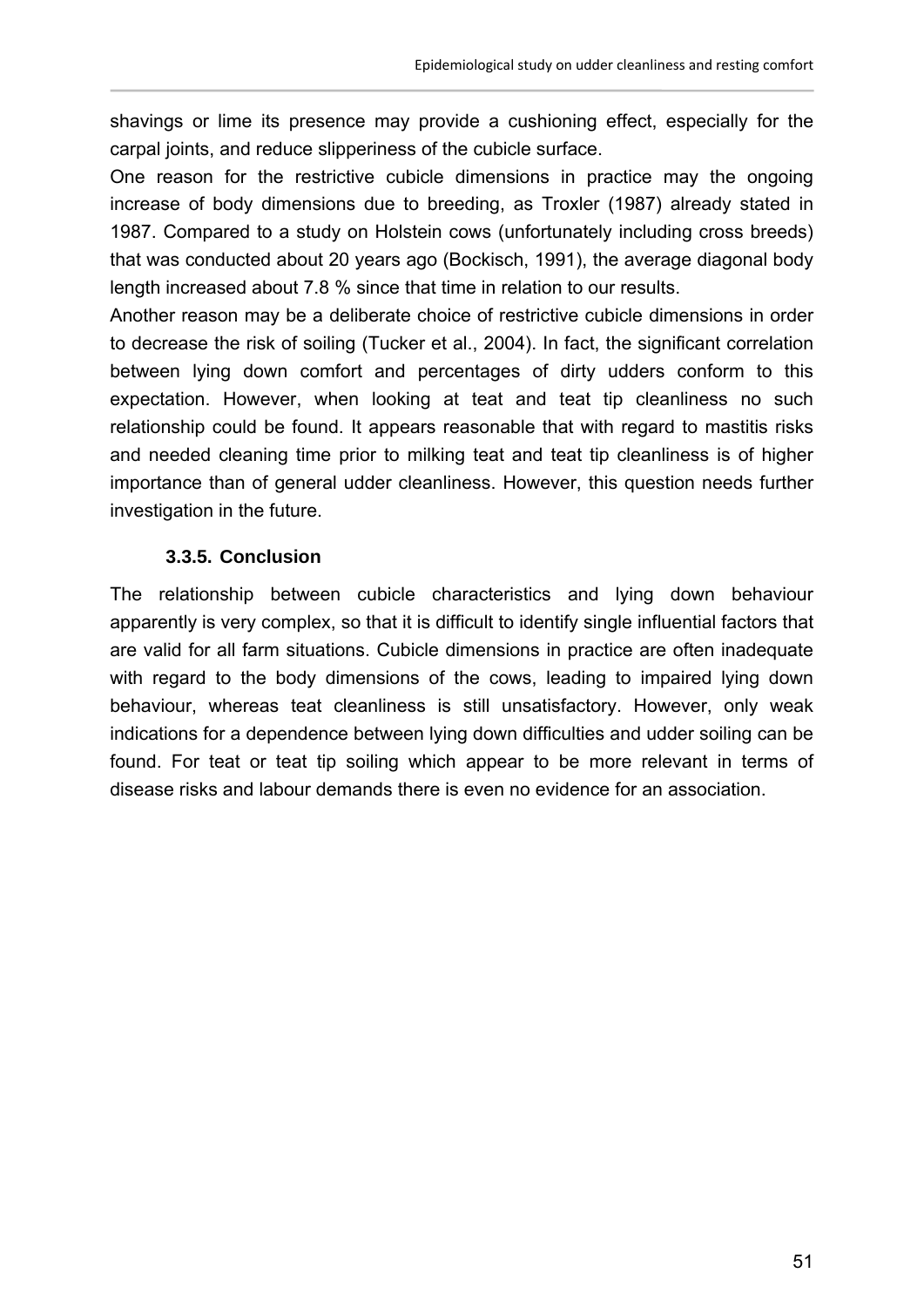shavings or lime its presence may provide a cushioning effect, especially for the carpal joints, and reduce slipperiness of the cubicle surface.

One reason for the restrictive cubicle dimensions in practice may the ongoing increase of body dimensions due to breeding, as Troxler (1987) already stated in 1987. Compared to a study on Holstein cows (unfortunately including cross breeds) that was conducted about 20 years ago (Bockisch, 1991), the average diagonal body length increased about 7.8 % since that time in relation to our results.

Another reason may be a deliberate choice of restrictive cubicle dimensions in order to decrease the risk of soiling (Tucker et al., 2004). In fact, the significant correlation between lying down comfort and percentages of dirty udders conform to this expectation. However, when looking at teat and teat tip cleanliness no such relationship could be found. It appears reasonable that with regard to mastitis risks and needed cleaning time prior to milking teat and teat tip cleanliness is of higher importance than of general udder cleanliness. However, this question needs further investigation in the future.

### 3.3.5. Conclusion

The relationship between cubicle characteristics and lying down behaviour apparently is very complex, so that it is difficult to identify single influential factors that are valid for all farm situations. Cubicle dimensions in practice are often inadequate with regard to the body dimensions of the cows, leading to impaired lying down behaviour, whereas teat cleanliness is still unsatisfactory. However, only weak indications for a dependence between lying down difficulties and udder soiling can be found. For teat or teat tip soiling which appear to be more relevant in terms of disease risks and labour demands there is even no evidence for an association.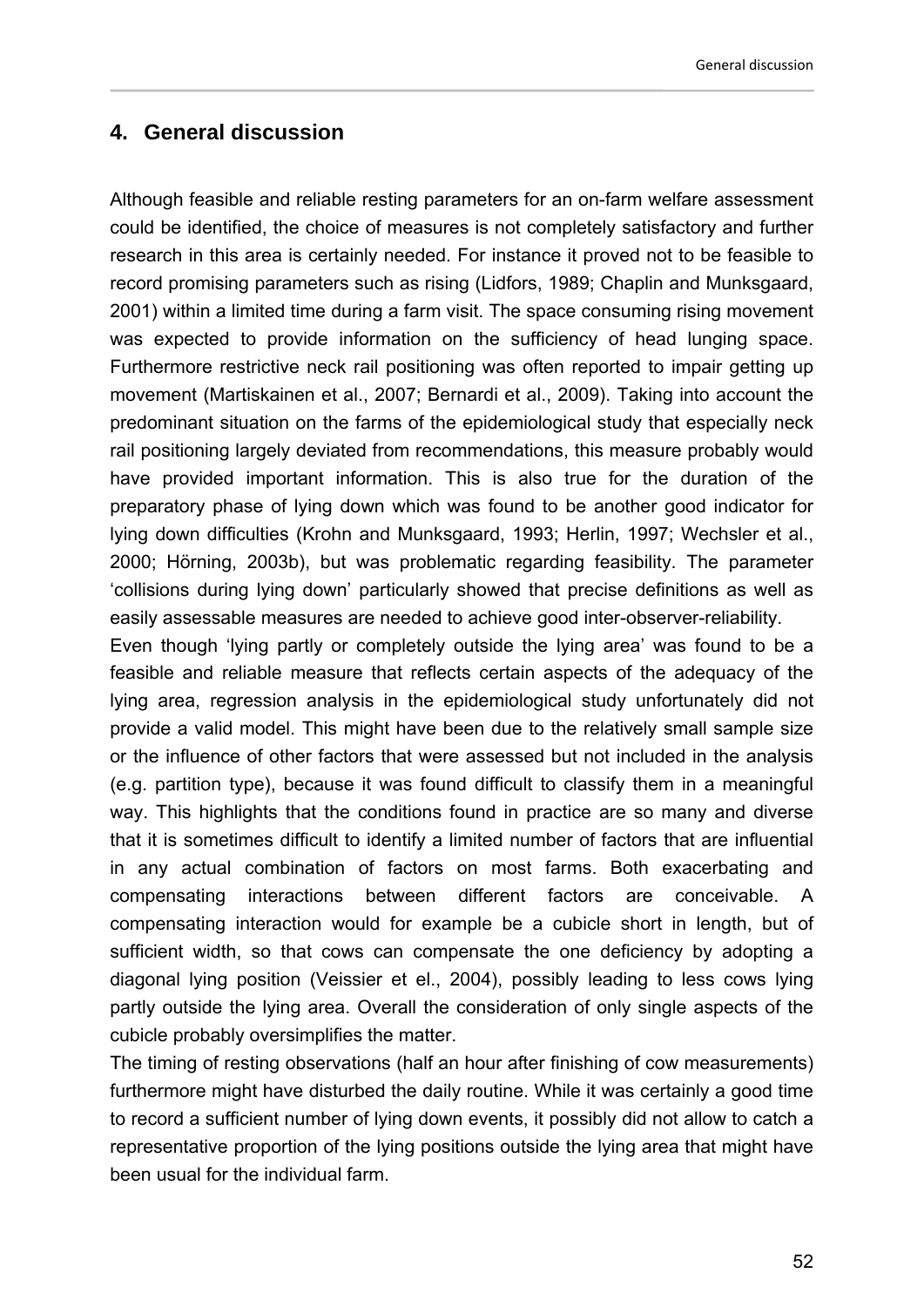## 4. General discussion

Although feasible and reliable resting parameters for an on-farm welfare assessment could be identified, the choice of measures is not completely satisfactory and further research in this area is certainly needed. For instance it proved not to be feasible to record promising parameters such as rising (Lidfors, 1989; Chaplin and Munksgaard, 2001) within a limited time during a farm visit. The space consuming rising movement was expected to provide information on the sufficiency of head lunging space. Furthermore restrictive neck rail positioning was often reported to impair getting up movement (Martiskainen et al., 2007; Bernardi et al., 2009). Taking into account the predominant situation on the farms of the epidemiological study that especially neck rail positioning largely deviated from recommendations, this measure probably would have provided important information. This is also true for the duration of the preparatory phase of lying down which was found to be another good indicator for lying down difficulties (Krohn and Munksgaard, 1993; Herlin, 1997; Wechsler et al., 2000; Hörning, 2003b), but was problematic regarding feasibility. The parameter 'collisions during lying down' particularly showed that precise definitions as well as easily assessable measures are needed to achieve good inter-observer-reliability.

Even though 'lying partly or completely outside the lying area' was found to be a feasible and reliable measure that reflects certain aspects of the adequacy of the lying area, regression analysis in the epidemiological study unfortunately did not provide a valid model. This might have been due to the relatively small sample size or the influence of other factors that were assessed but not included in the analysis (e.g. partition type), because it was found difficult to classify them in a meaningful way. This highlights that the conditions found in practice are so many and diverse that it is sometimes difficult to identify a limited number of factors that are influential in any actual combination of factors on most farms. Both exacerbating and compensating interactions between different factors are conceivable. A compensating interaction would for example be a cubicle short in length, but of sufficient width, so that cows can compensate the one deficiency by adopting a diagonal lying position (Veissier et el., 2004), possibly leading to less cows lying partly outside the lying area. Overall the consideration of only single aspects of the cubicle probably oversimplifies the matter.

The timing of resting observations (half an hour after finishing of cow measurements) furthermore might have disturbed the daily routine. While it was certainly a good time to record a sufficient number of lying down events, it possibly did not allow to catch a representative proportion of the lying positions outside the lying area that might have been usual for the individual farm.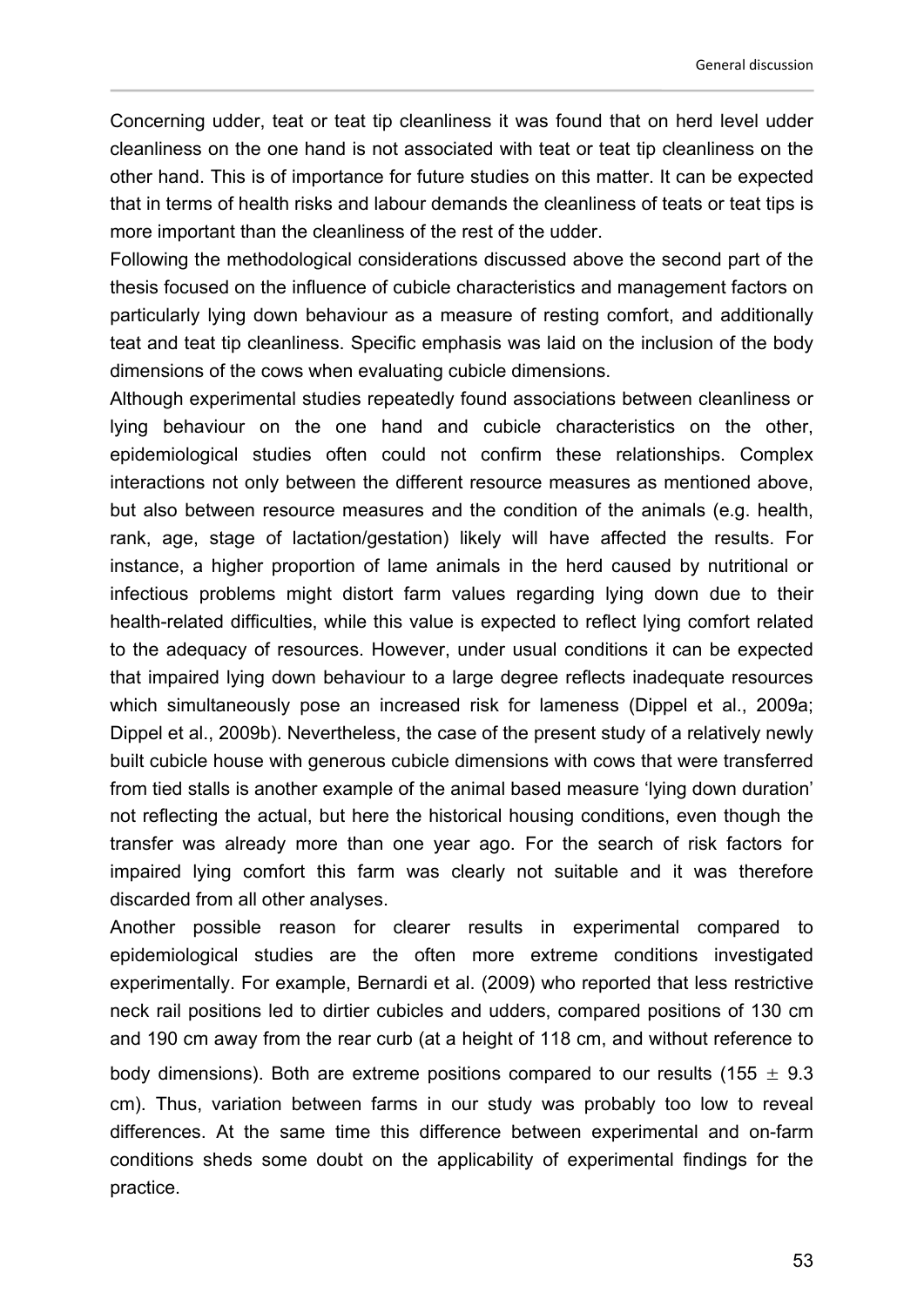Concerning udder, teat or teat tip cleanliness it was found that on herd level udder cleanliness on the one hand is not associated with teat or teat tip cleanliness on the other hand. This is of importance for future studies on this matter. It can be expected that in terms of health risks and labour demands the cleanliness of teats or teat tips is more important than the cleanliness of the rest of the udder.

Following the methodological considerations discussed above the second part of the thesis focused on the influence of cubicle characteristics and management factors on particularly lying down behaviour as a measure of resting comfort, and additionally teat and teat tip cleanliness. Specific emphasis was laid on the inclusion of the body dimensions of the cows when evaluating cubicle dimensions.

Although experimental studies repeatedly found associations between cleanliness or lying behaviour on the one hand and cubicle characteristics on the other, epidemiological studies often could not confirm these relationships. Complex interactions not only between the different resource measures as mentioned above, but also between resource measures and the condition of the animals (e.g. health, rank, age, stage of lactation/gestation) likely will have affected the results. For instance, a higher proportion of lame animals in the herd caused by nutritional or infectious problems might distort farm values regarding lying down due to their health-related difficulties, while this value is expected to reflect lying comfort related to the adequacy of resources. However, under usual conditions it can be expected that impaired lying down behaviour to a large degree reflects inadequate resources which simultaneously pose an increased risk for lameness (Dippel et al., 2009a; Dippel et al., 2009b). Nevertheless, the case of the present study of a relatively newly built cubicle house with generous cubicle dimensions with cows that were transferred from tied stalls is another example of the animal based measure 'lying down duration' not reflecting the actual, but here the historical housing conditions, even though the transfer was already more than one year ago. For the search of risk factors for impaired lying comfort this farm was clearly not suitable and it was therefore discarded from all other analyses.

Another possible reason for clearer results in experimental compared to epidemiological studies are the often more extreme conditions investigated experimentally. For example, Bernardi et al. (2009) who reported that less restrictive neck rail positions led to dirtier cubicles and udders, compared positions of 130 cm and 190 cm away from the rear curb (at a height of 118 cm, and without reference to body dimensions). Both are extreme positions compared to our results (155 $\pm$ 9.3 cm). Thus, variation between farms in our study was probably too low to reveal differences. At the same time this difference between experimental and on-farm conditions sheds some doubt on the applicability of experimental findings for the practice.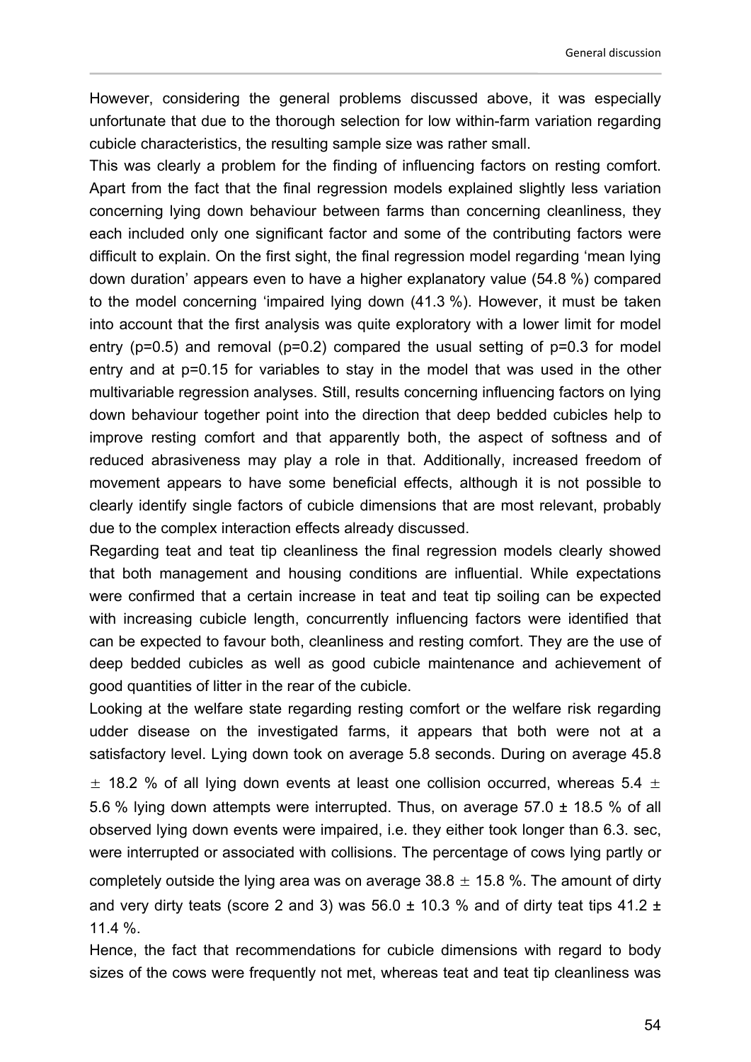However, considering the general problems discussed above, it was especially unfortunate that due to the thorough selection for low within-farm variation regarding cubicle characteristics, the resulting sample size was rather small.

This was clearly a problem for the finding of influencing factors on resting comfort. Apart from the fact that the final regression models explained slightly less variation concerning lying down behaviour between farms than concerning cleanliness, they each included only one significant factor and some of the contributing factors were difficult to explain. On the first sight, the final regression model regarding 'mean lying down duration' appears even to have a higher explanatory value (54.8 %) compared to the model concerning 'impaired lying down (41.3 %). However, it must be taken into account that the first analysis was quite exploratory with a lower limit for model entry (p=0.5) and removal (p=0.2) compared the usual setting of p=0.3 for model entry and at p=0.15 for variables to stay in the model that was used in the other multivariable regression analyses. Still, results concerning influencing factors on lying down behaviour together point into the direction that deep bedded cubicles help to improve resting comfort and that apparently both, the aspect of softness and of reduced abrasiveness may play a role in that. Additionally, increased freedom of movement appears to have some beneficial effects, although it is not possible to clearly identify single factors of cubicle dimensions that are most relevant, probably due to the complex interaction effects already discussed.

Regarding teat and teat tip cleanliness the final regression models clearly showed that both management and housing conditions are influential. While expectations were confirmed that a certain increase in teat and teat tip soiling can be expected with increasing cubicle length, concurrently influencing factors were identified that can be expected to favour both, cleanliness and resting comfort. They are the use of deep bedded cubicles as well as good cubicle maintenance and achievement of good quantities of litter in the rear of the cubicle.

Looking at the welfare state regarding resting comfort or the welfare risk regarding udder disease on the investigated farms, it appears that both were not at a satisfactory level. Lying down took on average 5.8 seconds. During on average 45.8 ± 18.2 % of all lying down events at least one collision occurred, whereas 5.4 ± 5.6 % lying down attempts were interrupted. Thus, on average 57.0 ± 18.5 % of all observed lying down events were impaired, i.e. they either took longer than 6.3. sec, were interrupted or associated with collisions. The percentage of cows lying partly or completely outside the lying area was on average 38.8 ± 15.8 %. The amount of dirty and very dirty teats (score 2 and 3) was 56.0 ± 10.3 % and of dirty teat tips 41.2 ± 11.4 %.

Hence, the fact that recommendations for cubicle dimensions with regard to body sizes of the cows were frequently not met, whereas teat and teat tip cleanliness was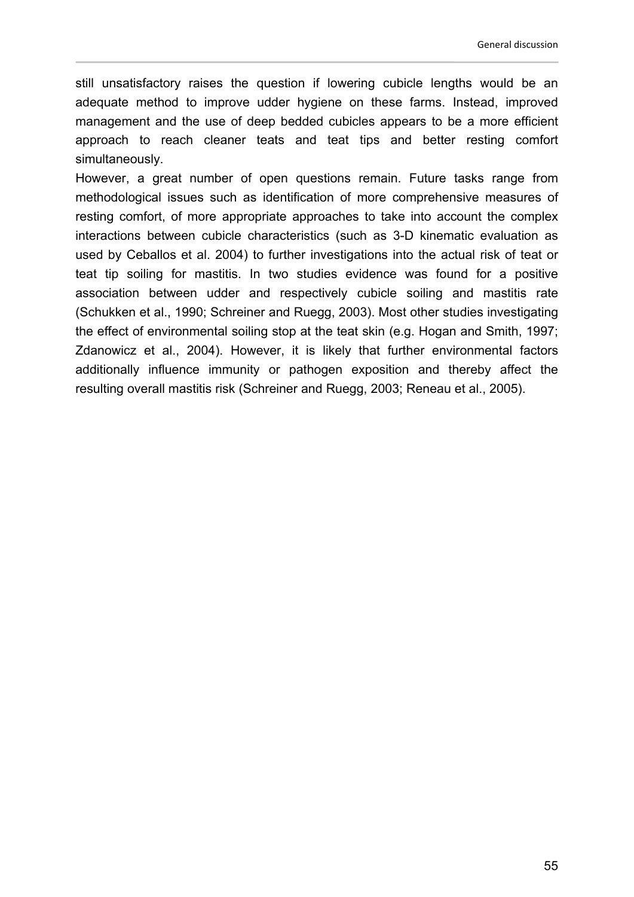still unsatisfactory raises the question if lowering cubicle lengths would be an adequate method to improve udder hygiene on these farms. Instead, improved management and the use of deep bedded cubicles appears to be a more efficient approach to reach cleaner teats and teat tips and better resting comfort simultaneously.

However, a great number of open questions remain. Future tasks range from methodological issues such as identification of more comprehensive measures of resting comfort, of more appropriate approaches to take into account the complex interactions between cubicle characteristics (such as 3-D kinematic evaluation as used by Ceballos et al. 2004) to further investigations into the actual risk of teat or teat tip soiling for mastitis. In two studies evidence was found for a positive association between udder and respectively cubicle soiling and mastitis rate (Schukken et al., 1990; Schreiner and Ruegg, 2003). Most other studies investigating the effect of environmental soiling stop at the teat skin (e.g. Hogan and Smith, 1997; Zdanowicz et al., 2004). However, it is likely that further environmental factors additionally influence immunity or pathogen exposition and thereby affect the resulting overall mastitis risk (Schreiner and Ruegg, 2003; Reneau et al., 2005).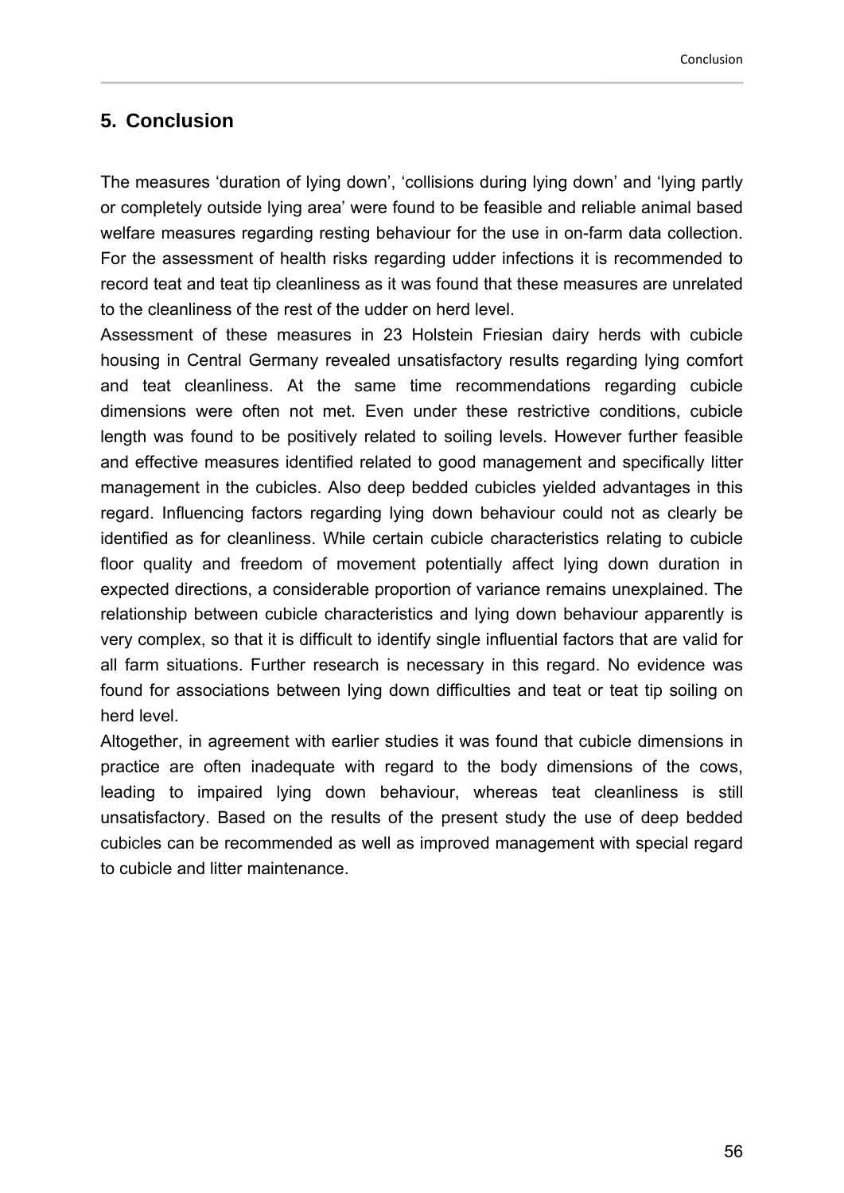# 5. Conclusion

The measures ‘duration of lying down’, ‘collisions during lying down’ and ‘lying partly or completely outside lying area’ were found to be feasible and reliable animal based welfare measures regarding resting behaviour for the use in on-farm data collection. For the assessment of health risks regarding udder infections it is recommended to record teat and teat tip cleanliness as it was found that these measures are unrelated to the cleanliness of the rest of the udder on herd level.

Assessment of these measures in 23 Holstein Friesian dairy herds with cubicle housing in Central Germany revealed unsatisfactory results regarding lying comfort and teat cleanliness. At the same time recommendations regarding cubicle dimensions were often not met. Even under these restrictive conditions, cubicle length was found to be positively related to soiling levels. However further feasible and effective measures identified related to good management and specifically litter management in the cubicles. Also deep bedded cubicles yielded advantages in this regard. Influencing factors regarding lying down behaviour could not as clearly be identified as for cleanliness. While certain cubicle characteristics relating to cubicle floor quality and freedom of movement potentially affect lying down duration in expected directions, a considerable proportion of variance remains unexplained. The relationship between cubicle characteristics and lying down behaviour apparently is very complex, so that it is difficult to identify single influential factors that are valid for all farm situations. Further research is necessary in this regard. No evidence was found for associations between lying down difficulties and teat or teat tip soiling on herd level.

Altogether, in agreement with earlier studies it was found that cubicle dimensions in practice are often inadequate with regard to the body dimensions of the cows, leading to impaired lying down behaviour, whereas teat cleanliness is still unsatisfactory. Based on the results of the present study the use of deep bedded cubicles can be recommended as well as improved management with special regard to cubicle and litter maintenance.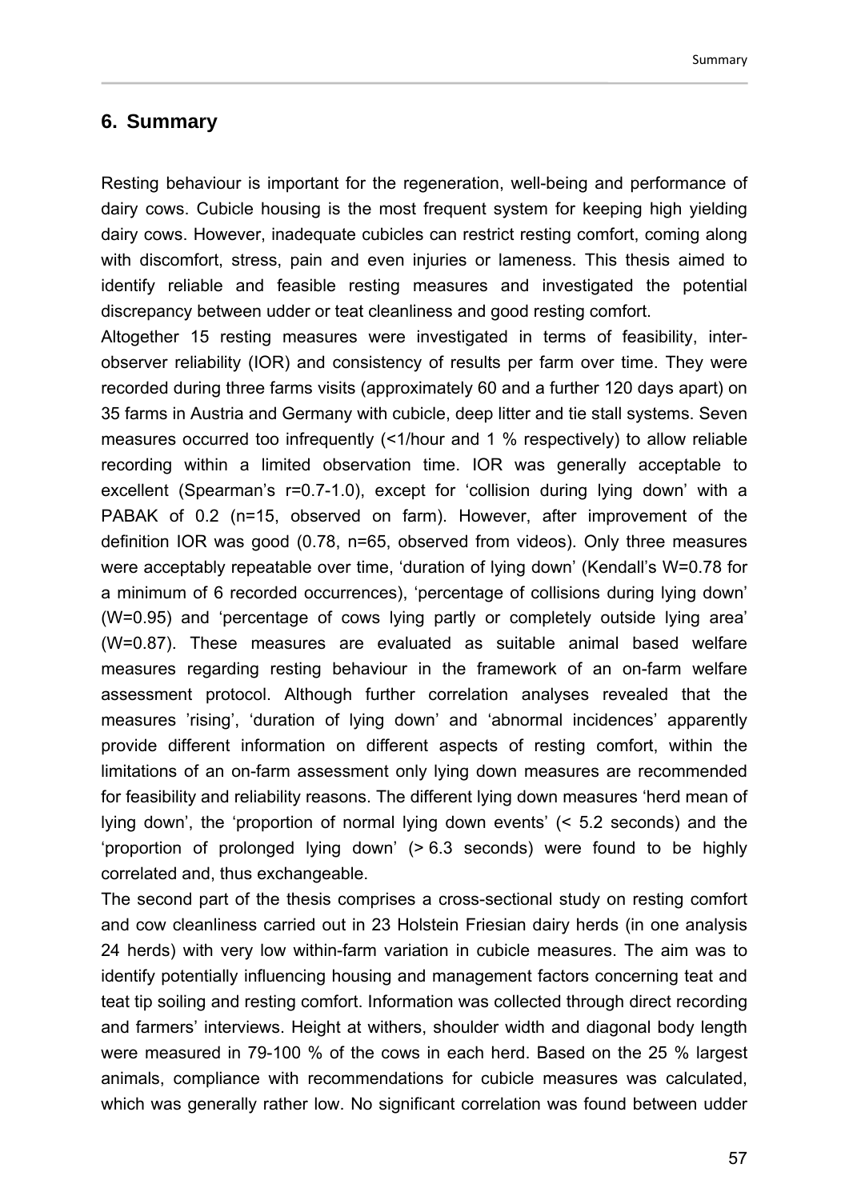## 6. Summary

Resting behaviour is important for the regeneration, well-being and performance of dairy cows. Cubicle housing is the most frequent system for keeping high yielding dairy cows. However, inadequate cubicles can restrict resting comfort, coming along with discomfort, stress, pain and even injuries or lameness. This thesis aimed to identify reliable and feasible resting measures and investigated the potential discrepancy between udder or teat cleanliness and good resting comfort.

Altogether 15 resting measures were investigated in terms of feasibility, inter-observer reliability (IOR) and consistency of results per farm over time. They were recorded during three farms visits (approximately 60 and a further 120 days apart) on 35 farms in Austria and Germany with cubicle, deep litter and tie stall systems. Seven measures occurred too infrequently (<1/hour and 1 % respectively) to allow reliable recording within a limited observation time. IOR was generally acceptable to excellent (Spearman's r=0.7-1.0), except for 'collision during lying down' with a PABAK of 0.2 (n=15, observed on farm). However, after improvement of the definition IOR was good (0.78, n=65, observed from videos). Only three measures were acceptably repeatable over time, 'duration of lying down' (Kendall's W=0.78 for a minimum of 6 recorded occurrences), 'percentage of collisions during lying down' (W=0.95) and 'percentage of cows lying partly or completely outside lying area' (W=0.87). These measures are evaluated as suitable animal based welfare measures regarding resting behaviour in the framework of an on-farm welfare assessment protocol. Although further correlation analyses revealed that the measures 'rising', 'duration of lying down' and 'abnormal incidences' apparently provide different information on different aspects of resting comfort, within the limitations of an on-farm assessment only lying down measures are recommended for feasibility and reliability reasons. The different lying down measures 'herd mean of lying down', the 'proportion of normal lying down events' (< 5.2 seconds) and the 'proportion of prolonged lying down' (> 6.3 seconds) were found to be highly correlated and, thus exchangeable.

The second part of the thesis comprises a cross-sectional study on resting comfort and cow cleanliness carried out in 23 Holstein Friesian dairy herds (in one analysis 24 herds) with very low within-farm variation in cubicle measures. The aim was to identify potentially influencing housing and management factors concerning teat and teat tip soiling and resting comfort. Information was collected through direct recording and farmers' interviews. Height at withers, shoulder width and diagonal body length were measured in 79-100 % of the cows in each herd. Based on the 25 % largest animals, compliance with recommendations for cubicle measures was calculated, which was generally rather low. No significant correlation was found between udder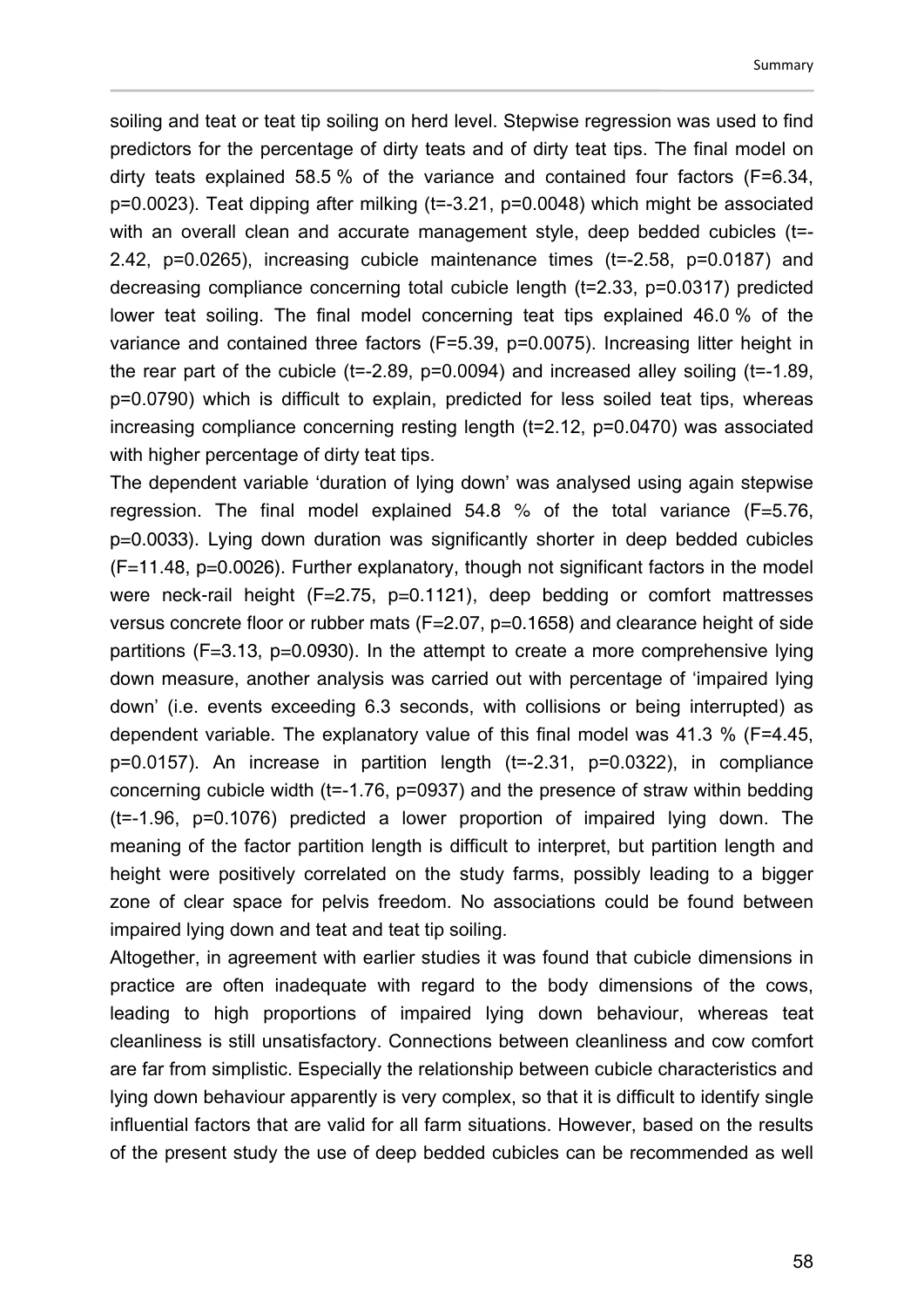soiling and teat or teat tip soiling on herd level. Stepwise regression was used to find predictors for the percentage of dirty teats and of dirty teat tips. The final model on dirty teats explained 58.5 % of the variance and contained four factors ($F=6.34$, $p=0.0023$). Teat dipping after milking ($t=-3.21$, $p=0.0048$) which might be associated with an overall clean and accurate management style, deep bedded cubicles ($t=-2.42$, $p=0.0265$), increasing cubicle maintenance times ($t=-2.58$, $p=0.0187$) and decreasing compliance concerning total cubicle length ($t=2.33$, $p=0.0317$) predicted lower teat soiling. The final model concerning teat tips explained 46.0 % of the variance and contained three factors ($F=5.39$, $p=0.0075$). Increasing litter height in the rear part of the cubicle ($t=-2.89$, $p=0.0094$) and increased alley soiling ($t=-1.89$, $p=0.0790$) which is difficult to explain, predicted for less soiled teat tips, whereas increasing compliance concerning resting length ($t=2.12$, $p=0.0470$) was associated with higher percentage of dirty teat tips.

The dependent variable 'duration of lying down' was analysed using again stepwise regression. The final model explained 54.8 % of the total variance ($F=5.76$, $p=0.0033$). Lying down duration was significantly shorter in deep bedded cubicles ($F=11.48$, $p=0.0026$). Further explanatory, though not significant factors in the model were neck-rail height ($F=2.75$, $p=0.1121$), deep bedding or comfort mattresses versus concrete floor or rubber mats ($F=2.07$, $p=0.1658$) and clearance height of side partitions ($F=3.13$, $p=0.0930$). In the attempt to create a more comprehensive lying down measure, another analysis was carried out with percentage of 'impaired lying down' (i.e. events exceeding 6.3 seconds, with collisions or being interrupted) as dependent variable. The explanatory value of this final model was 41.3 % ($F=4.45$, $p=0.0157$). An increase in partition length ($t=-2.31$, $p=0.0322$), in compliance concerning cubicle width ($t=-1.76$, $p=0937$) and the presence of straw within bedding ($t=-1.96$, $p=0.1076$) predicted a lower proportion of impaired lying down. The meaning of the factor partition length is difficult to interpret, but partition length and height were positively correlated on the study farms, possibly leading to a bigger zone of clear space for pelvis freedom. No associations could be found between impaired lying down and teat and teat tip soiling.

Altogether, in agreement with earlier studies it was found that cubicle dimensions in practice are often inadequate with regard to the body dimensions of the cows, leading to high proportions of impaired lying down behaviour, whereas teat cleanliness is still unsatisfactory. Connections between cleanliness and cow comfort are far from simplistic. Especially the relationship between cubicle characteristics and lying down behaviour apparently is very complex, so that it is difficult to identify single influential factors that are valid for all farm situations. However, based on the results of the present study the use of deep bedded cubicles can be recommended as well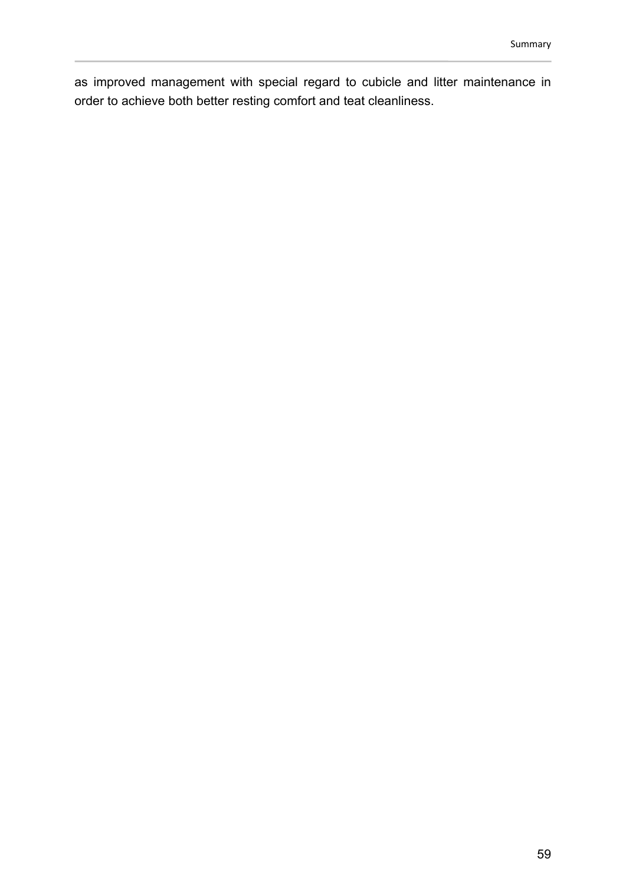as improved management with special regard to cubicle and litter maintenance in order to achieve both better resting comfort and teat cleanliness.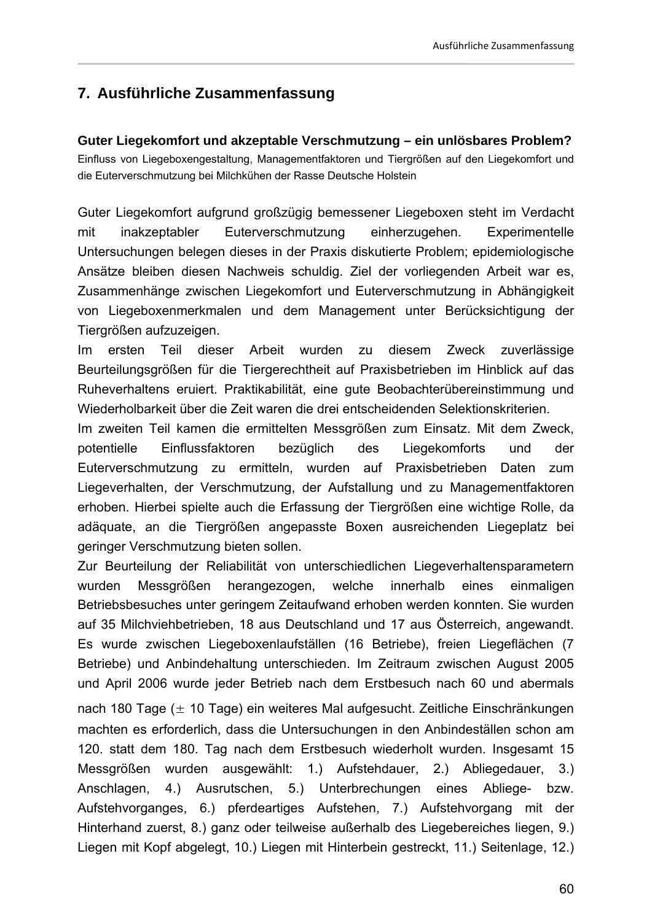# 7. Ausführliche Zusammenfassung

**Guter Liegekomfort und akzeptable Verschmutzung – ein unlösbares Problem?**
Einfluss von Liegeboxengestaltung, Managementfaktoren und Tiergrößen auf den Liegekomfort und die Euterverschmutzung bei Milchkühen der Rasse Deutsche Holstein

Guter Liegekomfort aufgrund großzügig bemessener Liegeboxen steht im Verdacht mit inakzeptabler Euterverschmutzung einherzugehen. Experimentelle Untersuchungen belegen dieses in der Praxis diskutierte Problem; epidemiologische Ansätze bleiben diesen Nachweis schuldig. Ziel der vorliegenden Arbeit war es, Zusammenhänge zwischen Liegekomfort und Euterverschmutzung in Abhängigkeit von Liegeboxenmerkmalen und dem Management unter Berücksichtigung der Tiergrößen aufzuzeigen.
Im ersten Teil dieser Arbeit wurden zu diesem Zweck zuverlässige Beurteilungsgrößen für die Tiergerechtheit auf Praxisbetrieben im Hinblick auf das Ruheverhaltens eruiert. Praktikabilität, eine gute Beobachterübereinstimmung und Wiederholbarkeit über die Zeit waren die drei entscheidenden Selektionskriterien.
Im zweiten Teil kamen die ermittelten Messgrößen zum Einsatz. Mit dem Zweck, potentielle Einflussfaktoren bezüglich des Liegekomforts und der Euterverschmutzung zu ermitteln, wurden auf Praxisbetrieben Daten zum Liegeverhalten, der Verschmutzung, der Aufstallung und zu Managementfaktoren erhoben. Hierbei spielte auch die Erfassung der Tiergrößen eine wichtige Rolle, da adäquate, an die Tiergrößen angepasste Boxen ausreichenden Liegeplatz bei geringer Verschmutzung bieten sollen.
Zur Beurteilung der Reliabilität von unterschiedlichen Liegeverhaltensparametern wurden Messgrößen herangezogen, welche innerhalb eines einmaligen Betriebsbesuches unter geringem Zeitaufwand erhoben werden konnten. Sie wurden auf 35 Milchviehbetrieben, 18 aus Deutschland und 17 aus Österreich, angewandt. Es wurde zwischen Liegeboxenlaufställen (16 Betriebe), freien Liegeflächen (7 Betriebe) und Anbindehaltung unterschieden. Im Zeitraum zwischen August 2005 und April 2006 wurde jeder Betrieb nach dem Erstbesuch nach 60 und abermals nach 180 Tage ($\pm$ 10 Tage) ein weiteres Mal aufgesucht. Zeitliche Einschränkungen machten es erforderlich, dass die Untersuchungen in den Anbindeställen schon am 120. statt dem 180. Tag nach dem Erstbesuch wiederholt wurden. Insgesamt 15 Messgrößen wurden ausgewählt: 1.) Aufstehdauer, 2.) Abliegedauer, 3.) Anschlagen, 4.) Ausrutschen, 5.) Unterbrechungen eines Abliege- bzw. Aufstehvorganges, 6.) pferdeartiges Aufstehen, 7.) Aufstehvorgang mit der Hinterhand zuerst, 8.) ganz oder teilweise außerhalb des Liegebereiches liegen, 9.) Liegen mit Kopf abgelegt, 10.) Liegen mit Hinterbein gestreckt, 11.) Seitenlage, 12.)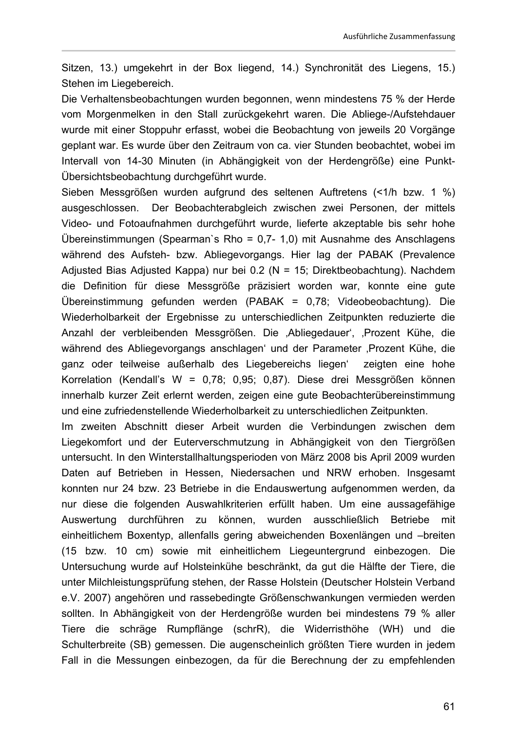Sitzen, 13.) umgekehrt in der Box liegend, 14.) Synchronität des Liegens, 15.) Stehen im Liegebereich.

Die Verhaltensbeobachtungen wurden begonnen, wenn mindestens 75 % der Herde vom Morgenmelken in den Stall zurückgekehrt waren. Die Abliege-/Aufstehdauer wurde mit einer Stoppuhr erfasst, wobei die Beobachtung von jeweils 20 Vorgänge geplant war. Es wurde über den Zeitraum von ca. vier Stunden beobachtet, wobei im Intervall von 14-30 Minuten (in Abhängigkeit von der Herdengröße) eine Punkt-Übersichtsbeobachtung durchgeführt wurde.

Sieben Messgrößen wurden aufgrund des seltenen Auftretens (<1/h bzw. 1 %) ausgeschlossen. Der Beobachterabgleich zwischen zwei Personen, der mittels Video- und Fotoaufnahmen durchgeführt wurde, lieferte akzeptable bis sehr hohe Übereinstimmungen (Spearman`s Rho = 0,7- 1,0) mit Ausnahme des Anschlagens während des Aufsteh- bzw. Abliegevorgangs. Hier lag der PABAK (Prevalence Adjusted Bias Adjusted Kappa) nur bei 0.2 (N = 15; Direktbeobachtung). Nachdem die Definition für diese Messgröße präzisiert worden war, konnte eine gute Übereinstimmung gefunden werden (PABAK = 0,78; Videobeobachtung). Die Wiederholbarkeit der Ergebnisse zu unterschiedlichen Zeitpunkten reduzierte die Anzahl der verbleibenden Messgrößen. Die ‚Abliegedauer', ‚Prozent Kühe, die während des Abliegevorgangs anschlagen' und der Parameter ‚Prozent Kühe, die ganz oder teilweise außerhalb des Liegebereichs liegen' zeigten eine hohe Korrelation (Kendall's W = 0,78; 0,95; 0,87). Diese drei Messgrößen können innerhalb kurzer Zeit erlernt werden, zeigen eine gute Beobachterübereinstimmung und eine zufriedenstellende Wiederholbarkeit zu unterschiedlichen Zeitpunkten.

Im zweiten Abschnitt dieser Arbeit wurden die Verbindungen zwischen dem Liegekomfort und der Euterverschmutzung in Abhängigkeit von den Tiergrößen untersucht. In den Winterstallhaltungsperioden von März 2008 bis April 2009 wurden Daten auf Betrieben in Hessen, Niedersachen und NRW erhoben. Insgesamt konnten nur 24 bzw. 23 Betriebe in die Endauswertung aufgenommen werden, da nur diese die folgenden Auswahlkriterien erfüllt haben. Um eine aussagefähige Auswertung durchführen zu können, wurden ausschließlich Betriebe mit einheitlichem Boxentyp, allenfalls gering abweichenden Boxenlängen und –breiten (15 bzw. 10 cm) sowie mit einheitlichem Liegeuntergrund einbezogen. Die Untersuchung wurde auf Holsteinkühe beschränkt, da gut die Hälfte der Tiere, die unter Milchleistungsprüfung stehen, der Rasse Holstein (Deutscher Holstein Verband e.V. 2007) angehören und rassebedingte Größenschwankungen vermieden werden sollten. In Abhängigkeit von der Herdengröße wurden bei mindestens 79 % aller Tiere die schräge Rumpflänge (schrR), die Widerristhöhe (WH) und die Schulterbreite (SB) gemessen. Die augenscheinlich größten Tiere wurden in jedem Fall in die Messungen einbezogen, da für die Berechnung der zu empfehlenden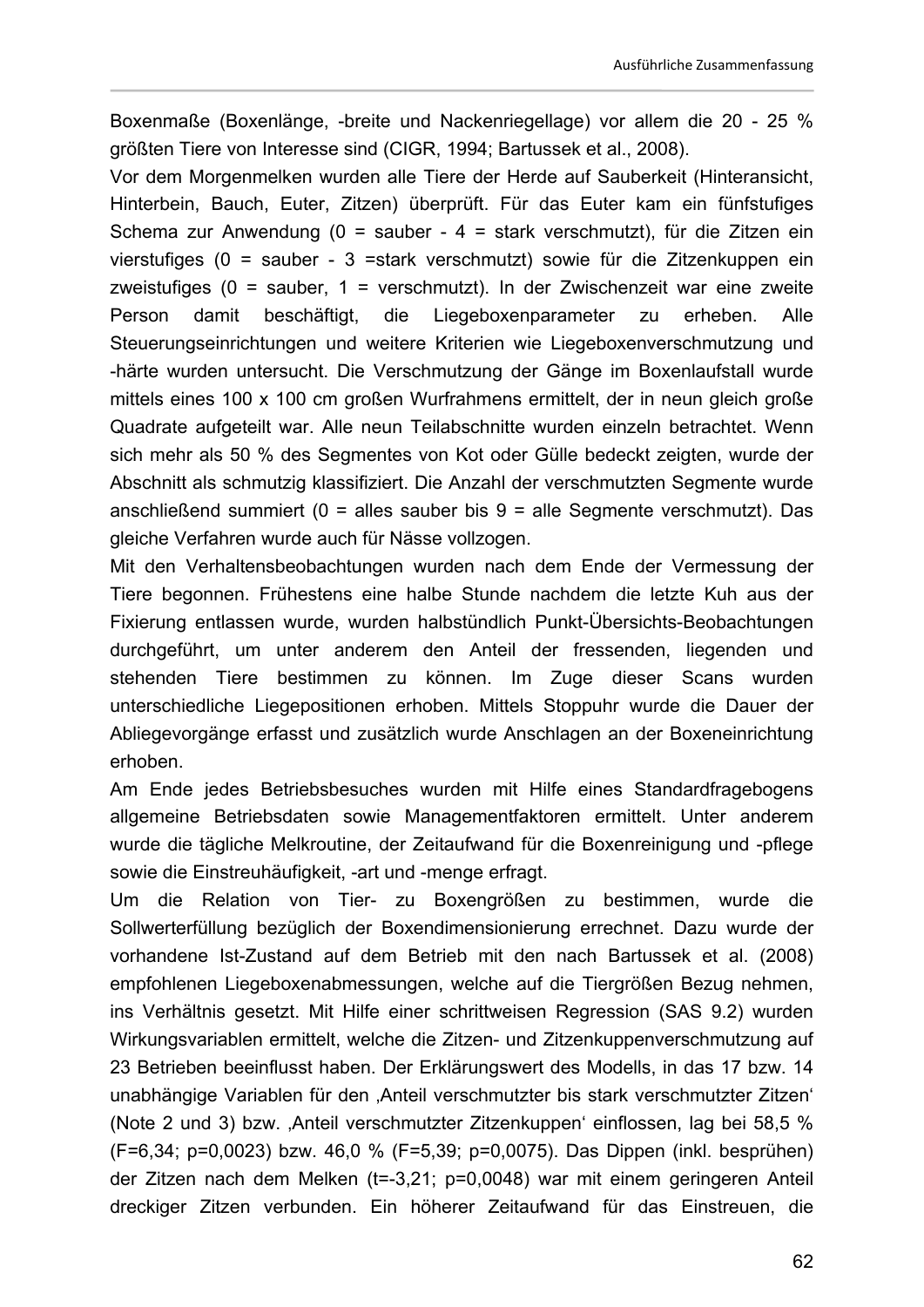Boxenmaße (Boxenlänge, -breite und Nackenriegellage) vor allem die 20 - 25 % größten Tiere von Interesse sind (CIGR, 1994; Bartussek et al., 2008).

Vor dem Morgenmelken wurden alle Tiere der Herde auf Sauberkeit (Hinteransicht, Hinterbein, Bauch, Euter, Zitzen) überprüft. Für das Euter kam ein fünfstufiges Schema zur Anwendung (0 = sauber - 4 = stark verschmutzt), für die Zitzen ein vierstufiges (0 = sauber - 3 =stark verschmutzt) sowie für die Zitzenkuppen ein zweistufiges (0 = sauber, 1 = verschmutzt). In der Zwischenzeit war eine zweite Person damit beschäftigt, die Liegeboxenparameter zu erheben. Alle Steuerungseinrichtungen und weitere Kriterien wie Liegeboxenverschmutzung und -härte wurden untersucht. Die Verschmutzung der Gänge im Boxenlaufstall wurde mittels eines 100 x 100 cm großen Wurfrahmens ermittelt, der in neun gleich große Quadrate aufgeteilt war. Alle neun Teilabschnitte wurden einzeln betrachtet. Wenn sich mehr als 50 % des Segmentes von Kot oder Gülle bedeckt zeigten, wurde der Abschnitt als schmutzig klassifiziert. Die Anzahl der verschmutzten Segmente wurde anschließend summiert (0 = alles sauber bis 9 = alle Segmente verschmutzt). Das gleiche Verfahren wurde auch für Nässe vollzogen.

Mit den Verhaltensbeobachtungen wurden nach dem Ende der Vermessung der Tiere begonnen. Frühestens eine halbe Stunde nachdem die letzte Kuh aus der Fixierung entlassen wurde, wurden halbstündlich Punkt-Übersichts-Beobachtungen durchgeführt, um unter anderem den Anteil der fressenden, liegenden und stehenden Tiere bestimmen zu können. Im Zuge dieser Scans wurden unterschiedliche Liegepositionen erhoben. Mittels Stoppuhr wurde die Dauer der Abliegevorgänge erfasst und zusätzlich wurde Anschlagen an der Boxeneinrichtung erhoben.

Am Ende jedes Betriebsbesuches wurden mit Hilfe eines Standardfragebogens allgemeine Betriebsdaten sowie Managementfaktoren ermittelt. Unter anderem wurde die tägliche Melkroutine, der Zeitaufwand für die Boxenreinigung und -pflege sowie die Einstreuhäufigkeit, -art und -menge erfragt.

Um die Relation von Tier- zu Boxengrößen zu bestimmen, wurde die Sollwerterfüllung bezüglich der Boxendimensionierung errechnet. Dazu wurde der vorhandene Ist-Zustand auf dem Betrieb mit den nach Bartussek et al. (2008) empfohlenen Liegeboxenabmessungen, welche auf die Tiergrößen Bezug nehmen, ins Verhältnis gesetzt. Mit Hilfe einer schrittweisen Regression (SAS 9.2) wurden Wirkungsvariablen ermittelt, welche die Zitzen- und Zitzenkuppenverschmutzung auf 23 Betrieben beeinflusst haben. Der Erklärungswert des Modells, in das 17 bzw. 14 unabhängige Variablen für den ‚Anteil verschmutzter bis stark verschmutzter Zitzen' (Note 2 und 3) bzw. ‚Anteil verschmutzter Zitzenkuppen' einflossen, lag bei 58,5 % ($F=6,34$; $p=0,0023$) bzw. 46,0 % ($F=5,39$; $p=0,0075$). Das Dippen (inkl. besprühen) der Zitzen nach dem Melken ($t=-3,21$; $p=0,0048$) war mit einem geringeren Anteil dreckiger Zitzen verbunden. Ein höherer Zeitaufwand für das Einstreuen, die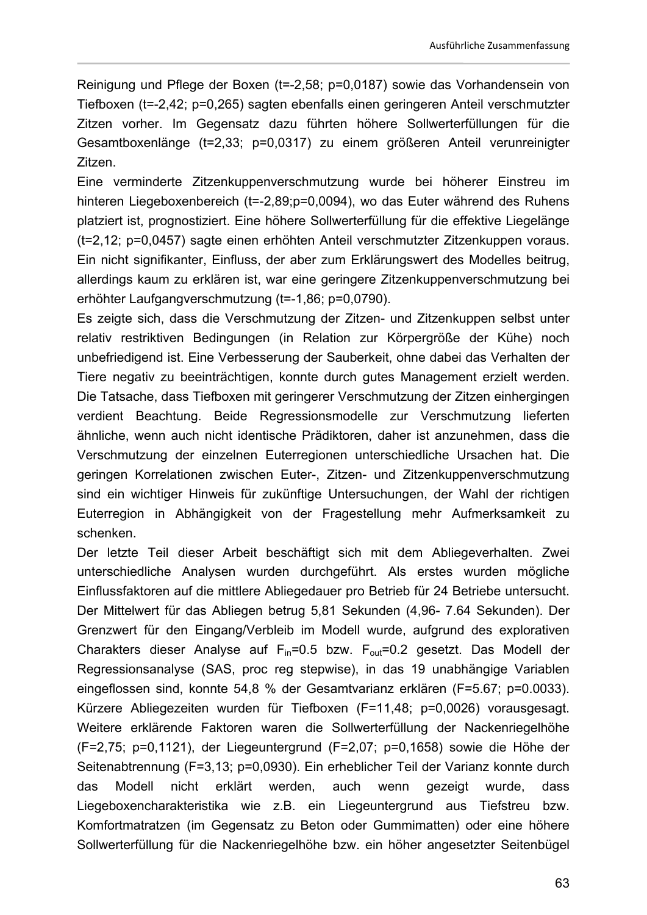Reinigung und Pflege der Boxen ($t=-2{,}58$; $p=0{,}0187$) sowie das Vorhandensein von Tiefboxen ($t=-2{,}42$; $p=0{,}265$) sagten ebenfalls einen geringeren Anteil verschmutzter Zitzen vorher. Im Gegensatz dazu führten höhere Sollwerterfüllungen für die Gesamtboxenlänge ($t=2{,}33$; $p=0{,}0317$) zu einem größeren Anteil verunreinigter Zitzen.

Eine verminderte Zitzenkuppenverschmutzung wurde bei höherer Einstreu im hinteren Liegeboxenbereich ($t=-2{,}89$;$p=0{,}0094$), wo das Euter während des Ruhens platziert ist, prognostiziert. Eine höhere Sollwerterfüllung für die effektive Liegelänge ($t=2{,}12$; $p=0{,}0457$) sagte einen erhöhten Anteil verschmutzter Zitzenkuppen voraus. Ein nicht signifikanter, Einfluss, der aber zum Erklärungswert des Modelles beitrug, allerdings kaum zu erklären ist, war eine geringere Zitzenkuppenverschmutzung bei erhöhter Laufgangverschmutzung ($t=-1{,}86$; $p=0{,}0790$).

Es zeigte sich, dass die Verschmutzung der Zitzen- und Zitzenkuppen selbst unter relativ restriktiven Bedingungen (in Relation zur Körpergröße der Kühe) noch unbefriedigend ist. Eine Verbesserung der Sauberkeit, ohne dabei das Verhalten der Tiere negativ zu beeinträchtigen, konnte durch gutes Management erzielt werden. Die Tatsache, dass Tiefboxen mit geringerer Verschmutzung der Zitzen einhergingen verdient Beachtung. Beide Regressionsmodelle zur Verschmutzung lieferten ähnliche, wenn auch nicht identische Prädiktoren, daher ist anzunehmen, dass die Verschmutzung der einzelnen Euterregionen unterschiedliche Ursachen hat. Die geringen Korrelationen zwischen Euter-, Zitzen- und Zitzenkuppenverschmutzung sind ein wichtiger Hinweis für zukünftige Untersuchungen, der Wahl der richtigen Euterregion in Abhängigkeit von der Fragestellung mehr Aufmerksamkeit zu schenken.

Der letzte Teil dieser Arbeit beschäftigt sich mit dem Abliegeverhalten. Zwei unterschiedliche Analysen wurden durchgeführt. Als erstes wurden mögliche Einflussfaktoren auf die mittlere Abliegedauer pro Betrieb für 24 Betriebe untersucht. Der Mittelwert für das Abliegen betrug 5,81 Sekunden (4,96- 7.64 Sekunden). Der Grenzwert für den Eingang/Verbleib im Modell wurde, aufgrund des explorativen Charakters dieser Analyse auf $F_{in}=0.5$ bzw. $F_{out}=0.2$ gesetzt. Das Modell der Regressionsanalyse (SAS, proc reg stepwise), in das 19 unabhängige Variablen eingeflossen sind, konnte 54,8 % der Gesamtvarianz erklären ($F=5.67$; $p=0.0033$). Kürzere Abliegezeiten wurden für Tiefboxen ($F=11{,}48$; $p=0{,}0026$) vorausgesagt. Weitere erklärende Faktoren waren die Sollwerterfüllung der Nackenriegelhöhe ($F=2{,}75$; $p=0{,}1121$), der Liegeuntergrund ($F=2{,}07$; $p=0{,}1658$) sowie die Höhe der Seitenabtrennung ($F=3{,}13$; $p=0{,}0930$). Ein erheblicher Teil der Varianz konnte durch das Modell nicht erklärt werden, auch wenn gezeigt wurde, dass Liegeboxencharakteristika wie z.B. ein Liegeuntergrund aus Tiefstreu bzw. Komfortmatratzen (im Gegensatz zu Beton oder Gummimatten) oder eine höhere Sollwerterfüllung für die Nackenriegelhöhe bzw. ein höher angesetzter Seitenbügel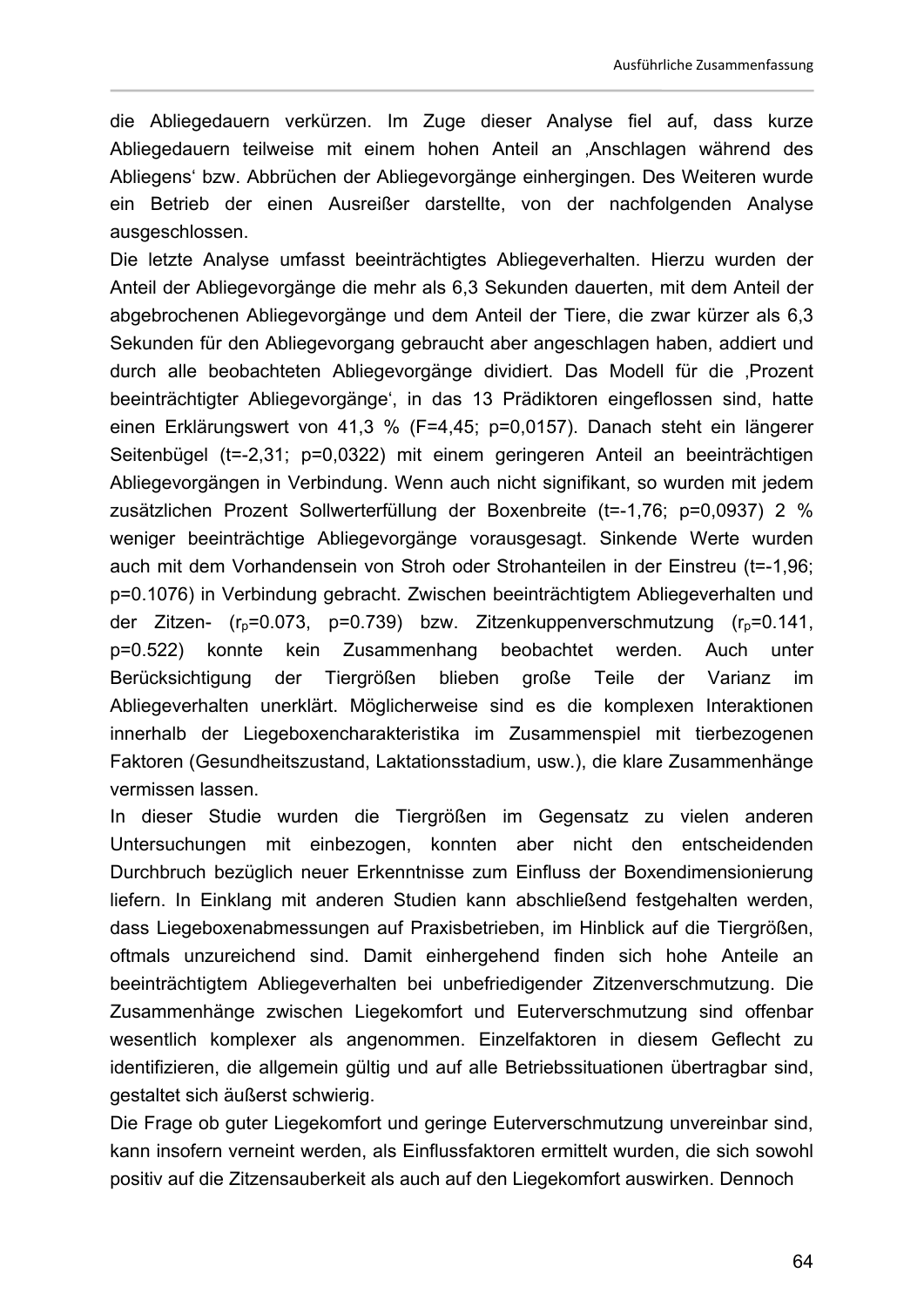die Abliegedauern verkürzen. Im Zuge dieser Analyse fiel auf, dass kurze Abliegedauern teilweise mit einem hohen Anteil an ‚Anschlagen während des Abliegens' bzw. Abbrüchen der Abliegevorgänge einhergingen. Des Weiteren wurde ein Betrieb der einen Ausreißer darstellte, von der nachfolgenden Analyse ausgeschlossen.

Die letzte Analyse umfasst beeinträchtigtes Abliegeverhalten. Hierzu wurden der Anteil der Abliegevorgänge die mehr als 6,3 Sekunden dauerten, mit dem Anteil der abgebrochenen Abliegevorgänge und dem Anteil der Tiere, die zwar kürzer als 6,3 Sekunden für den Abliegevorgang gebraucht aber angeschlagen haben, addiert und durch alle beobachteten Abliegevorgänge dividiert. Das Modell für die ‚Prozent beeinträchtigter Abliegevorgänge', in das 13 Prädiktoren eingeflossen sind, hatte einen Erklärungswert von 41,3 % (F=4,45; p=0,0157). Danach steht ein längerer Seitenbügel (t=-2,31; p=0,0322) mit einem geringeren Anteil an beeinträchtigen Abliegevorgängen in Verbindung. Wenn auch nicht signifikant, so wurden mit jedem zusätzlichen Prozent Sollwerterfüllung der Boxenbreite (t=-1,76; p=0,0937) 2 % weniger beeinträchtige Abliegevorgänge vorausgesagt. Sinkende Werte wurden auch mit dem Vorhandensein von Stroh oder Strohanteilen in der Einstreu (t=-1,96; p=0.1076) in Verbindung gebracht. Zwischen beeinträchtigtem Abliegeverhalten und der Zitzen- ($r_p$=0.073, p=0.739) bzw. Zitzenkuppenverschmutzung ($r_p$=0.141, p=0.522) konnte kein Zusammenhang beobachtet werden. Auch unter Berücksichtigung der Tiergrößen blieben große Teile der Varianz im Abliegeverhalten unerklärt. Möglicherweise sind es die komplexen Interaktionen innerhalb der Liegeboxencharakteristika im Zusammenspiel mit tierbezogenen Faktoren (Gesundheitszustand, Laktationsstadium, usw.), die klare Zusammenhänge vermissen lassen.

In dieser Studie wurden die Tiergrößen im Gegensatz zu vielen anderen Untersuchungen mit einbezogen, konnten aber nicht den entscheidenden Durchbruch bezüglich neuer Erkenntnisse zum Einfluss der Boxendimensionierung liefern. In Einklang mit anderen Studien kann abschließend festgehalten werden, dass Liegeboxenabmessungen auf Praxisbetrieben, im Hinblick auf die Tiergrößen, oftmals unzureichend sind. Damit einhergehend finden sich hohe Anteile an beeinträchtigtem Abliegeverhalten bei unbefriedigender Zitzenverschmutzung. Die Zusammenhänge zwischen Liegekomfort und Euterverschmutzung sind offenbar wesentlich komplexer als angenommen. Einzelfaktoren in diesem Geflecht zu identifizieren, die allgemein gültig und auf alle Betriebssituationen übertragbar sind, gestaltet sich äußerst schwierig.

Die Frage ob guter Liegekomfort und geringe Euterverschmutzung unvereinbar sind, kann insofern verneint werden, als Einflussfaktoren ermittelt wurden, die sich sowohl positiv auf die Zitzensauberkeit als auch auf den Liegekomfort auswirken. Dennoch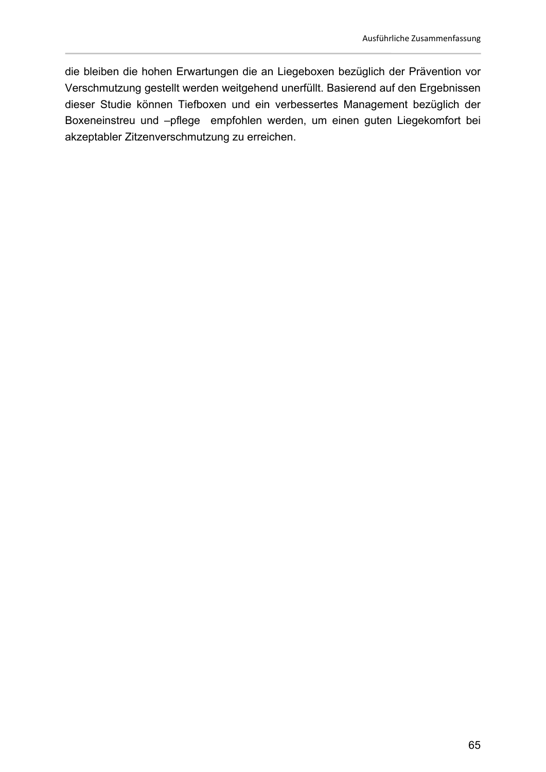die bleiben die hohen Erwartungen die an Liegeboxen bezüglich der Prävention vor Verschmutzung gestellt werden weitgehend unerfüllt. Basierend auf den Ergebnissen dieser Studie können Tiefboxen und ein verbessertes Management bezüglich der Boxeneinstreu und –pflege  empfohlen werden, um einen guten Liegekomfort bei akzeptabler Zitzenverschmutzung zu erreichen.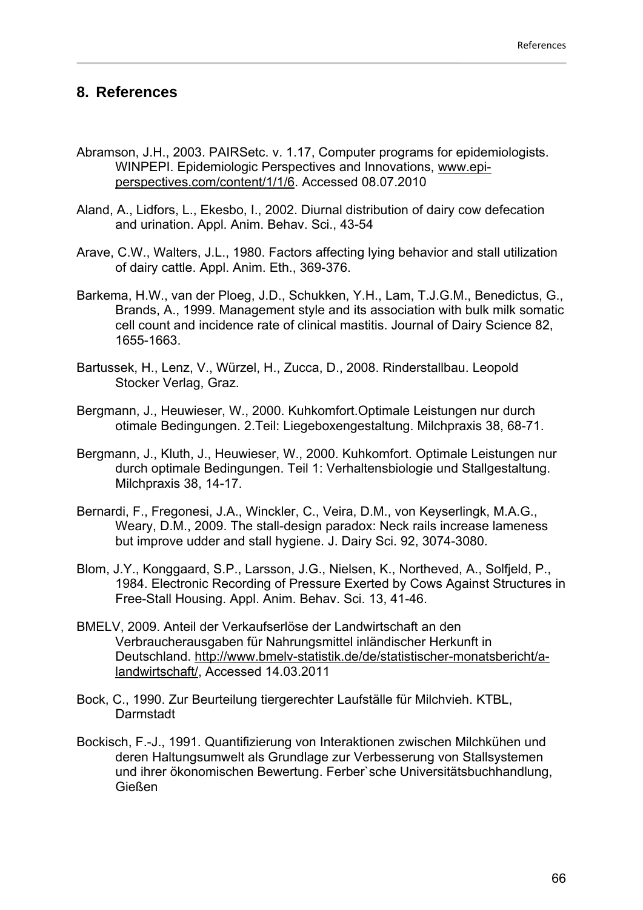## 8. References

Abramson, J.H., 2003. PAIRSetc. v. 1.17, Computer programs for epidemiologists. WINPEPI. Epidemiologic Perspectives and Innovations, www.epi-perspectives.com/content/1/1/6. Accessed 08.07.2010

Aland, A., Lidfors, L., Ekesbo, I., 2002. Diurnal distribution of dairy cow defecation and urination. Appl. Anim. Behav. Sci., 43-54

Arave, C.W., Walters, J.L., 1980. Factors affecting lying behavior and stall utilization of dairy cattle. Appl. Anim. Eth., 369-376.

Barkema, H.W., van der Ploeg, J.D., Schukken, Y.H., Lam, T.J.G.M., Benedictus, G., Brands, A., 1999. Management style and its association with bulk milk somatic cell count and incidence rate of clinical mastitis. Journal of Dairy Science 82, 1655-1663.

Bartussek, H., Lenz, V., Würzel, H., Zucca, D., 2008. Rinderstallbau. Leopold Stocker Verlag, Graz.

Bergmann, J., Heuwieser, W., 2000. Kuhkomfort.Optimale Leistungen nur durch otimale Bedingungen. 2.Teil: Liegeboxengestaltung. Milchpraxis 38, 68-71.

Bergmann, J., Kluth, J., Heuwieser, W., 2000. Kuhkomfort. Optimale Leistungen nur durch optimale Bedingungen. Teil 1: Verhaltensbiologie und Stallgestaltung. Milchpraxis 38, 14-17.

Bernardi, F., Fregonesi, J.A., Winckler, C., Veira, D.M., von Keyserlingk, M.A.G., Weary, D.M., 2009. The stall-design paradox: Neck rails increase lameness but improve udder and stall hygiene. J. Dairy Sci. 92, 3074-3080.

Blom, J.Y., Konggaard, S.P., Larsson, J.G., Nielsen, K., Northeved, A., Solfjeld, P., 1984. Electronic Recording of Pressure Exerted by Cows Against Structures in Free-Stall Housing. Appl. Anim. Behav. Sci. 13, 41-46.

BMELV, 2009. Anteil der Verkaufserlöse der Landwirtschaft an den Verbraucherausgaben für Nahrungsmittel inländischer Herkunft in Deutschland. http://www.bmelv-statistik.de/de/statistischer-monatsbericht/a-landwirtschaft/, Accessed 14.03.2011

Bock, C., 1990. Zur Beurteilung tiergerechter Laufställe für Milchvieh. KTBL, Darmstadt

Bockisch, F.-J., 1991. Quantifizierung von Interaktionen zwischen Milchkühen und deren Haltungsumwelt als Grundlage zur Verbesserung von Stallsystemen und ihrer ökonomischen Bewertung. Ferber`sche Universitätsbuchhandlung, Gießen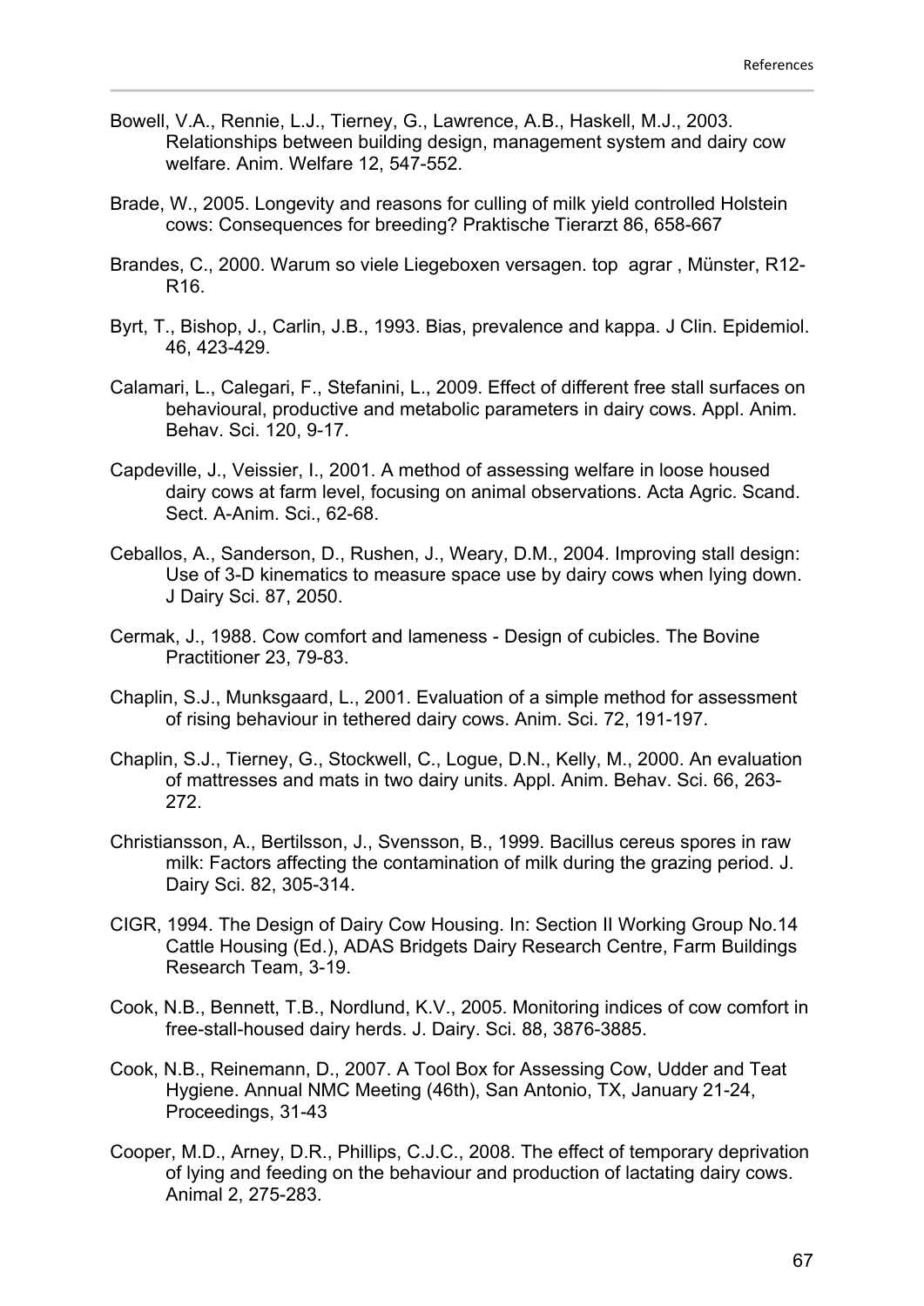Bowell, V.A., Rennie, L.J., Tierney, G., Lawrence, A.B., Haskell, M.J., 2003. Relationships between building design, management system and dairy cow welfare. Anim. Welfare 12, 547-552.

Brade, W., 2005. Longevity and reasons for culling of milk yield controlled Holstein cows: Consequences for breeding? Praktische Tierarzt 86, 658-667

Brandes, C., 2000. Warum so viele Liegeboxen versagen. top agrar , Münster, R12-R16.

Byrt, T., Bishop, J., Carlin, J.B., 1993. Bias, prevalence and kappa. J Clin. Epidemiol. 46, 423-429.

Calamari, L., Calegari, F., Stefanini, L., 2009. Effect of different free stall surfaces on behavioural, productive and metabolic parameters in dairy cows. Appl. Anim. Behav. Sci. 120, 9-17.

Capdeville, J., Veissier, I., 2001. A method of assessing welfare in loose housed dairy cows at farm level, focusing on animal observations. Acta Agric. Scand. Sect. A-Anim. Sci., 62-68.

Ceballos, A., Sanderson, D., Rushen, J., Weary, D.M., 2004. Improving stall design: Use of 3-D kinematics to measure space use by dairy cows when lying down. J Dairy Sci. 87, 2050.

Cermak, J., 1988. Cow comfort and lameness - Design of cubicles. The Bovine Practitioner 23, 79-83.

Chaplin, S.J., Munksgaard, L., 2001. Evaluation of a simple method for assessment of rising behaviour in tethered dairy cows. Anim. Sci. 72, 191-197.

Chaplin, S.J., Tierney, G., Stockwell, C., Logue, D.N., Kelly, M., 2000. An evaluation of mattresses and mats in two dairy units. Appl. Anim. Behav. Sci. 66, 263-272.

Christiansson, A., Bertilsson, J., Svensson, B., 1999. Bacillus cereus spores in raw milk: Factors affecting the contamination of milk during the grazing period. J. Dairy Sci. 82, 305-314.

CIGR, 1994. The Design of Dairy Cow Housing. In: Section II Working Group No.14 Cattle Housing (Ed.), ADAS Bridgets Dairy Research Centre, Farm Buildings Research Team, 3-19.

Cook, N.B., Bennett, T.B., Nordlund, K.V., 2005. Monitoring indices of cow comfort in free-stall-housed dairy herds. J. Dairy. Sci. 88, 3876-3885.

Cook, N.B., Reinemann, D., 2007. A Tool Box for Assessing Cow, Udder and Teat Hygiene. Annual NMC Meeting (46th), San Antonio, TX, January 21-24, Proceedings, 31-43

Cooper, M.D., Arney, D.R., Phillips, C.J.C., 2008. The effect of temporary deprivation of lying and feeding on the behaviour and production of lactating dairy cows. Animal 2, 275-283.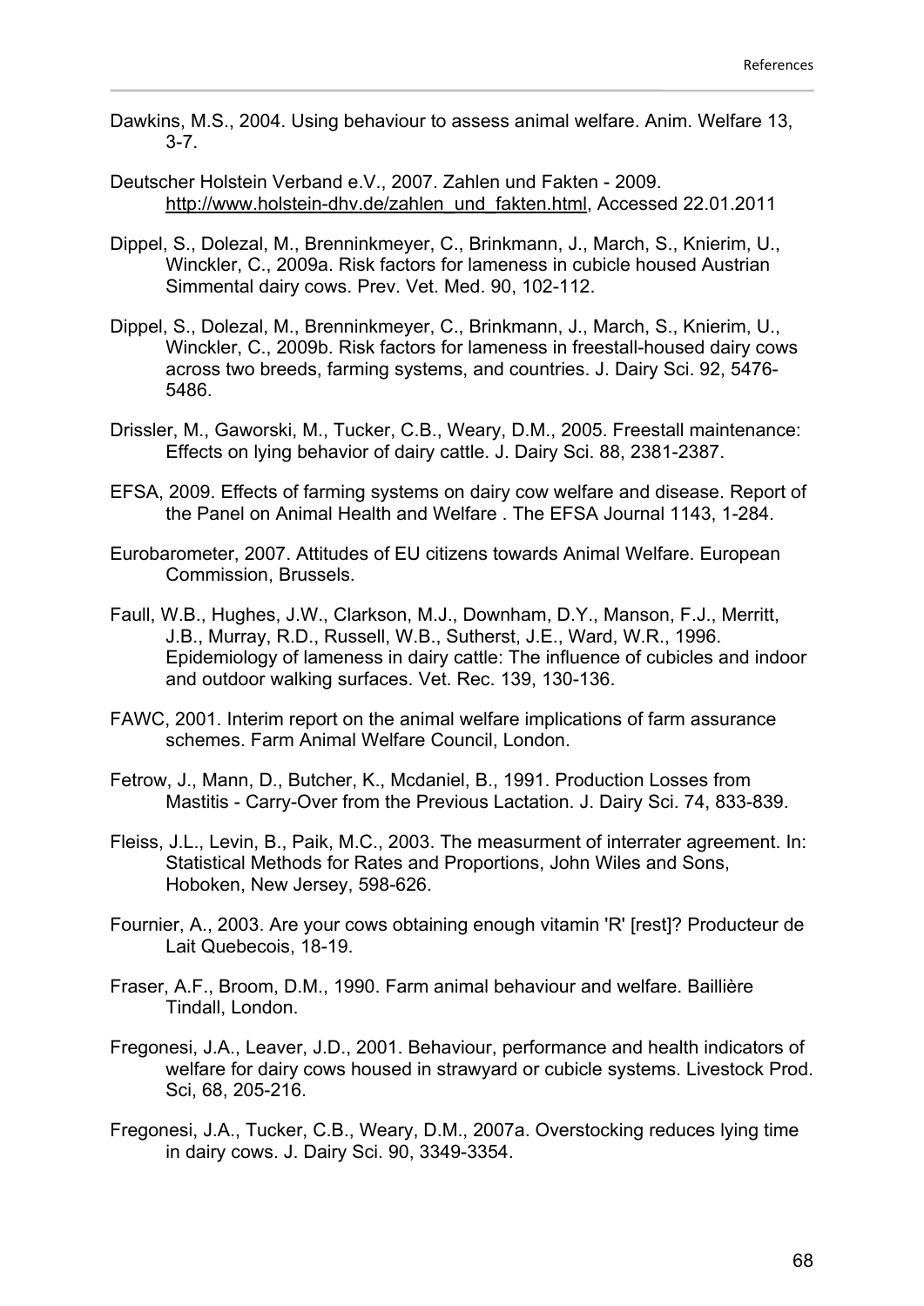Dawkins, M.S., 2004. Using behaviour to assess animal welfare. Anim. Welfare 13, 3-7.

Deutscher Holstein Verband e.V., 2007. Zahlen und Fakten - 2009. http://www.holstein-dhv.de/zahlen_und_fakten.html, Accessed 22.01.2011

Dippel, S., Dolezal, M., Brenninkmeyer, C., Brinkmann, J., March, S., Knierim, U., Winckler, C., 2009a. Risk factors for lameness in cubicle housed Austrian Simmental dairy cows. Prev. Vet. Med. 90, 102-112.

Dippel, S., Dolezal, M., Brenninkmeyer, C., Brinkmann, J., March, S., Knierim, U., Winckler, C., 2009b. Risk factors for lameness in freestall-housed dairy cows across two breeds, farming systems, and countries. J. Dairy Sci. 92, 5476-5486.

Drissler, M., Gaworski, M., Tucker, C.B., Weary, D.M., 2005. Freestall maintenance: Effects on lying behavior of dairy cattle. J. Dairy Sci. 88, 2381-2387.

EFSA, 2009. Effects of farming systems on dairy cow welfare and disease. Report of the Panel on Animal Health and Welfare . The EFSA Journal 1143, 1-284.

Eurobarometer, 2007. Attitudes of EU citizens towards Animal Welfare. European Commission, Brussels.

Faull, W.B., Hughes, J.W., Clarkson, M.J., Downham, D.Y., Manson, F.J., Merritt, J.B., Murray, R.D., Russell, W.B., Sutherst, J.E., Ward, W.R., 1996. Epidemiology of lameness in dairy cattle: The influence of cubicles and indoor and outdoor walking surfaces. Vet. Rec. 139, 130-136.

FAWC, 2001. Interim report on the animal welfare implications of farm assurance schemes. Farm Animal Welfare Council, London.

Fetrow, J., Mann, D., Butcher, K., Mcdaniel, B., 1991. Production Losses from Mastitis - Carry-Over from the Previous Lactation. J. Dairy Sci. 74, 833-839.

Fleiss, J.L., Levin, B., Paik, M.C., 2003. The measurment of interrater agreement. In: Statistical Methods for Rates and Proportions, John Wiles and Sons, Hoboken, New Jersey, 598-626.

Fournier, A., 2003. Are your cows obtaining enough vitamin 'R' [rest]? Producteur de Lait Quebecois, 18-19.

Fraser, A.F., Broom, D.M., 1990. Farm animal behaviour and welfare. Baillière Tindall, London.

Fregonesi, J.A., Leaver, J.D., 2001. Behaviour, performance and health indicators of welfare for dairy cows housed in strawyard or cubicle systems. Livestock Prod. Sci, 68, 205-216.

Fregonesi, J.A., Tucker, C.B., Weary, D.M., 2007a. Overstocking reduces lying time in dairy cows. J. Dairy Sci. 90, 3349-3354.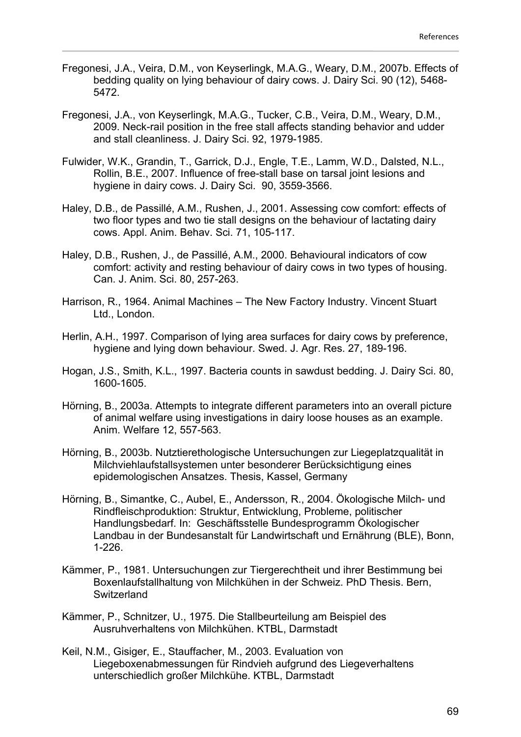Fregonesi, J.A., Veira, D.M., von Keyserlingk, M.A.G., Weary, D.M., 2007b. Effects of bedding quality on lying behaviour of dairy cows. J. Dairy Sci. 90 (12), 5468-5472.

Fregonesi, J.A., von Keyserlingk, M.A.G., Tucker, C.B., Veira, D.M., Weary, D.M., 2009. Neck-rail position in the free stall affects standing behavior and udder and stall cleanliness. J. Dairy Sci. 92, 1979-1985.

Fulwider, W.K., Grandin, T., Garrick, D.J., Engle, T.E., Lamm, W.D., Dalsted, N.L., Rollin, B.E., 2007. Influence of free-stall base on tarsal joint lesions and hygiene in dairy cows. J. Dairy Sci. 90, 3559-3566.

Haley, D.B., de Passillé, A.M., Rushen, J., 2001. Assessing cow comfort: effects of two floor types and two tie stall designs on the behaviour of lactating dairy cows. Appl. Anim. Behav. Sci. 71, 105-117.

Haley, D.B., Rushen, J., de Passillé, A.M., 2000. Behavioural indicators of cow comfort: activity and resting behaviour of dairy cows in two types of housing. Can. J. Anim. Sci. 80, 257-263.

Harrison, R., 1964. Animal Machines – The New Factory Industry. Vincent Stuart Ltd., London.

Herlin, A.H., 1997. Comparison of lying area surfaces for dairy cows by preference, hygiene and lying down behaviour. Swed. J. Agr. Res. 27, 189-196.

Hogan, J.S., Smith, K.L., 1997. Bacteria counts in sawdust bedding. J. Dairy Sci. 80, 1600-1605.

Hörning, B., 2003a. Attempts to integrate different parameters into an overall picture of animal welfare using investigations in dairy loose houses as an example. Anim. Welfare 12, 557-563.

Hörning, B., 2003b. Nutztierethologische Untersuchungen zur Liegeplatzqualität in Milchviehlaufstallsystemen unter besonderer Berücksichtigung eines epidemologischen Ansatzes. Thesis, Kassel, Germany

Hörning, B., Simantke, C., Aubel, E., Andersson, R., 2004. Ökologische Milch- und Rindfleischproduktion: Struktur, Entwicklung, Probleme, politischer Handlungsbedarf. In: Geschäftsstelle Bundesprogramm Ökologischer Landbau in der Bundesanstalt für Landwirtschaft und Ernährung (BLE), Bonn, 1-226.

Kämmer, P., 1981. Untersuchungen zur Tiergerechtheit und ihrer Bestimmung bei Boxenlaufstallhaltung von Milchkühen in der Schweiz. PhD Thesis. Bern, Switzerland

Kämmer, P., Schnitzer, U., 1975. Die Stallbeurteilung am Beispiel des Ausruhverhaltens von Milchkühen. KTBL, Darmstadt

Keil, N.M., Gisiger, E., Stauffacher, M., 2003. Evaluation von Liegeboxenabmessungen für Rindvieh aufgrund des Liegeverhaltens unterschiedlich großer Milchkühe. KTBL, Darmstadt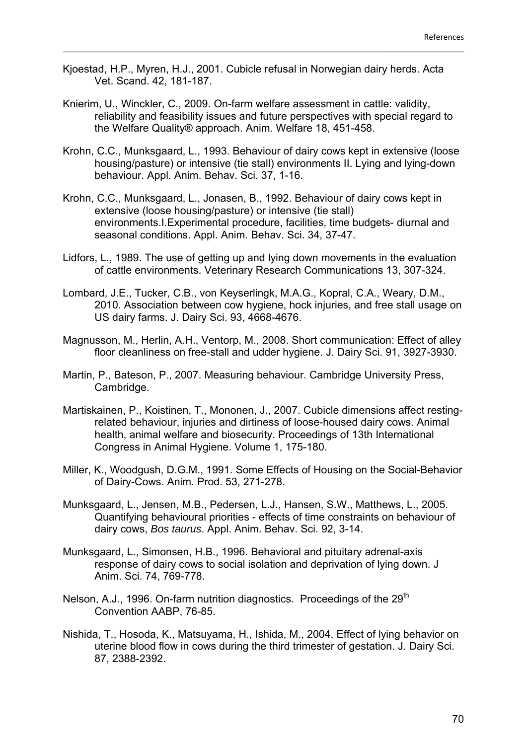Kjoestad, H.P., Myren, H.J., 2001. Cubicle refusal in Norwegian dairy herds. Acta Vet. Scand. 42, 181-187.

Knierim, U., Winckler, C., 2009. On-farm welfare assessment in cattle: validity, reliability and feasibility issues and future perspectives with special regard to the Welfare Quality® approach. Anim. Welfare 18, 451-458.

Krohn, C.C., Munksgaard, L., 1993. Behaviour of dairy cows kept in extensive (loose housing/pasture) or intensive (tie stall) environments II. Lying and lying-down behaviour. Appl. Anim. Behav. Sci. 37, 1-16.

Krohn, C.C., Munksgaard, L., Jonasen, B., 1992. Behaviour of dairy cows kept in extensive (loose housing/pasture) or intensive (tie stall) environments.I.Experimental procedure, facilities, time budgets- diurnal and seasonal conditions. Appl. Anim. Behav. Sci. 34, 37-47.

Lidfors, L., 1989. The use of getting up and lying down movements in the evaluation of cattle environments. Veterinary Research Communications 13, 307-324.

Lombard, J.E., Tucker, C.B., von Keyserlingk, M.A.G., Kopral, C.A., Weary, D.M., 2010. Association between cow hygiene, hock injuries, and free stall usage on US dairy farms. J. Dairy Sci. 93, 4668-4676.

Magnusson, M., Herlin, A.H., Ventorp, M., 2008. Short communication: Effect of alley floor cleanliness on free-stall and udder hygiene. J. Dairy Sci. 91, 3927-3930.

Martin, P., Bateson, P., 2007. Measuring behaviour. Cambridge University Press, Cambridge.

Martiskainen, P., Koistinen, T., Mononen, J., 2007. Cubicle dimensions affect resting-related behaviour, injuries and dirtiness of loose-housed dairy cows. Animal health, animal welfare and biosecurity. Proceedings of 13th International Congress in Animal Hygiene. Volume 1, 175-180.

Miller, K., Woodgush, D.G.M., 1991. Some Effects of Housing on the Social-Behavior of Dairy-Cows. Anim. Prod. 53, 271-278.

Munksgaard, L., Jensen, M.B., Pedersen, L.J., Hansen, S.W., Matthews, L., 2005. Quantifying behavioural priorities - effects of time constraints on behaviour of dairy cows, *Bos taurus*. Appl. Anim. Behav. Sci. 92, 3-14.

Munksgaard, L., Simonsen, H.B., 1996. Behavioral and pituitary adrenal-axis response of dairy cows to social isolation and deprivation of lying down. J Anim. Sci. 74, 769-778.

Nelson, A.J., 1996. On-farm nutrition diagnostics. Proceedings of the 29th Convention AABP, 76-85.

Nishida, T., Hosoda, K., Matsuyama, H., Ishida, M., 2004. Effect of lying behavior on uterine blood flow in cows during the third trimester of gestation. J. Dairy Sci. 87, 2388-2392.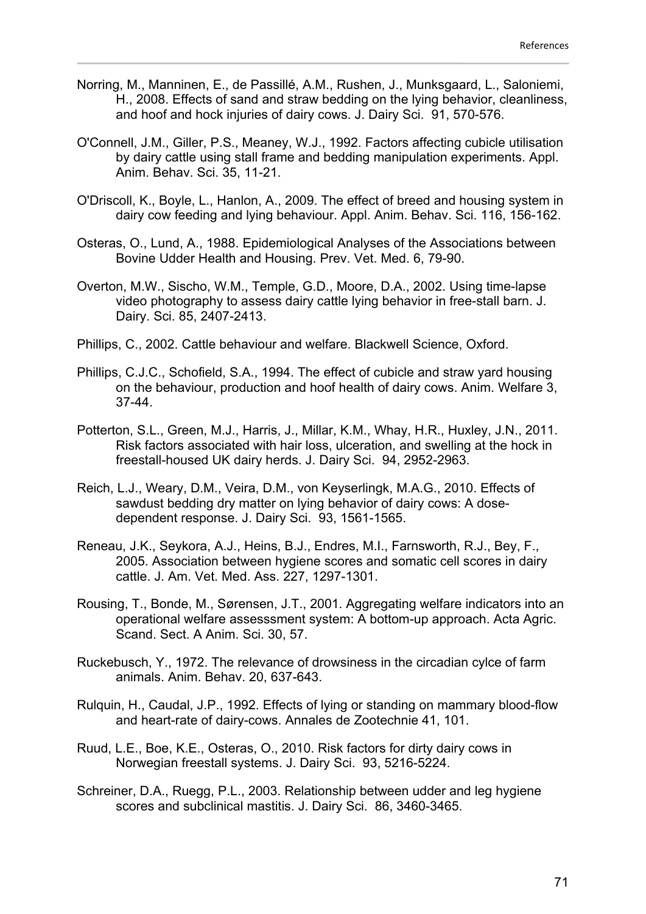Norring, M., Manninen, E., de Passillé, A.M., Rushen, J., Munksgaard, L., Saloniemi, H., 2008. Effects of sand and straw bedding on the lying behavior, cleanliness, and hoof and hock injuries of dairy cows. J. Dairy Sci. 91, 570-576.

O'Connell, J.M., Giller, P.S., Meaney, W.J., 1992. Factors affecting cubicle utilisation by dairy cattle using stall frame and bedding manipulation experiments. Appl. Anim. Behav. Sci. 35, 11-21.

O'Driscoll, K., Boyle, L., Hanlon, A., 2009. The effect of breed and housing system in dairy cow feeding and lying behaviour. Appl. Anim. Behav. Sci. 116, 156-162.

Osteras, O., Lund, A., 1988. Epidemiological Analyses of the Associations between Bovine Udder Health and Housing. Prev. Vet. Med. 6, 79-90.

Overton, M.W., Sischo, W.M., Temple, G.D., Moore, D.A., 2002. Using time-lapse video photography to assess dairy cattle lying behavior in free-stall barn. J. Dairy. Sci. 85, 2407-2413.

Phillips, C., 2002. Cattle behaviour and welfare. Blackwell Science, Oxford.

Phillips, C.J.C., Schofield, S.A., 1994. The effect of cubicle and straw yard housing on the behaviour, production and hoof health of dairy cows. Anim. Welfare 3, 37-44.

Potterton, S.L., Green, M.J., Harris, J., Millar, K.M., Whay, H.R., Huxley, J.N., 2011. Risk factors associated with hair loss, ulceration, and swelling at the hock in freestall-housed UK dairy herds. J. Dairy Sci. 94, 2952-2963.

Reich, L.J., Weary, D.M., Veira, D.M., von Keyserlingk, M.A.G., 2010. Effects of sawdust bedding dry matter on lying behavior of dairy cows: A dose-dependent response. J. Dairy Sci. 93, 1561-1565.

Reneau, J.K., Seykora, A.J., Heins, B.J., Endres, M.I., Farnsworth, R.J., Bey, F., 2005. Association between hygiene scores and somatic cell scores in dairy cattle. J. Am. Vet. Med. Ass. 227, 1297-1301.

Rousing, T., Bonde, M., Sørensen, J.T., 2001. Aggregating welfare indicators into an operational welfare assesssment system: A bottom-up approach. Acta Agric. Scand. Sect. A Anim. Sci. 30, 57.

Ruckebusch, Y., 1972. The relevance of drowsiness in the circadian cylce of farm animals. Anim. Behav. 20, 637-643.

Rulquin, H., Caudal, J.P., 1992. Effects of lying or standing on mammary blood-flow and heart-rate of dairy-cows. Annales de Zootechnie 41, 101.

Ruud, L.E., Boe, K.E., Osteras, O., 2010. Risk factors for dirty dairy cows in Norwegian freestall systems. J. Dairy Sci. 93, 5216-5224.

Schreiner, D.A., Ruegg, P.L., 2003. Relationship between udder and leg hygiene scores and subclinical mastitis. J. Dairy Sci. 86, 3460-3465.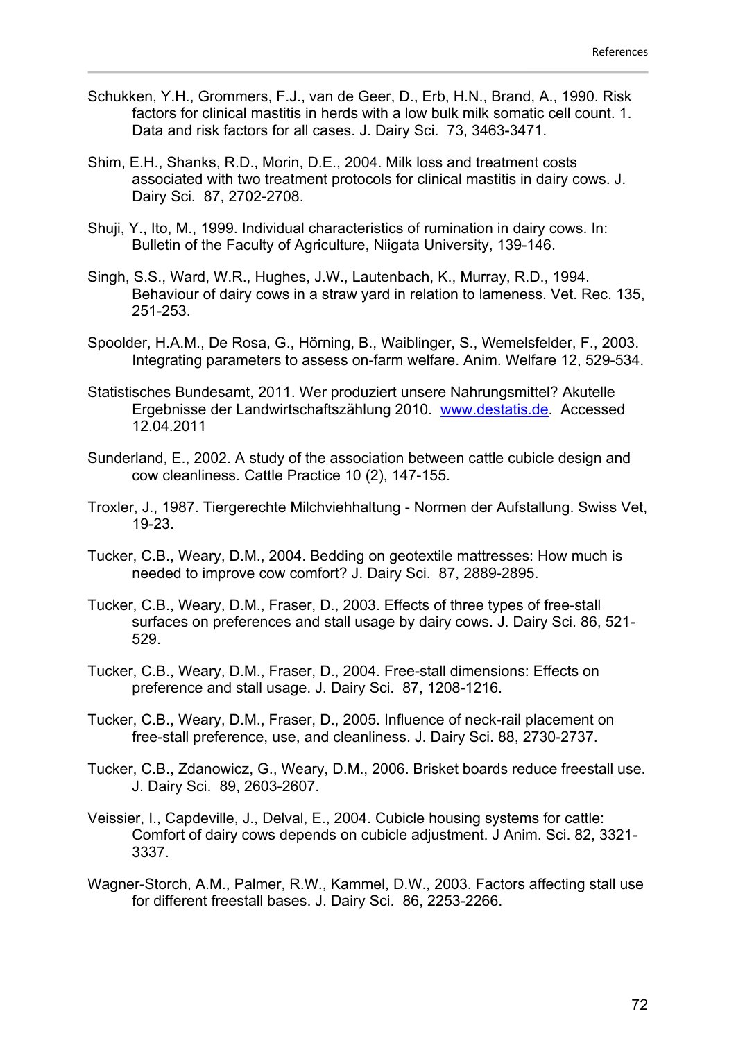Schukken, Y.H., Grommers, F.J., van de Geer, D., Erb, H.N., Brand, A., 1990. Risk factors for clinical mastitis in herds with a low bulk milk somatic cell count. 1. Data and risk factors for all cases. J. Dairy Sci. 73, 3463-3471.

Shim, E.H., Shanks, R.D., Morin, D.E., 2004. Milk loss and treatment costs associated with two treatment protocols for clinical mastitis in dairy cows. J. Dairy Sci. 87, 2702-2708.

Shuji, Y., Ito, M., 1999. Individual characteristics of rumination in dairy cows. In: Bulletin of the Faculty of Agriculture, Niigata University, 139-146.

Singh, S.S., Ward, W.R., Hughes, J.W., Lautenbach, K., Murray, R.D., 1994. Behaviour of dairy cows in a straw yard in relation to lameness. Vet. Rec. 135, 251-253.

Spoolder, H.A.M., De Rosa, G., Hörning, B., Waiblinger, S., Wemelsfelder, F., 2003. Integrating parameters to assess on-farm welfare. Anim. Welfare 12, 529-534.

Statistisches Bundesamt, 2011. Wer produziert unsere Nahrungsmittel? Akutelle Ergebnisse der Landwirtschaftszählung 2010. www.destatis.de. Accessed 12.04.2011

Sunderland, E., 2002. A study of the association between cattle cubicle design and cow cleanliness. Cattle Practice 10 (2), 147-155.

Troxler, J., 1987. Tiergerechte Milchviehhaltung - Normen der Aufstallung. Swiss Vet, 19-23.

Tucker, C.B., Weary, D.M., 2004. Bedding on geotextile mattresses: How much is needed to improve cow comfort? J. Dairy Sci. 87, 2889-2895.

Tucker, C.B., Weary, D.M., Fraser, D., 2003. Effects of three types of free-stall surfaces on preferences and stall usage by dairy cows. J. Dairy Sci. 86, 521-529.

Tucker, C.B., Weary, D.M., Fraser, D., 2004. Free-stall dimensions: Effects on preference and stall usage. J. Dairy Sci. 87, 1208-1216.

Tucker, C.B., Weary, D.M., Fraser, D., 2005. Influence of neck-rail placement on free-stall preference, use, and cleanliness. J. Dairy Sci. 88, 2730-2737.

Tucker, C.B., Zdanowicz, G., Weary, D.M., 2006. Brisket boards reduce freestall use. J. Dairy Sci. 89, 2603-2607.

Veissier, I., Capdeville, J., Delval, E., 2004. Cubicle housing systems for cattle: Comfort of dairy cows depends on cubicle adjustment. J Anim. Sci. 82, 3321-3337.

Wagner-Storch, A.M., Palmer, R.W., Kammel, D.W., 2003. Factors affecting stall use for different freestall bases. J. Dairy Sci. 86, 2253-2266.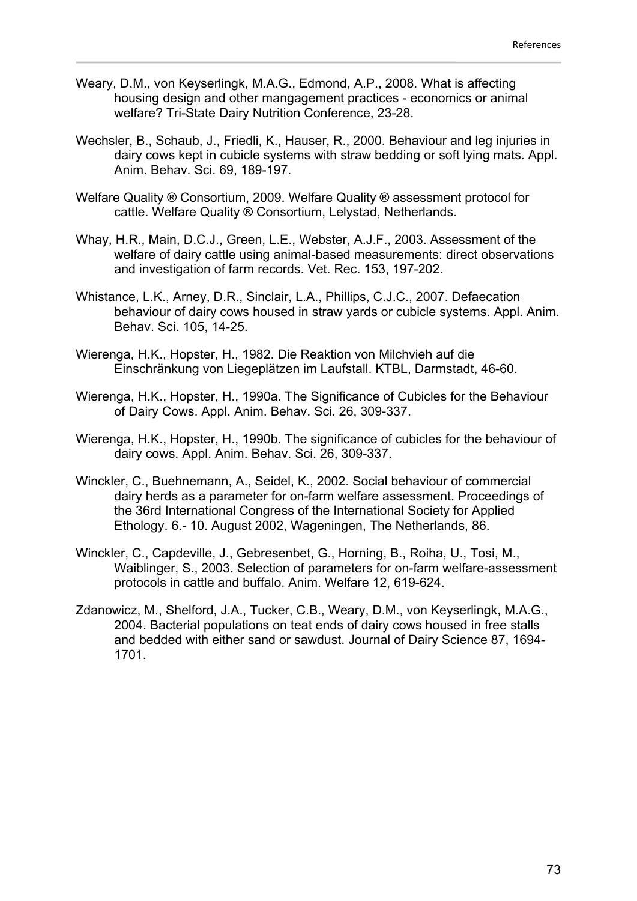Weary, D.M., von Keyserlingk, M.A.G., Edmond, A.P., 2008. What is affecting housing design and other mangagement practices - economics or animal welfare? Tri-State Dairy Nutrition Conference, 23-28.

Wechsler, B., Schaub, J., Friedli, K., Hauser, R., 2000. Behaviour and leg injuries in dairy cows kept in cubicle systems with straw bedding or soft lying mats. Appl. Anim. Behav. Sci. 69, 189-197.

Welfare Quality ® Consortium, 2009. Welfare Quality ® assessment protocol for cattle. Welfare Quality ® Consortium, Lelystad, Netherlands.

Whay, H.R., Main, D.C.J., Green, L.E., Webster, A.J.F., 2003. Assessment of the welfare of dairy cattle using animal-based measurements: direct observations and investigation of farm records. Vet. Rec. 153, 197-202.

Whistance, L.K., Arney, D.R., Sinclair, L.A., Phillips, C.J.C., 2007. Defaecation behaviour of dairy cows housed in straw yards or cubicle systems. Appl. Anim. Behav. Sci. 105, 14-25.

Wierenga, H.K., Hopster, H., 1982. Die Reaktion von Milchvieh auf die Einschränkung von Liegeplätzen im Laufstall. KTBL, Darmstadt, 46-60.

Wierenga, H.K., Hopster, H., 1990a. The Significance of Cubicles for the Behaviour of Dairy Cows. Appl. Anim. Behav. Sci. 26, 309-337.

Wierenga, H.K., Hopster, H., 1990b. The significance of cubicles for the behaviour of dairy cows. Appl. Anim. Behav. Sci. 26, 309-337.

Winckler, C., Buehnemann, A., Seidel, K., 2002. Social behaviour of commercial dairy herds as a parameter for on-farm welfare assessment. Proceedings of the 36rd International Congress of the International Society for Applied Ethology. 6.- 10. August 2002, Wageningen, The Netherlands, 86.

Winckler, C., Capdeville, J., Gebresenbet, G., Horning, B., Roiha, U., Tosi, M., Waiblinger, S., 2003. Selection of parameters for on-farm welfare-assessment protocols in cattle and buffalo. Anim. Welfare 12, 619-624.

Zdanowicz, M., Shelford, J.A., Tucker, C.B., Weary, D.M., von Keyserlingk, M.A.G., 2004. Bacterial populations on teat ends of dairy cows housed in free stalls and bedded with either sand or sawdust. Journal of Dairy Science 87, 1694-1701.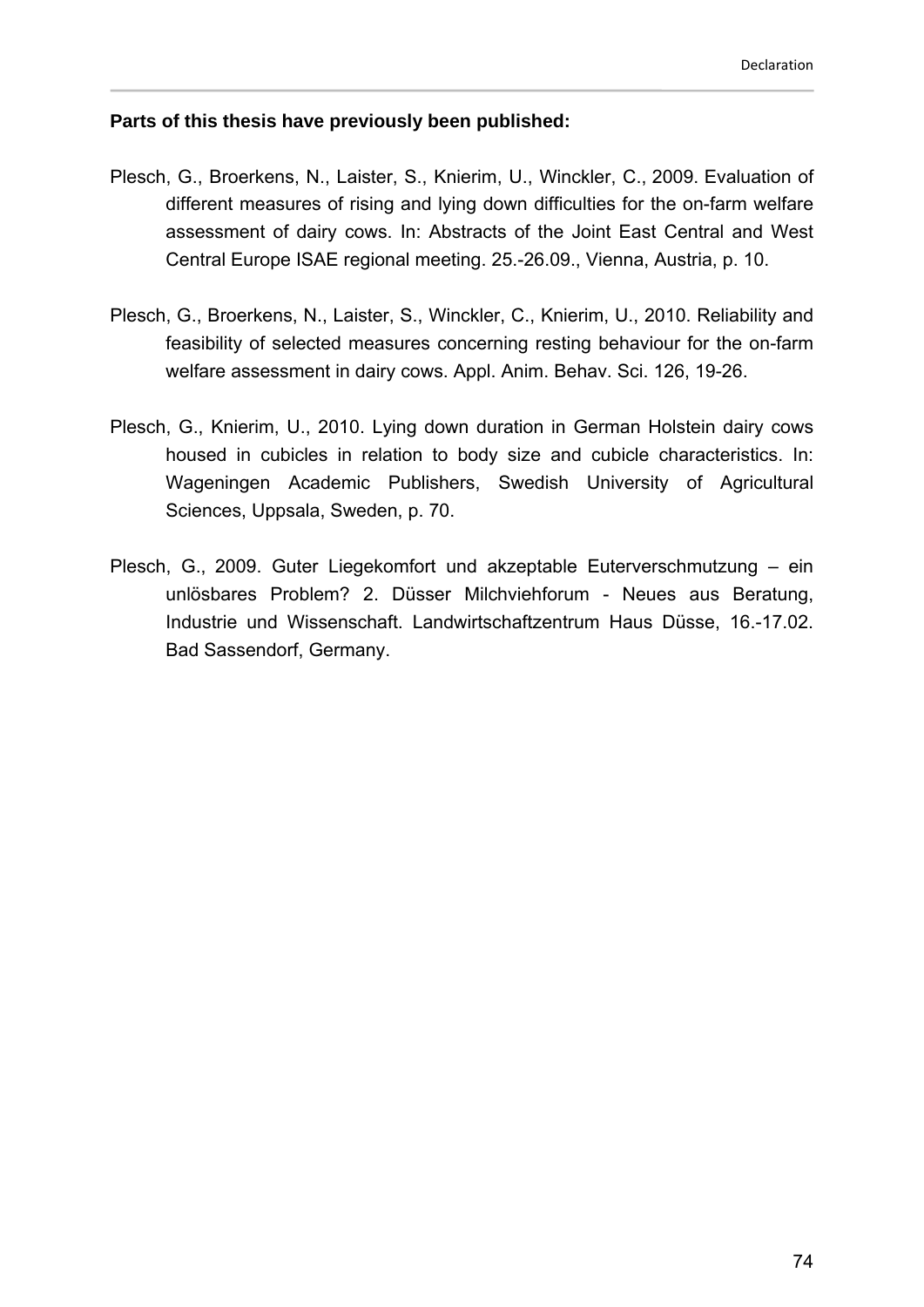**Parts of this thesis have previously been published:**

Plesch, G., Broerkens, N., Laister, S., Knierim, U., Winckler, C., 2009. Evaluation of different measures of rising and lying down difficulties for the on-farm welfare assessment of dairy cows. In: Abstracts of the Joint East Central and West Central Europe ISAE regional meeting. 25.-26.09., Vienna, Austria, p. 10.

Plesch, G., Broerkens, N., Laister, S., Winckler, C., Knierim, U., 2010. Reliability and feasibility of selected measures concerning resting behaviour for the on-farm welfare assessment in dairy cows. Appl. Anim. Behav. Sci. 126, 19-26.

Plesch, G., Knierim, U., 2010. Lying down duration in German Holstein dairy cows housed in cubicles in relation to body size and cubicle characteristics. In: Wageningen Academic Publishers, Swedish University of Agricultural Sciences, Uppsala, Sweden, p. 70.

Plesch, G., 2009. Guter Liegekomfort und akzeptable Euterverschmutzung – ein unlösbares Problem? 2. Düsser Milchviehforum - Neues aus Beratung, Industrie und Wissenschaft. Landwirtschaftzentrum Haus Düsse, 16.-17.02. Bad Sassendorf, Germany.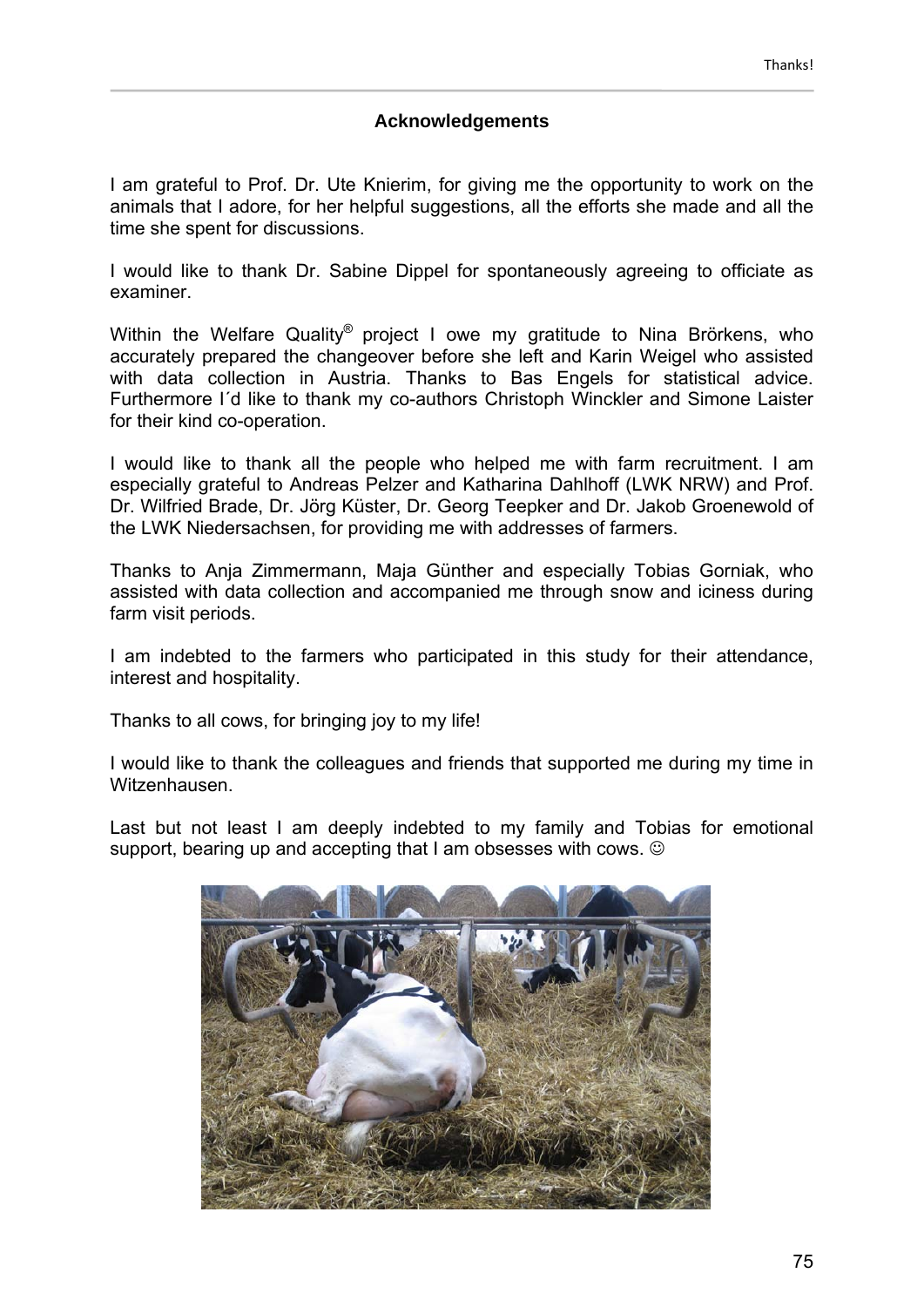## Acknowledgements

I am grateful to Prof. Dr. Ute Knierim, for giving me the opportunity to work on the animals that I adore, for her helpful suggestions, all the efforts she made and all the time she spent for discussions.

I would like to thank Dr. Sabine Dippel for spontaneously agreeing to officiate as examiner.

Within the Welfare Quality® project I owe my gratitude to Nina Brörkens, who accurately prepared the changeover before she left and Karin Weigel who assisted with data collection in Austria. Thanks to Bas Engels for statistical advice. Furthermore I´d like to thank my co-authors Christoph Winckler and Simone Laister for their kind co-operation.

I would like to thank all the people who helped me with farm recruitment. I am especially grateful to Andreas Pelzer and Katharina Dahlhoff (LWK NRW) and Prof. Dr. Wilfried Brade, Dr. Jörg Küster, Dr. Georg Teepker and Dr. Jakob Groenewold of the LWK Niedersachsen, for providing me with addresses of farmers.

Thanks to Anja Zimmermann, Maja Günther and especially Tobias Gorniak, who assisted with data collection and accompanied me through snow and iciness during farm visit periods.

I am indebted to the farmers who participated in this study for their attendance, interest and hospitality.

Thanks to all cows, for bringing joy to my life!

I would like to thank the colleagues and friends that supported me during my time in Witzenhausen.

Last but not least I am deeply indebted to my family and Tobias for emotional support, bearing up and accepting that I am obsesses with cows. ☺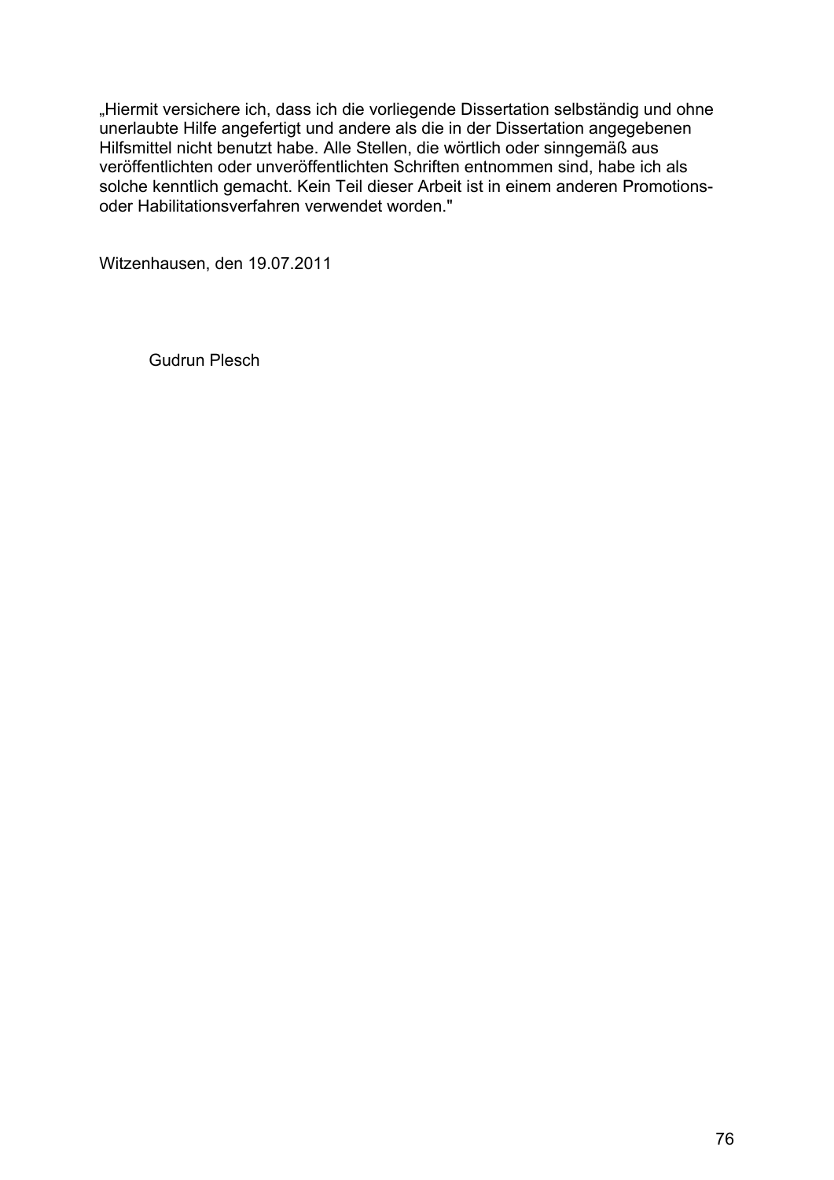„Hiermit versichere ich, dass ich die vorliegende Dissertation selbständig und ohne unerlaubte Hilfe angefertigt und andere als die in der Dissertation angegebenen Hilfsmittel nicht benutzt habe. Alle Stellen, die wörtlich oder sinngemäß aus veröffentlichten oder unveröffentlichten Schriften entnommen sind, habe ich als solche kenntlich gemacht. Kein Teil dieser Arbeit ist in einem anderen Promotions- oder Habilitationsverfahren verwendet worden."

Witzenhausen, den 19.07.2011

Gudrun Plesch